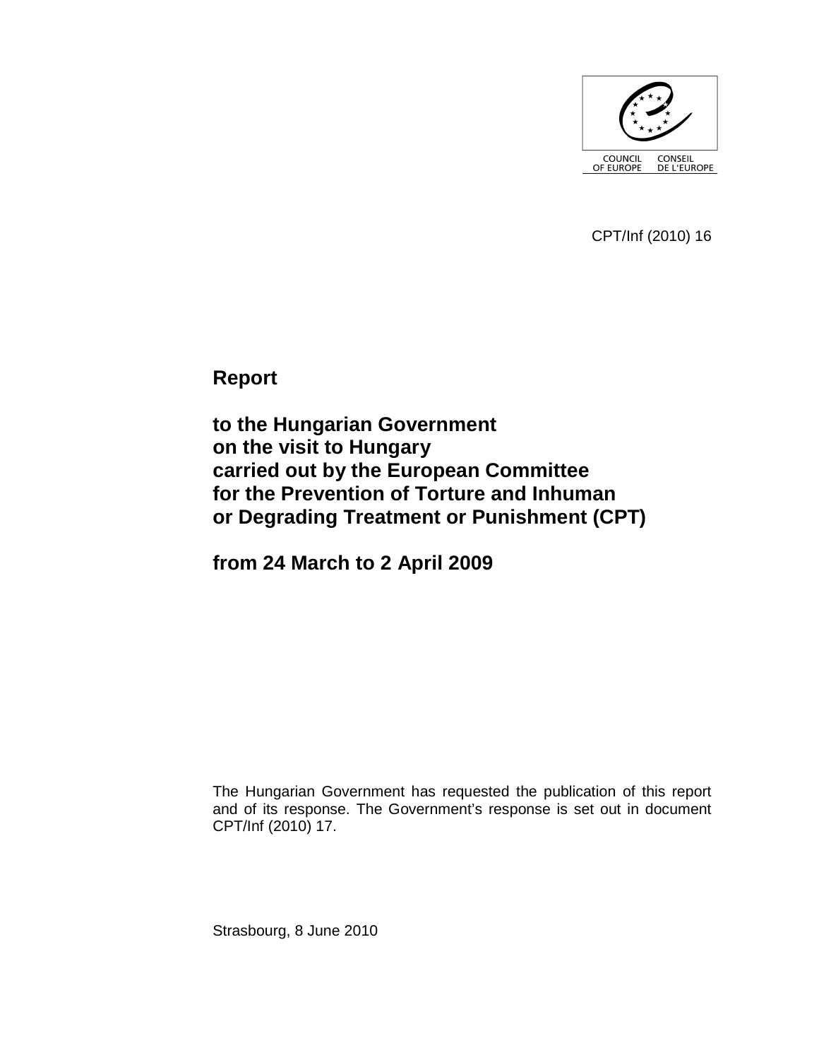COUNCIL OF EUROPE CONSEIL DE L'EUROPE

CPT/Inf (2010) 16

# Report

# to the Hungarian Government on the visit to Hungary carried out by the European Committee for the Prevention of Torture and Inhuman or Degrading Treatment or Punishment (CPT)

# from 24 March to 2 April 2009

The Hungarian Government has requested the publication of this report and of its response. The Government's response is set out in document CPT/Inf (2010) 17.

Strasbourg, 8 June 2010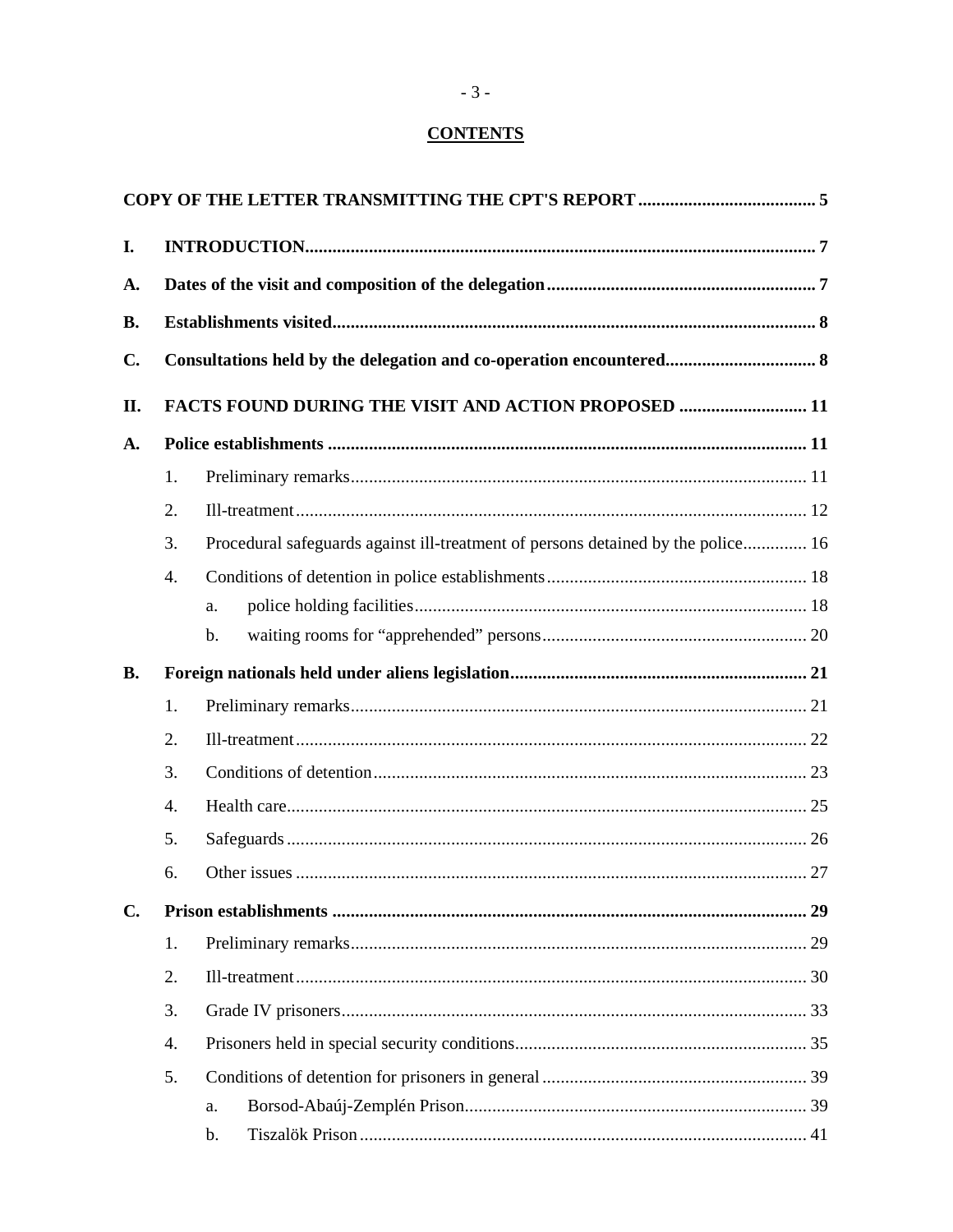**CONTENTS**

**COPY OF THE LETTER TRANSMITTING THE CPT'S REPORT....................................... 5**

**I. INTRODUCTION............................................................................................................. 7**

**A. Dates of the visit and composition of the delegation.......................................................... 7**

**B. Establishments visited......................................................................................................... 8**

**C. Consultations held by the delegation and co-operation encountered................................ 8**

**II. FACTS FOUND DURING THE VISIT AND ACTION PROPOSED ............................ 11**

**A. Police establishments ........................................................................................................ 11**

1. Preliminary remarks.................................................................................................. 11
2. Ill-treatment............................................................................................................... 12
3. Procedural safeguards against ill-treatment of persons detained by the police............. 16
4. Conditions of detention in police establishments........................................................ 18
   a. police holding facilities..................................................................................... 18
   b. waiting rooms for "apprehended" persons.......................................................... 20

**B. Foreign nationals held under aliens legislation................................................................ 21**

1. Preliminary remarks.................................................................................................. 21
2. Ill-treatment............................................................................................................... 22
3. Conditions of detention.............................................................................................. 23
4. Health care................................................................................................................. 25
5. Safeguards................................................................................................................. 26
6. Other issues ............................................................................................................... 27

**C. Prison establishments ....................................................................................................... 29**

1. Preliminary remarks.................................................................................................. 29
2. Ill-treatment............................................................................................................... 30
3. Grade IV prisoners..................................................................................................... 33
4. Prisoners held in special security conditions............................................................... 35
5. Conditions of detention for prisoners in general .......................................................... 39
   a. Borsod-Abaúj-Zemplén Prison........................................................................... 39
   b. Tiszalök Prison ................................................................................................. 41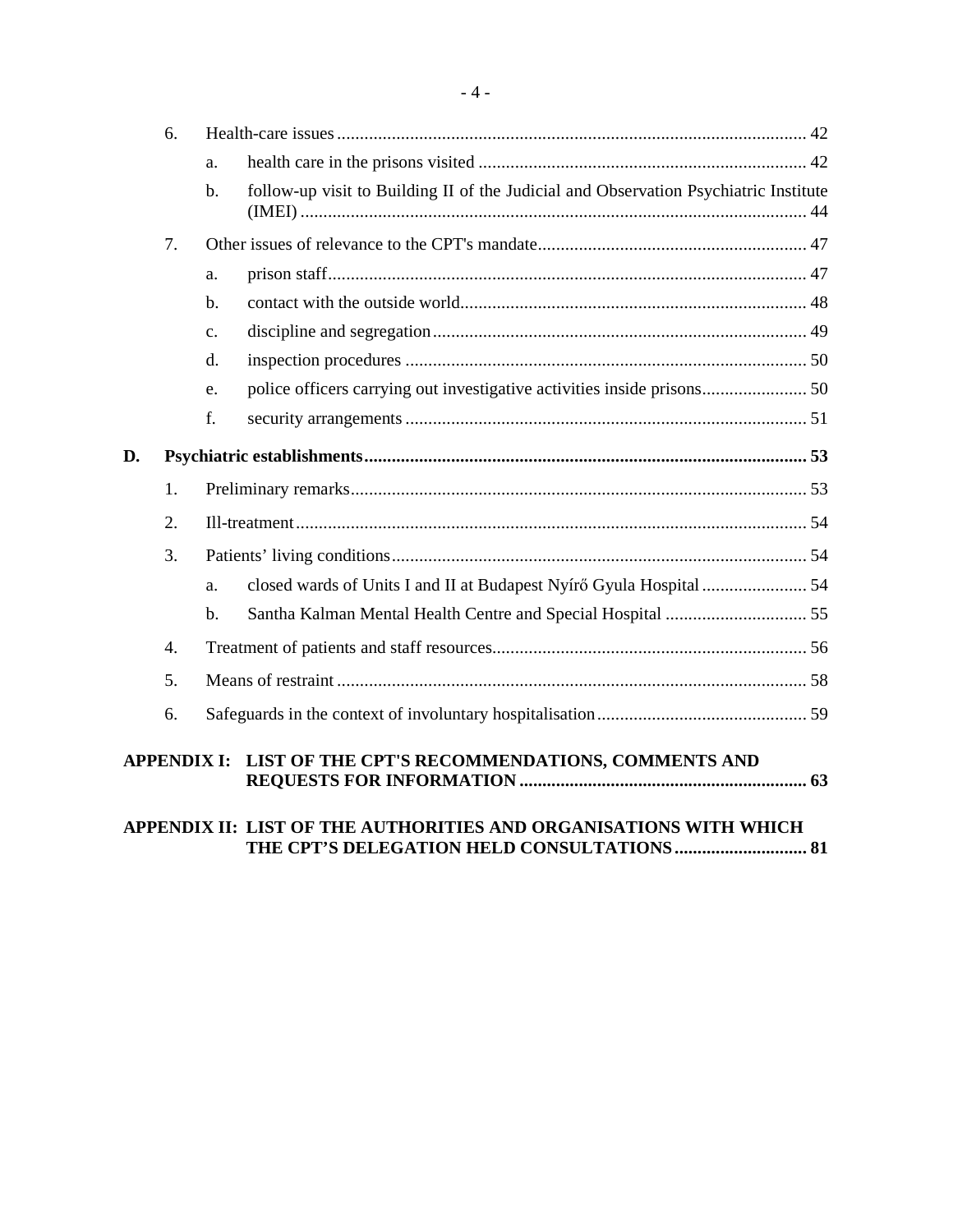6. Health-care issues ........................................................................................................ 42
   - a. health care in the prisons visited ........................................................................ 42
   - b. follow-up visit to Building II of the Judicial and Observation Psychiatric Institute (IMEI) ............................................................................................................... 44

7. Other issues of relevance to the CPT's mandate........................................................... 47
   - a. prison staff........................................................................................................ 47
   - b. contact with the outside world............................................................................ 48
   - c. discipline and segregation.................................................................................. 49
   - d. inspection procedures ........................................................................................ 50
   - e. police officers carrying out investigative activities inside prisons....................... 50
   - f. security arrangements ........................................................................................ 51

**D. Psychiatric establishments................................................................................................ 53**

1. Preliminary remarks.................................................................................................... 53
2. Ill-treatment ................................................................................................................ 54
3. Patients' living conditions........................................................................................... 54
   - a. closed wards of Units I and II at Budapest Nyírő Gyula Hospital ....................... 54
   - b. Santha Kalman Mental Health Centre and Special Hospital ............................... 55
4. Treatment of patients and staff resources..................................................................... 56
5. Means of restraint ....................................................................................................... 58
6. Safeguards in the context of involuntary hospitalisation .............................................. 59

**APPENDIX I: LIST OF THE CPT'S RECOMMENDATIONS, COMMENTS AND REQUESTS FOR INFORMATION ............................................................... 63**

**APPENDIX II: LIST OF THE AUTHORITIES AND ORGANISATIONS WITH WHICH THE CPT'S DELEGATION HELD CONSULTATIONS ............................. 81**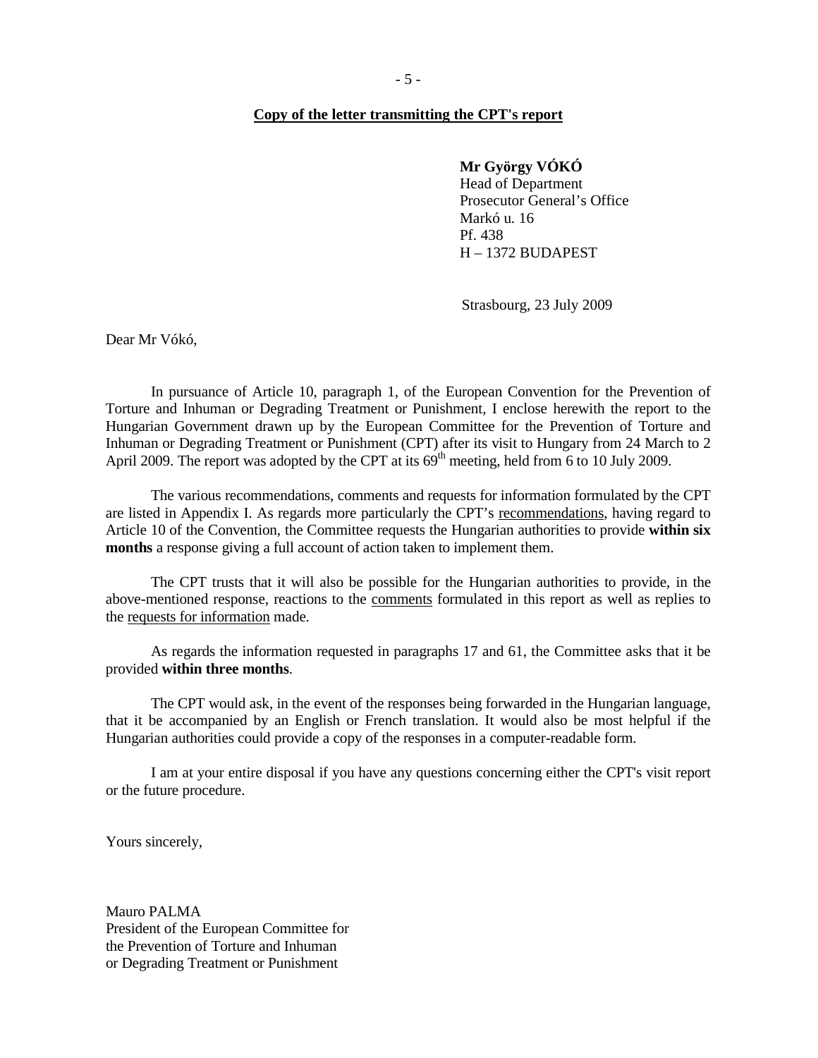**Copy of the letter transmitting the CPT's report**

**Mr György VÓKÓ**
Head of Department
Prosecutor General's Office
Markó u. 16
Pf. 438
H – 1372 BUDAPEST

Strasbourg, 23 July 2009

Dear Mr Vókó,

In pursuance of Article 10, paragraph 1, of the European Convention for the Prevention of Torture and Inhuman or Degrading Treatment or Punishment, I enclose herewith the report to the Hungarian Government drawn up by the European Committee for the Prevention of Torture and Inhuman or Degrading Treatment or Punishment (CPT) after its visit to Hungary from 24 March to 2 April 2009. The report was adopted by the CPT at its 69th meeting, held from 6 to 10 July 2009.

The various recommendations, comments and requests for information formulated by the CPT are listed in Appendix I. As regards more particularly the CPT's recommendations, having regard to Article 10 of the Convention, the Committee requests the Hungarian authorities to provide **within six months** a response giving a full account of action taken to implement them.

The CPT trusts that it will also be possible for the Hungarian authorities to provide, in the above-mentioned response, reactions to the comments formulated in this report as well as replies to the requests for information made.

As regards the information requested in paragraphs 17 and 61, the Committee asks that it be provided **within three months**.

The CPT would ask, in the event of the responses being forwarded in the Hungarian language, that it be accompanied by an English or French translation. It would also be most helpful if the Hungarian authorities could provide a copy of the responses in a computer-readable form.

I am at your entire disposal if you have any questions concerning either the CPT's visit report or the future procedure.

Yours sincerely,

Mauro PALMA
President of the European Committee for
the Prevention of Torture and Inhuman
or Degrading Treatment or Punishment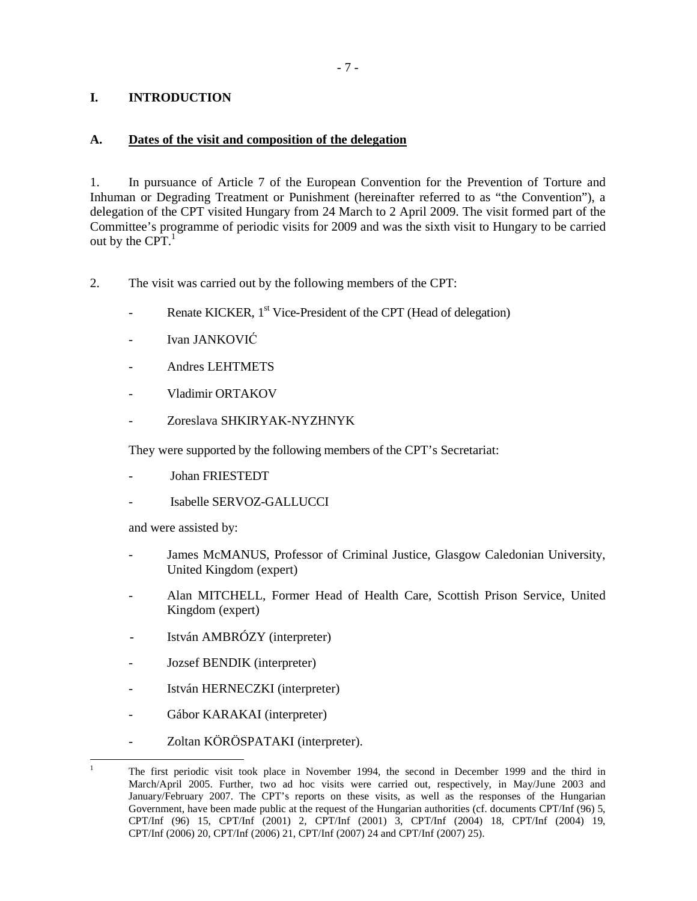# I. INTRODUCTION

## A. Dates of the visit and composition of the delegation

1. In pursuance of Article 7 of the European Convention for the Prevention of Torture and Inhuman or Degrading Treatment or Punishment (hereinafter referred to as "the Convention"), a delegation of the CPT visited Hungary from 24 March to 2 April 2009. The visit formed part of the Committee's programme of periodic visits for 2009 and was the sixth visit to Hungary to be carried out by the CPT.[1]

2. The visit was carried out by the following members of the CPT:

- Renate KICKER, 1st Vice-President of the CPT (Head of delegation)
- Ivan JANKOVIĆ
- Andres LEHTMETS
- Vladimir ORTAKOV
- Zoreslava SHKIRYAK-NYZHNYK

They were supported by the following members of the CPT's Secretariat:

- Johan FRIESTEDT
- Isabelle SERVOZ-GALLUCCI

and were assisted by:

- James McMANUS, Professor of Criminal Justice, Glasgow Caledonian University, United Kingdom (expert)
- Alan MITCHELL, Former Head of Health Care, Scottish Prison Service, United Kingdom (expert)
- István AMBRÓZY (interpreter)
- Jozsef BENDIK (interpreter)
- István HERNECZKI (interpreter)
- Gábor KARAKAI (interpreter)
- Zoltan KÖRÖSPATAKI (interpreter).

---

[1] The first periodic visit took place in November 1994, the second in December 1999 and the third in March/April 2005. Further, two ad hoc visits were carried out, respectively, in May/June 2003 and January/February 2007. The CPT's reports on these visits, as well as the responses of the Hungarian Government, have been made public at the request of the Hungarian authorities (cf. documents CPT/Inf (96) 5, CPT/Inf (96) 15, CPT/Inf (2001) 2, CPT/Inf (2001) 3, CPT/Inf (2004) 18, CPT/Inf (2004) 19, CPT/Inf (2006) 20, CPT/Inf (2006) 21, CPT/Inf (2007) 24 and CPT/Inf (2007) 25).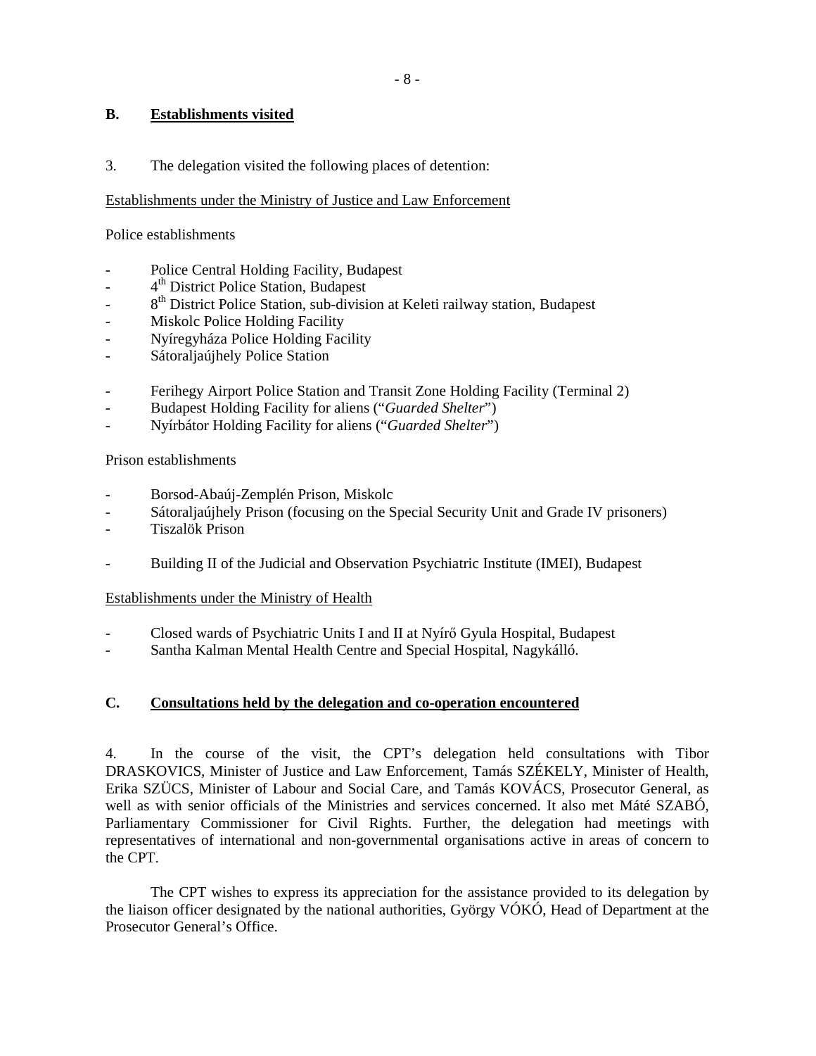## B. Establishments visited

3. The delegation visited the following places of detention:

Establishments under the Ministry of Justice and Law Enforcement

Police establishments

- Police Central Holding Facility, Budapest
- 4th District Police Station, Budapest
- 8th District Police Station, sub-division at Keleti railway station, Budapest
- Miskolc Police Holding Facility
- Nyíregyháza Police Holding Facility
- Sátoraljaújhely Police Station

- Ferihegy Airport Police Station and Transit Zone Holding Facility (Terminal 2)
- Budapest Holding Facility for aliens ("*Guarded Shelter*")
- Nyírbátor Holding Facility for aliens ("*Guarded Shelter*")

Prison establishments

- Borsod-Abaúj-Zemplén Prison, Miskolc
- Sátoraljaújhely Prison (focusing on the Special Security Unit and Grade IV prisoners)
- Tiszalök Prison

- Building II of the Judicial and Observation Psychiatric Institute (IMEI), Budapest

Establishments under the Ministry of Health

- Closed wards of Psychiatric Units I and II at Nyírő Gyula Hospital, Budapest
- Santha Kalman Mental Health Centre and Special Hospital, Nagykálló.

## C. Consultations held by the delegation and co-operation encountered

4. In the course of the visit, the CPT's delegation held consultations with Tibor DRASKOVICS, Minister of Justice and Law Enforcement, Tamás SZÉKELY, Minister of Health, Erika SZÜCS, Minister of Labour and Social Care, and Tamás KOVÁCS, Prosecutor General, as well as with senior officials of the Ministries and services concerned. It also met Máté SZABÓ, Parliamentary Commissioner for Civil Rights. Further, the delegation had meetings with representatives of international and non-governmental organisations active in areas of concern to the CPT.

The CPT wishes to express its appreciation for the assistance provided to its delegation by the liaison officer designated by the national authorities, György VÓKÓ, Head of Department at the Prosecutor General's Office.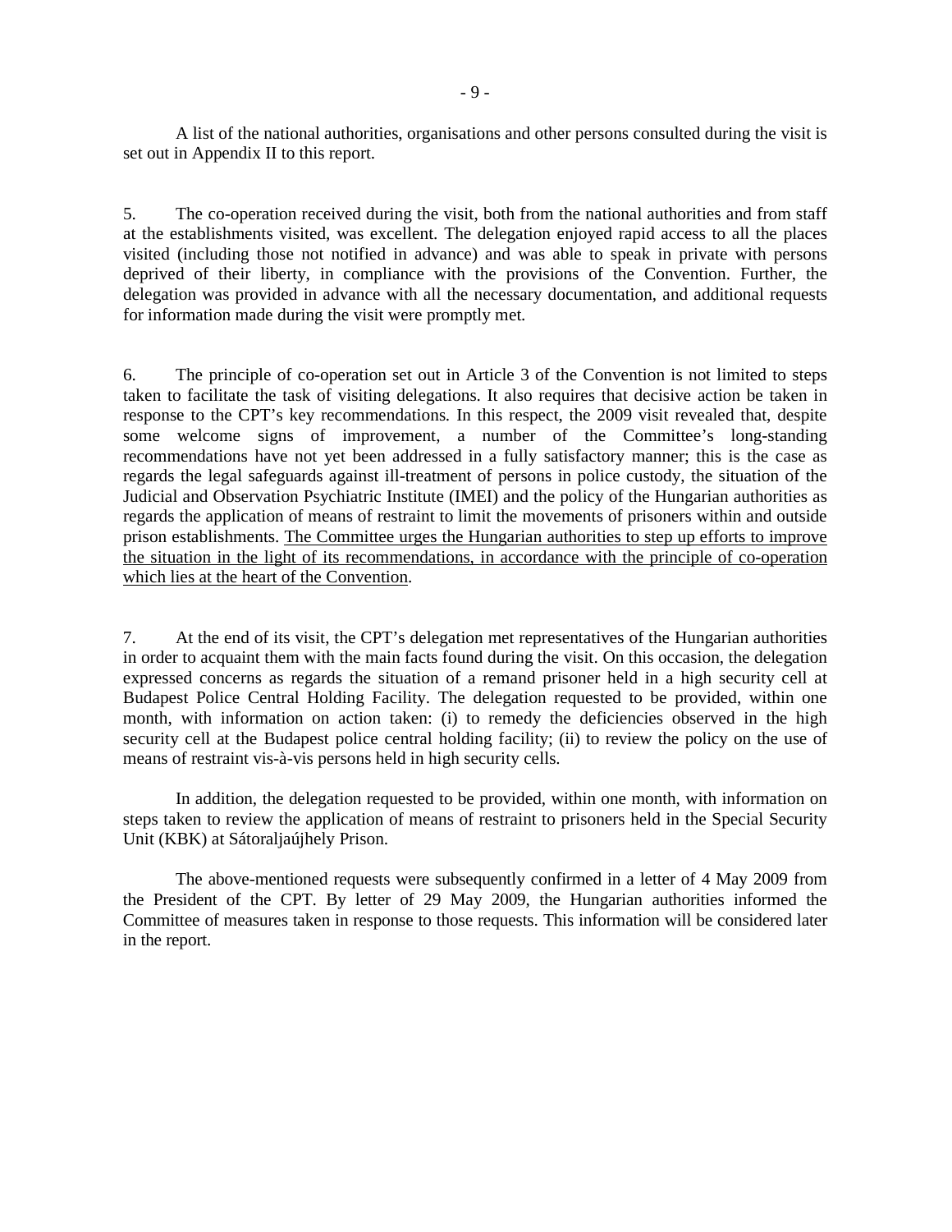A list of the national authorities, organisations and other persons consulted during the visit is set out in Appendix II to this report.

5. The co-operation received during the visit, both from the national authorities and from staff at the establishments visited, was excellent. The delegation enjoyed rapid access to all the places visited (including those not notified in advance) and was able to speak in private with persons deprived of their liberty, in compliance with the provisions of the Convention. Further, the delegation was provided in advance with all the necessary documentation, and additional requests for information made during the visit were promptly met.

6. The principle of co-operation set out in Article 3 of the Convention is not limited to steps taken to facilitate the task of visiting delegations. It also requires that decisive action be taken in response to the CPT's key recommendations. In this respect, the 2009 visit revealed that, despite some welcome signs of improvement, a number of the Committee's long-standing recommendations have not yet been addressed in a fully satisfactory manner; this is the case as regards the legal safeguards against ill-treatment of persons in police custody, the situation of the Judicial and Observation Psychiatric Institute (IMEI) and the policy of the Hungarian authorities as regards the application of means of restraint to limit the movements of prisoners within and outside prison establishments. <u>The Committee urges the Hungarian authorities to step up efforts to improve the situation in the light of its recommendations, in accordance with the principle of co-operation which lies at the heart of the Convention</u>.

7. At the end of its visit, the CPT's delegation met representatives of the Hungarian authorities in order to acquaint them with the main facts found during the visit. On this occasion, the delegation expressed concerns as regards the situation of a remand prisoner held in a high security cell at Budapest Police Central Holding Facility. The delegation requested to be provided, within one month, with information on action taken: (i) to remedy the deficiencies observed in the high security cell at the Budapest police central holding facility; (ii) to review the policy on the use of means of restraint vis-à-vis persons held in high security cells.

In addition, the delegation requested to be provided, within one month, with information on steps taken to review the application of means of restraint to prisoners held in the Special Security Unit (KBK) at Sátoraljaújhely Prison.

The above-mentioned requests were subsequently confirmed in a letter of 4 May 2009 from the President of the CPT. By letter of 29 May 2009, the Hungarian authorities informed the Committee of measures taken in response to those requests. This information will be considered later in the report.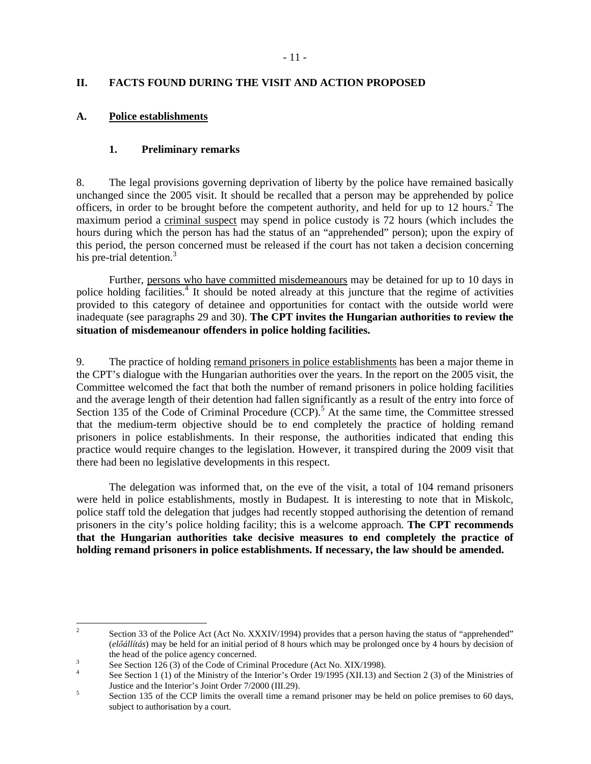## II. FACTS FOUND DURING THE VISIT AND ACTION PROPOSED

### A. Police establishments

#### 1. Preliminary remarks

8. The legal provisions governing deprivation of liberty by the police have remained basically unchanged since the 2005 visit. It should be recalled that a person may be apprehended by police officers, in order to be brought before the competent authority, and held for up to 12 hours.[2] The maximum period a criminal suspect may spend in police custody is 72 hours (which includes the hours during which the person has had the status of an "apprehended" person); upon the expiry of this period, the person concerned must be released if the court has not taken a decision concerning his pre-trial detention.[3]

Further, persons who have committed misdemeanours may be detained for up to 10 days in police holding facilities.[4] It should be noted already at this juncture that the regime of activities provided to this category of detainee and opportunities for contact with the outside world were inadequate (see paragraphs 29 and 30). **The CPT invites the Hungarian authorities to review the situation of misdemeanour offenders in police holding facilities.**

9. The practice of holding remand prisoners in police establishments has been a major theme in the CPT's dialogue with the Hungarian authorities over the years. In the report on the 2005 visit, the Committee welcomed the fact that both the number of remand prisoners in police holding facilities and the average length of their detention had fallen significantly as a result of the entry into force of Section 135 of the Code of Criminal Procedure (CCP).[5] At the same time, the Committee stressed that the medium-term objective should be to end completely the practice of holding remand prisoners in police establishments. In their response, the authorities indicated that ending this practice would require changes to the legislation. However, it transpired during the 2009 visit that there had been no legislative developments in this respect.

The delegation was informed that, on the eve of the visit, a total of 104 remand prisoners were held in police establishments, mostly in Budapest. It is interesting to note that in Miskolc, police staff told the delegation that judges had recently stopped authorising the detention of remand prisoners in the city's police holding facility; this is a welcome approach. **The CPT recommends that the Hungarian authorities take decisive measures to end completely the practice of holding remand prisoners in police establishments. If necessary, the law should be amended.**

---

[2] Section 33 of the Police Act (Act No. XXXIV/1994) provides that a person having the status of "apprehended" (*előállítás*) may be held for an initial period of 8 hours which may be prolonged once by 4 hours by decision of the head of the police agency concerned.

[3] See Section 126 (3) of the Code of Criminal Procedure (Act No. XIX/1998).

[4] See Section 1 (1) of the Ministry of the Interior's Order 19/1995 (XII.13) and Section 2 (3) of the Ministries of Justice and the Interior's Joint Order 7/2000 (III.29).

[5] Section 135 of the CCP limits the overall time a remand prisoner may be held on police premises to 60 days, subject to authorisation by a court.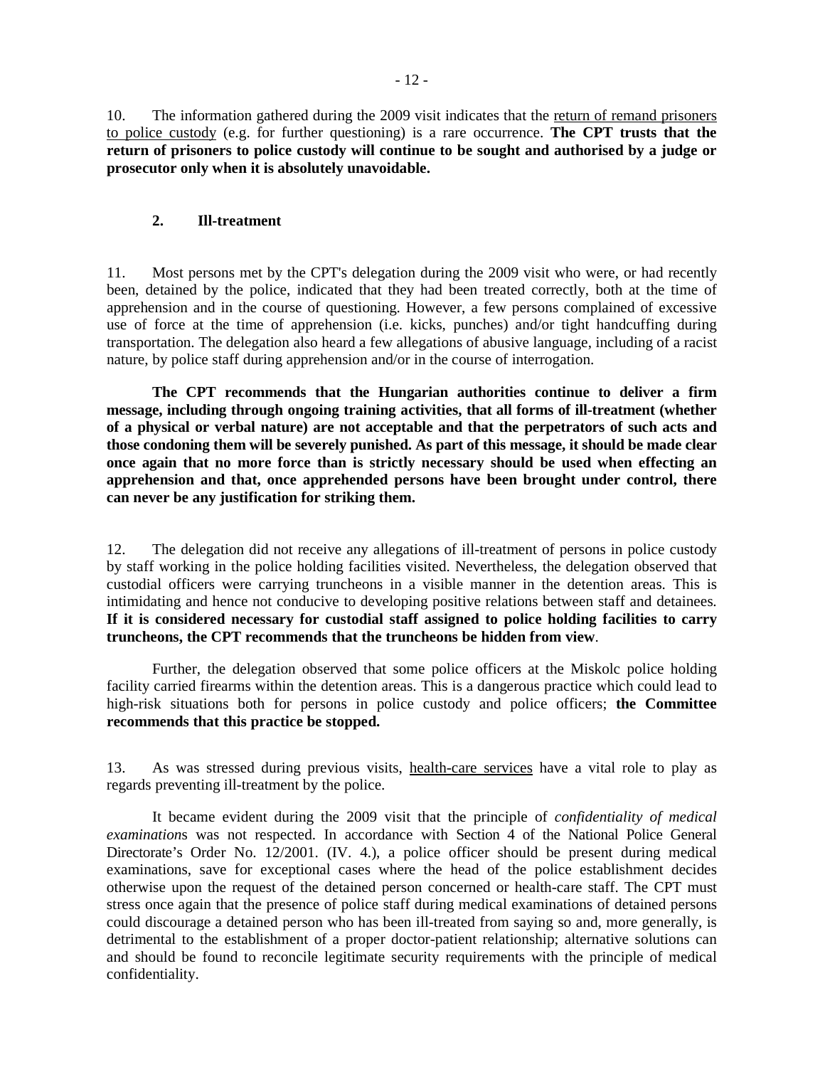10. The information gathered during the 2009 visit indicates that the return of remand prisoners to police custody (e.g. for further questioning) is a rare occurrence. **The CPT trusts that the return of prisoners to police custody will continue to be sought and authorised by a judge or prosecutor only when it is absolutely unavoidable.**

### 2. Ill-treatment

11. Most persons met by the CPT's delegation during the 2009 visit who were, or had recently been, detained by the police, indicated that they had been treated correctly, both at the time of apprehension and in the course of questioning. However, a few persons complained of excessive use of force at the time of apprehension (i.e. kicks, punches) and/or tight handcuffing during transportation. The delegation also heard a few allegations of abusive language, including of a racist nature, by police staff during apprehension and/or in the course of interrogation.

**The CPT recommends that the Hungarian authorities continue to deliver a firm message, including through ongoing training activities, that all forms of ill-treatment (whether of a physical or verbal nature) are not acceptable and that the perpetrators of such acts and those condoning them will be severely punished. As part of this message, it should be made clear once again that no more force than is strictly necessary should be used when effecting an apprehension and that, once apprehended persons have been brought under control, there can never be any justification for striking them.**

12. The delegation did not receive any allegations of ill-treatment of persons in police custody by staff working in the police holding facilities visited. Nevertheless, the delegation observed that custodial officers were carrying truncheons in a visible manner in the detention areas. This is intimidating and hence not conducive to developing positive relations between staff and detainees. **If it is considered necessary for custodial staff assigned to police holding facilities to carry truncheons, the CPT recommends that the truncheons be hidden from view**.

Further, the delegation observed that some police officers at the Miskolc police holding facility carried firearms within the detention areas. This is a dangerous practice which could lead to high-risk situations both for persons in police custody and police officers; **the Committee recommends that this practice be stopped.**

13. As was stressed during previous visits, health-care services have a vital role to play as regards preventing ill-treatment by the police.

It became evident during the 2009 visit that the principle of *confidentiality of medical examinations* was not respected. In accordance with Section 4 of the National Police General Directorate's Order No. 12/2001. (IV. 4.), a police officer should be present during medical examinations, save for exceptional cases where the head of the police establishment decides otherwise upon the request of the detained person concerned or health-care staff. The CPT must stress once again that the presence of police staff during medical examinations of detained persons could discourage a detained person who has been ill-treated from saying so and, more generally, is detrimental to the establishment of a proper doctor-patient relationship; alternative solutions can and should be found to reconcile legitimate security requirements with the principle of medical confidentiality.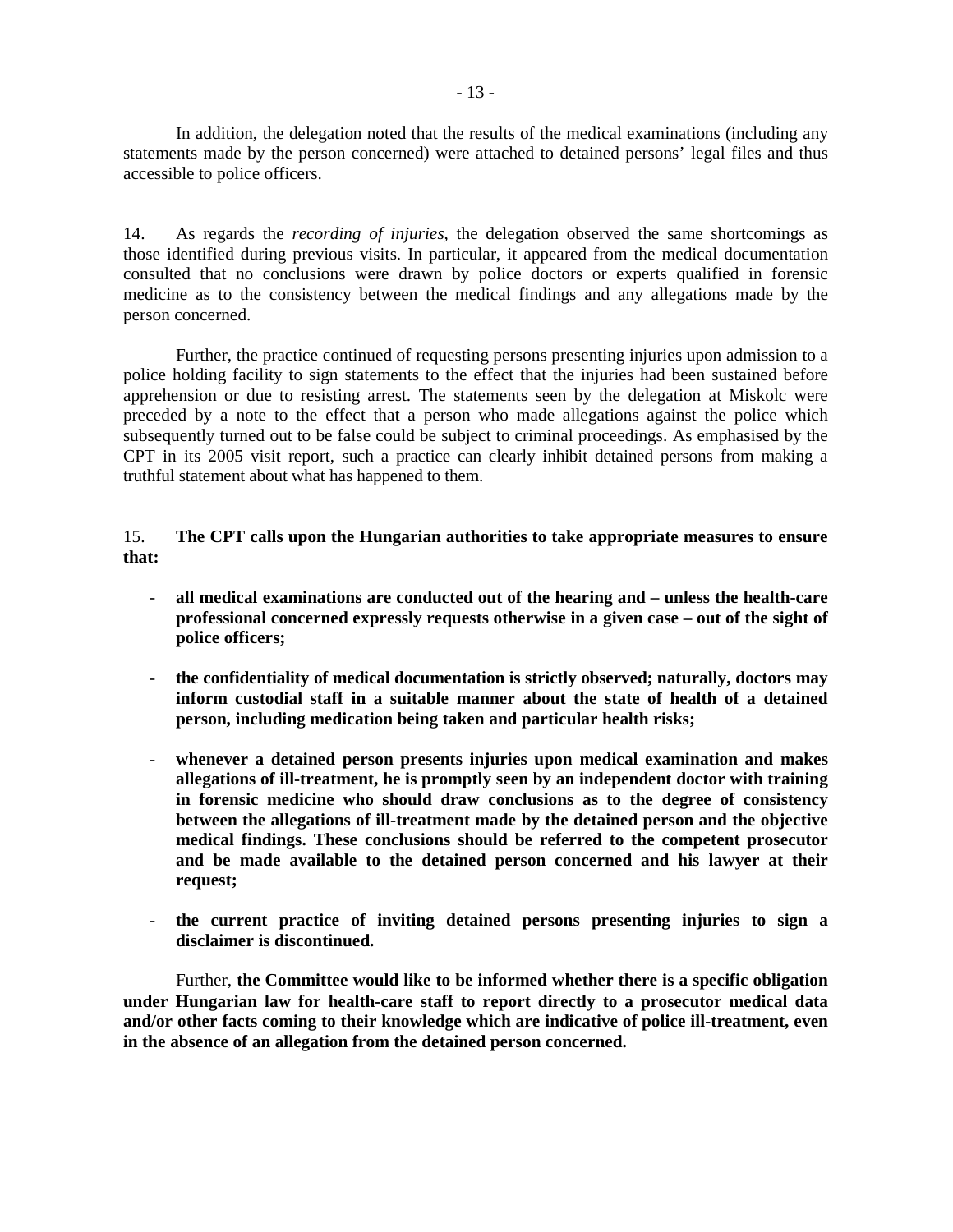In addition, the delegation noted that the results of the medical examinations (including any statements made by the person concerned) were attached to detained persons' legal files and thus accessible to police officers.

14. As regards the *recording of injuries*, the delegation observed the same shortcomings as those identified during previous visits. In particular, it appeared from the medical documentation consulted that no conclusions were drawn by police doctors or experts qualified in forensic medicine as to the consistency between the medical findings and any allegations made by the person concerned.

Further, the practice continued of requesting persons presenting injuries upon admission to a police holding facility to sign statements to the effect that the injuries had been sustained before apprehension or due to resisting arrest. The statements seen by the delegation at Miskolc were preceded by a note to the effect that a person who made allegations against the police which subsequently turned out to be false could be subject to criminal proceedings. As emphasised by the CPT in its 2005 visit report, such a practice can clearly inhibit detained persons from making a truthful statement about what has happened to them.

15. **The CPT calls upon the Hungarian authorities to take appropriate measures to ensure that:**

- **all medical examinations are conducted out of the hearing and – unless the health-care professional concerned expressly requests otherwise in a given case – out of the sight of police officers;**

- **the confidentiality of medical documentation is strictly observed; naturally, doctors may inform custodial staff in a suitable manner about the state of health of a detained person, including medication being taken and particular health risks;**

- **whenever a detained person presents injuries upon medical examination and makes allegations of ill-treatment, he is promptly seen by an independent doctor with training in forensic medicine who should draw conclusions as to the degree of consistency between the allegations of ill-treatment made by the detained person and the objective medical findings. These conclusions should be referred to the competent prosecutor and be made available to the detained person concerned and his lawyer at their request;**

- **the current practice of inviting detained persons presenting injuries to sign a disclaimer is discontinued.**

Further, **the Committee would like to be informed whether there is a specific obligation under Hungarian law for health-care staff to report directly to a prosecutor medical data and/or other facts coming to their knowledge which are indicative of police ill-treatment, even in the absence of an allegation from the detained person concerned.**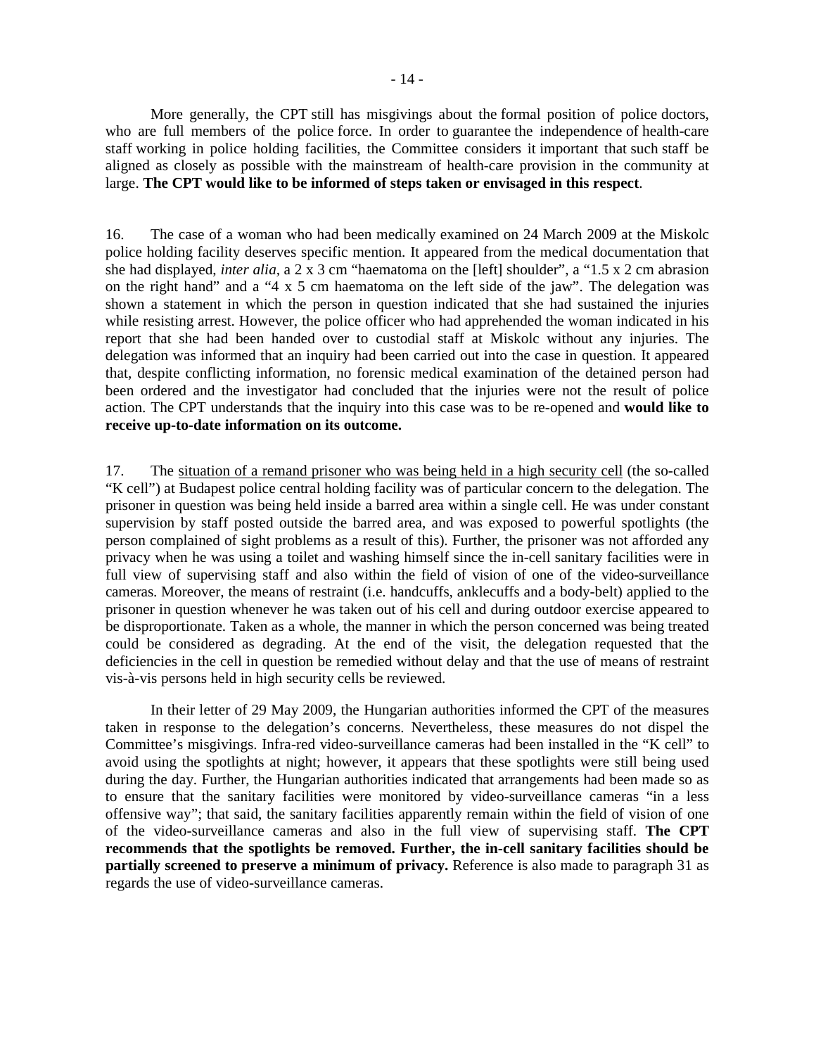More generally, the CPT still has misgivings about the formal position of police doctors, who are full members of the police force. In order to guarantee the independence of health-care staff working in police holding facilities, the Committee considers it important that such staff be aligned as closely as possible with the mainstream of health-care provision in the community at large. **The CPT would like to be informed of steps taken or envisaged in this respect**.

16. The case of a woman who had been medically examined on 24 March 2009 at the Miskolc police holding facility deserves specific mention. It appeared from the medical documentation that she had displayed, *inter alia*, a 2 x 3 cm "haematoma on the [left] shoulder", a "1.5 x 2 cm abrasion on the right hand" and a "4 x 5 cm haematoma on the left side of the jaw". The delegation was shown a statement in which the person in question indicated that she had sustained the injuries while resisting arrest. However, the police officer who had apprehended the woman indicated in his report that she had been handed over to custodial staff at Miskolc without any injuries. The delegation was informed that an inquiry had been carried out into the case in question. It appeared that, despite conflicting information, no forensic medical examination of the detained person had been ordered and the investigator had concluded that the injuries were not the result of police action. The CPT understands that the inquiry into this case was to be re-opened and **would like to receive up-to-date information on its outcome.**

17. The situation of a remand prisoner who was being held in a high security cell (the so-called "K cell") at Budapest police central holding facility was of particular concern to the delegation. The prisoner in question was being held inside a barred area within a single cell. He was under constant supervision by staff posted outside the barred area, and was exposed to powerful spotlights (the person complained of sight problems as a result of this). Further, the prisoner was not afforded any privacy when he was using a toilet and washing himself since the in-cell sanitary facilities were in full view of supervising staff and also within the field of vision of one of the video-surveillance cameras. Moreover, the means of restraint (i.e. handcuffs, anklecuffs and a body-belt) applied to the prisoner in question whenever he was taken out of his cell and during outdoor exercise appeared to be disproportionate. Taken as a whole, the manner in which the person concerned was being treated could be considered as degrading. At the end of the visit, the delegation requested that the deficiencies in the cell in question be remedied without delay and that the use of means of restraint vis-à-vis persons held in high security cells be reviewed.

In their letter of 29 May 2009, the Hungarian authorities informed the CPT of the measures taken in response to the delegation's concerns. Nevertheless, these measures do not dispel the Committee's misgivings. Infra-red video-surveillance cameras had been installed in the "K cell" to avoid using the spotlights at night; however, it appears that these spotlights were still being used during the day. Further, the Hungarian authorities indicated that arrangements had been made so as to ensure that the sanitary facilities were monitored by video-surveillance cameras "in a less offensive way"; that said, the sanitary facilities apparently remain within the field of vision of one of the video-surveillance cameras and also in the full view of supervising staff. **The CPT recommends that the spotlights be removed. Further, the in-cell sanitary facilities should be partially screened to preserve a minimum of privacy.** Reference is also made to paragraph 31 as regards the use of video-surveillance cameras.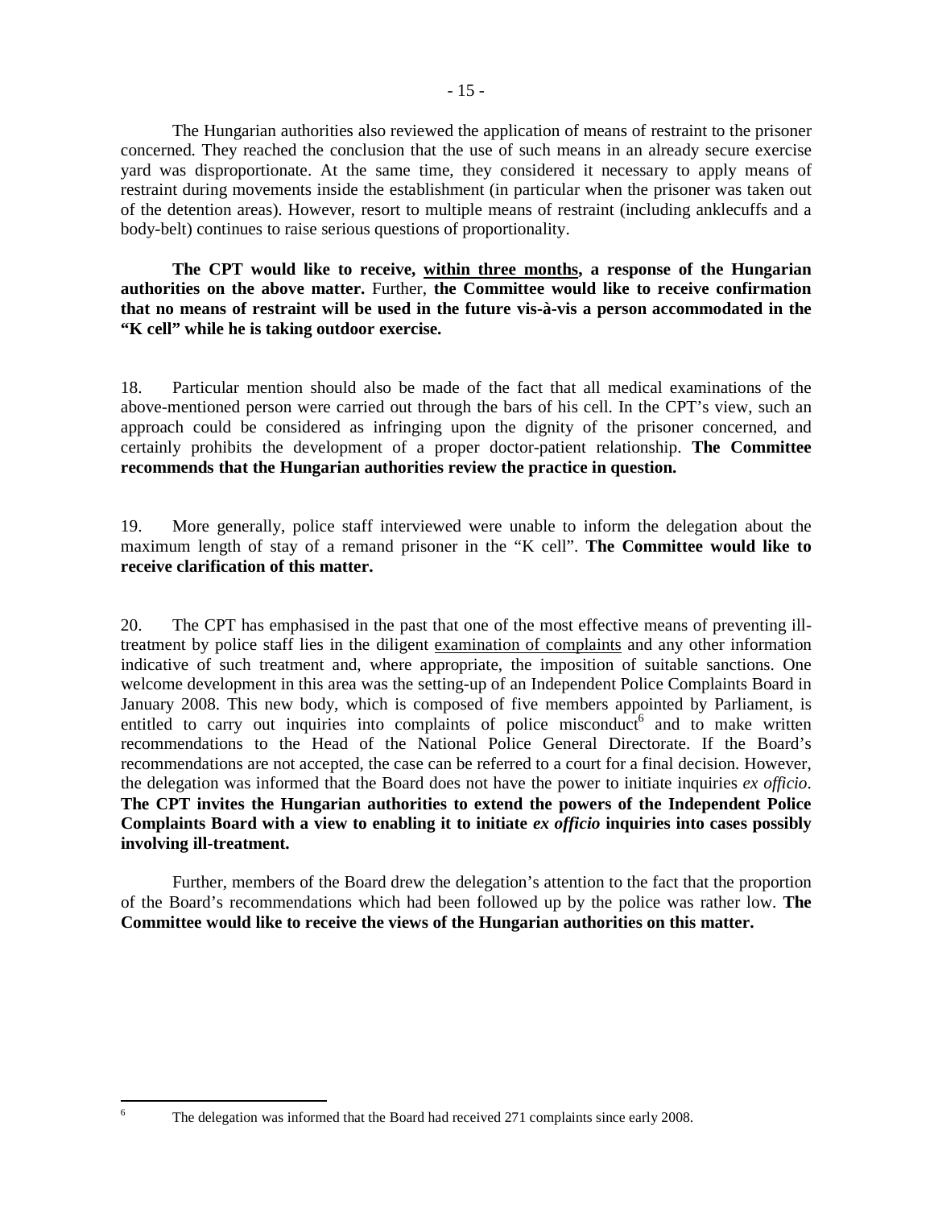The Hungarian authorities also reviewed the application of means of restraint to the prisoner concerned. They reached the conclusion that the use of such means in an already secure exercise yard was disproportionate. At the same time, they considered it necessary to apply means of restraint during movements inside the establishment (in particular when the prisoner was taken out of the detention areas). However, resort to multiple means of restraint (including anklecuffs and a body-belt) continues to raise serious questions of proportionality.

**The CPT would like to receive, within three months, a response of the Hungarian authorities on the above matter.** Further, **the Committee would like to receive confirmation that no means of restraint will be used in the future vis-à-vis a person accommodated in the "K cell" while he is taking outdoor exercise.**

18. Particular mention should also be made of the fact that all medical examinations of the above-mentioned person were carried out through the bars of his cell. In the CPT's view, such an approach could be considered as infringing upon the dignity of the prisoner concerned, and certainly prohibits the development of a proper doctor-patient relationship. **The Committee recommends that the Hungarian authorities review the practice in question.**

19. More generally, police staff interviewed were unable to inform the delegation about the maximum length of stay of a remand prisoner in the "K cell". **The Committee would like to receive clarification of this matter.**

20. The CPT has emphasised in the past that one of the most effective means of preventing ill-treatment by police staff lies in the diligent examination of complaints and any other information indicative of such treatment and, where appropriate, the imposition of suitable sanctions. One welcome development in this area was the setting-up of an Independent Police Complaints Board in January 2008. This new body, which is composed of five members appointed by Parliament, is entitled to carry out inquiries into complaints of police misconduct[6] and to make written recommendations to the Head of the National Police General Directorate. If the Board's recommendations are not accepted, the case can be referred to a court for a final decision. However, the delegation was informed that the Board does not have the power to initiate inquiries *ex officio*. **The CPT invites the Hungarian authorities to extend the powers of the Independent Police Complaints Board with a view to enabling it to initiate *ex officio* inquiries into cases possibly involving ill-treatment.**

Further, members of the Board drew the delegation's attention to the fact that the proportion of the Board's recommendations which had been followed up by the police was rather low. **The Committee would like to receive the views of the Hungarian authorities on this matter.**

---

[6] The delegation was informed that the Board had received 271 complaints since early 2008.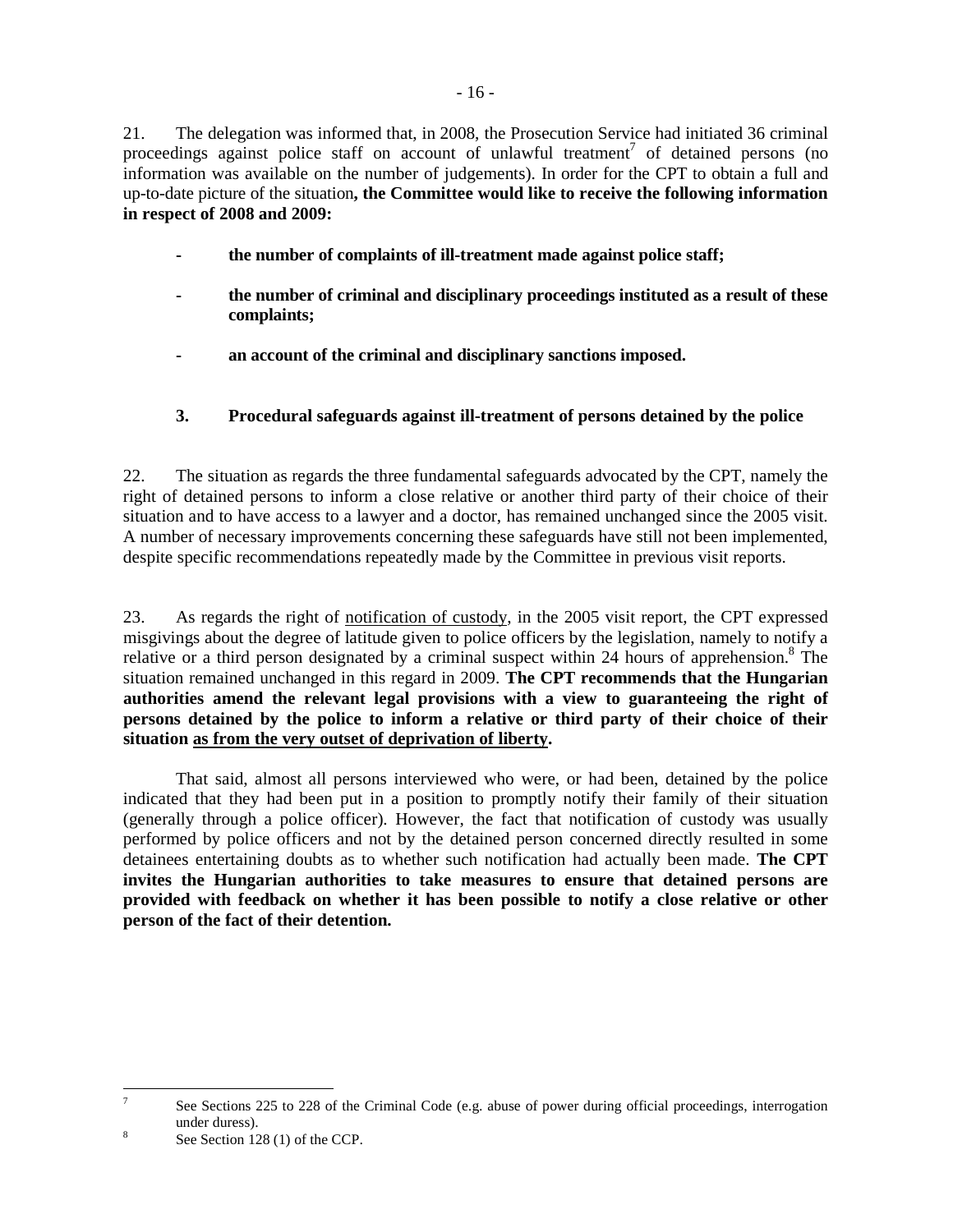21. The delegation was informed that, in 2008, the Prosecution Service had initiated 36 criminal proceedings against police staff on account of unlawful treatment[7] of detained persons (no information was available on the number of judgements). In order for the CPT to obtain a full and up-to-date picture of the situation**, the Committee would like to receive the following information in respect of 2008 and 2009:**

- **the number of complaints of ill-treatment made against police staff;**
- **the number of criminal and disciplinary proceedings instituted as a result of these complaints;**
- **an account of the criminal and disciplinary sanctions imposed.**

### 3. Procedural safeguards against ill-treatment of persons detained by the police

22. The situation as regards the three fundamental safeguards advocated by the CPT, namely the right of detained persons to inform a close relative or another third party of their choice of their situation and to have access to a lawyer and a doctor, has remained unchanged since the 2005 visit. A number of necessary improvements concerning these safeguards have still not been implemented, despite specific recommendations repeatedly made by the Committee in previous visit reports.

23. As regards the right of notification of custody, in the 2005 visit report, the CPT expressed misgivings about the degree of latitude given to police officers by the legislation, namely to notify a relative or a third person designated by a criminal suspect within 24 hours of apprehension.[8] The situation remained unchanged in this regard in 2009. **The CPT recommends that the Hungarian authorities amend the relevant legal provisions with a view to guaranteeing the right of persons detained by the police to inform a relative or third party of their choice of their situation as from the very outset of deprivation of liberty.**

That said, almost all persons interviewed who were, or had been, detained by the police indicated that they had been put in a position to promptly notify their family of their situation (generally through a police officer). However, the fact that notification of custody was usually performed by police officers and not by the detained person concerned directly resulted in some detainees entertaining doubts as to whether such notification had actually been made. **The CPT invites the Hungarian authorities to take measures to ensure that detained persons are provided with feedback on whether it has been possible to notify a close relative or other person of the fact of their detention.**

---

[7] See Sections 225 to 228 of the Criminal Code (e.g. abuse of power during official proceedings, interrogation under duress).

[8] See Section 128 (1) of the CCP.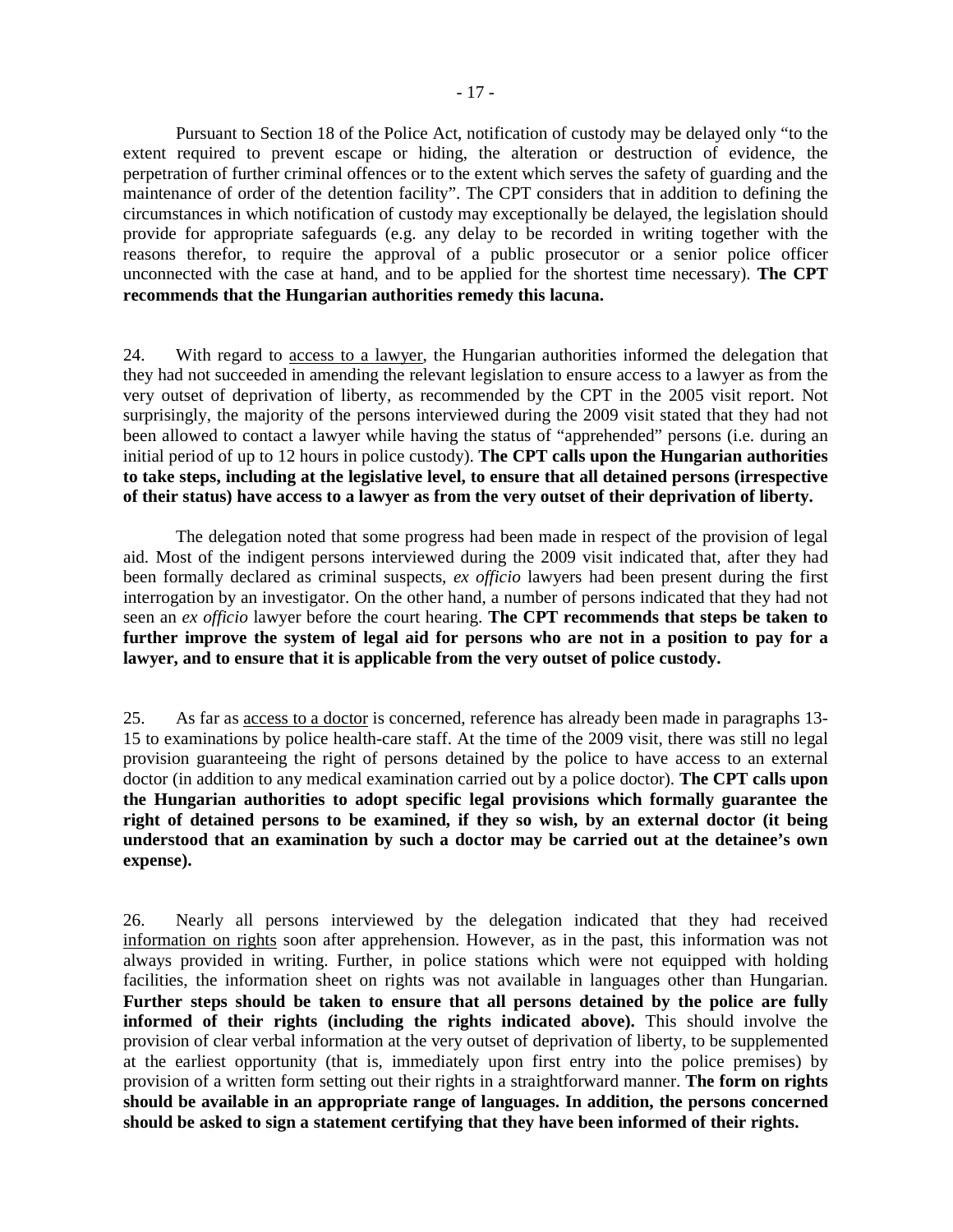Pursuant to Section 18 of the Police Act, notification of custody may be delayed only "to the extent required to prevent escape or hiding, the alteration or destruction of evidence, the perpetration of further criminal offences or to the extent which serves the safety of guarding and the maintenance of order of the detention facility". The CPT considers that in addition to defining the circumstances in which notification of custody may exceptionally be delayed, the legislation should provide for appropriate safeguards (e.g. any delay to be recorded in writing together with the reasons therefor, to require the approval of a public prosecutor or a senior police officer unconnected with the case at hand, and to be applied for the shortest time necessary). **The CPT recommends that the Hungarian authorities remedy this lacuna.**

24. With regard to access to a lawyer, the Hungarian authorities informed the delegation that they had not succeeded in amending the relevant legislation to ensure access to a lawyer as from the very outset of deprivation of liberty, as recommended by the CPT in the 2005 visit report. Not surprisingly, the majority of the persons interviewed during the 2009 visit stated that they had not been allowed to contact a lawyer while having the status of "apprehended" persons (i.e. during an initial period of up to 12 hours in police custody). **The CPT calls upon the Hungarian authorities to take steps, including at the legislative level, to ensure that all detained persons (irrespective of their status) have access to a lawyer as from the very outset of their deprivation of liberty.**

The delegation noted that some progress had been made in respect of the provision of legal aid. Most of the indigent persons interviewed during the 2009 visit indicated that, after they had been formally declared as criminal suspects, *ex officio* lawyers had been present during the first interrogation by an investigator. On the other hand, a number of persons indicated that they had not seen an *ex officio* lawyer before the court hearing. **The CPT recommends that steps be taken to further improve the system of legal aid for persons who are not in a position to pay for a lawyer, and to ensure that it is applicable from the very outset of police custody.**

25. As far as access to a doctor is concerned, reference has already been made in paragraphs 13-15 to examinations by police health-care staff. At the time of the 2009 visit, there was still no legal provision guaranteeing the right of persons detained by the police to have access to an external doctor (in addition to any medical examination carried out by a police doctor). **The CPT calls upon the Hungarian authorities to adopt specific legal provisions which formally guarantee the right of detained persons to be examined, if they so wish, by an external doctor (it being understood that an examination by such a doctor may be carried out at the detainee's own expense).**

26. Nearly all persons interviewed by the delegation indicated that they had received information on rights soon after apprehension. However, as in the past, this information was not always provided in writing. Further, in police stations which were not equipped with holding facilities, the information sheet on rights was not available in languages other than Hungarian. **Further steps should be taken to ensure that all persons detained by the police are fully informed of their rights (including the rights indicated above).** This should involve the provision of clear verbal information at the very outset of deprivation of liberty, to be supplemented at the earliest opportunity (that is, immediately upon first entry into the police premises) by provision of a written form setting out their rights in a straightforward manner. **The form on rights should be available in an appropriate range of languages. In addition, the persons concerned should be asked to sign a statement certifying that they have been informed of their rights.**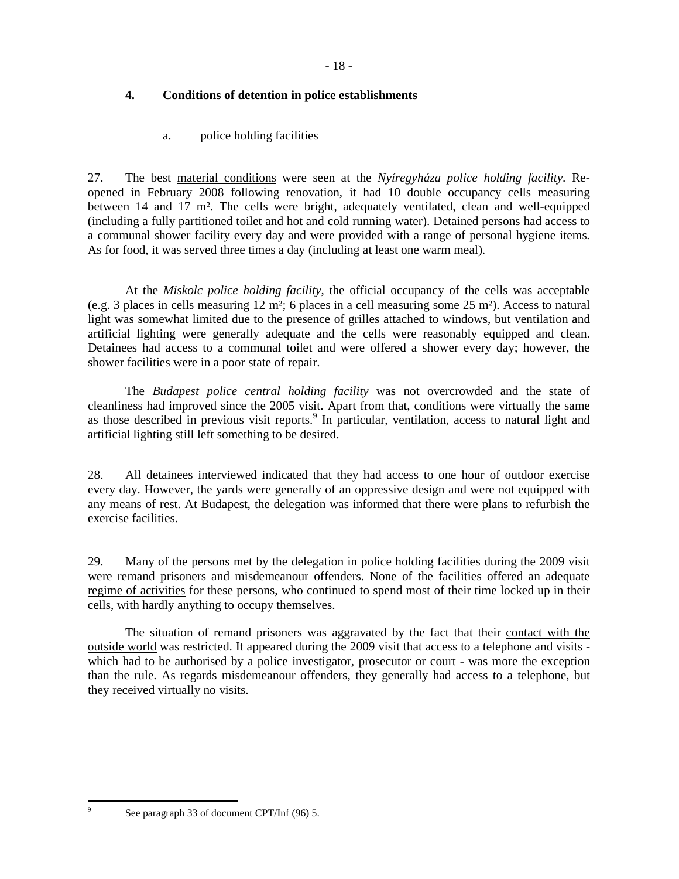## 4. Conditions of detention in police establishments

### a. police holding facilities

27. The best material conditions were seen at the *Nyíregyháza police holding facility*. Re-opened in February 2008 following renovation, it had 10 double occupancy cells measuring between 14 and 17 m². The cells were bright, adequately ventilated, clean and well-equipped (including a fully partitioned toilet and hot and cold running water). Detained persons had access to a communal shower facility every day and were provided with a range of personal hygiene items. As for food, it was served three times a day (including at least one warm meal).

At the *Miskolc police holding facility*, the official occupancy of the cells was acceptable (e.g. 3 places in cells measuring 12 m²; 6 places in a cell measuring some 25 m²). Access to natural light was somewhat limited due to the presence of grilles attached to windows, but ventilation and artificial lighting were generally adequate and the cells were reasonably equipped and clean. Detainees had access to a communal toilet and were offered a shower every day; however, the shower facilities were in a poor state of repair.

The *Budapest police central holding facility* was not overcrowded and the state of cleanliness had improved since the 2005 visit. Apart from that, conditions were virtually the same as those described in previous visit reports.[9] In particular, ventilation, access to natural light and artificial lighting still left something to be desired.

28. All detainees interviewed indicated that they had access to one hour of outdoor exercise every day. However, the yards were generally of an oppressive design and were not equipped with any means of rest. At Budapest, the delegation was informed that there were plans to refurbish the exercise facilities.

29. Many of the persons met by the delegation in police holding facilities during the 2009 visit were remand prisoners and misdemeanour offenders. None of the facilities offered an adequate regime of activities for these persons, who continued to spend most of their time locked up in their cells, with hardly anything to occupy themselves.

The situation of remand prisoners was aggravated by the fact that their contact with the outside world was restricted. It appeared during the 2009 visit that access to a telephone and visits - which had to be authorised by a police investigator, prosecutor or court - was more the exception than the rule. As regards misdemeanour offenders, they generally had access to a telephone, but they received virtually no visits.

---

[9] See paragraph 33 of document CPT/Inf (96) 5.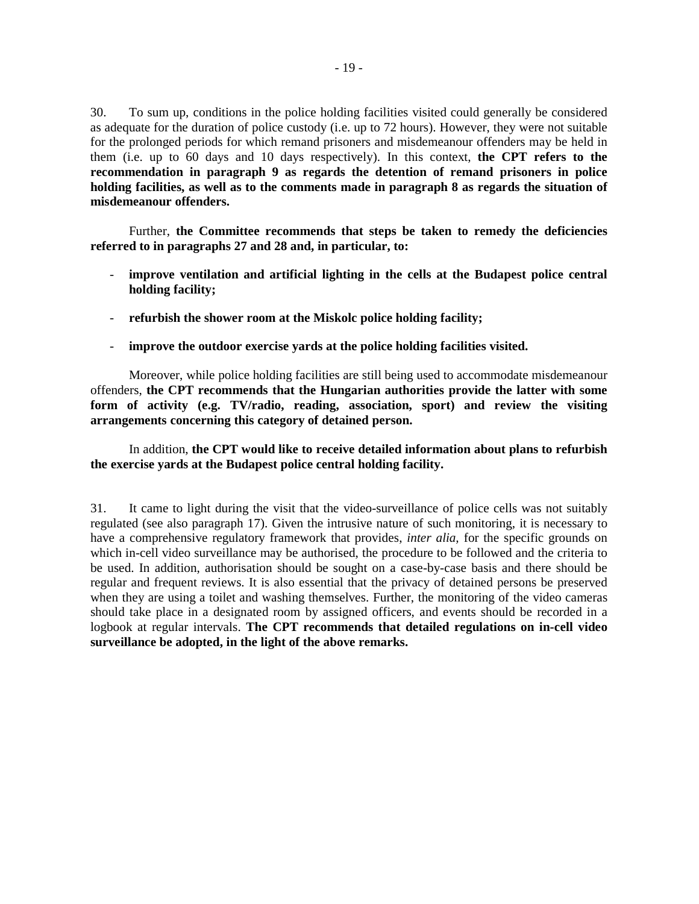30. To sum up, conditions in the police holding facilities visited could generally be considered as adequate for the duration of police custody (i.e. up to 72 hours). However, they were not suitable for the prolonged periods for which remand prisoners and misdemeanour offenders may be held in them (i.e. up to 60 days and 10 days respectively). In this context, **the CPT refers to the recommendation in paragraph 9 as regards the detention of remand prisoners in police holding facilities, as well as to the comments made in paragraph 8 as regards the situation of misdemeanour offenders.**

Further, **the Committee recommends that steps be taken to remedy the deficiencies referred to in paragraphs 27 and 28 and, in particular, to:**

- **improve ventilation and artificial lighting in the cells at the Budapest police central holding facility;**
- **refurbish the shower room at the Miskolc police holding facility;**
- **improve the outdoor exercise yards at the police holding facilities visited.**

Moreover, while police holding facilities are still being used to accommodate misdemeanour offenders, **the CPT recommends that the Hungarian authorities provide the latter with some form of activity (e.g. TV/radio, reading, association, sport) and review the visiting arrangements concerning this category of detained person.**

In addition, **the CPT would like to receive detailed information about plans to refurbish the exercise yards at the Budapest police central holding facility.**

31. It came to light during the visit that the video-surveillance of police cells was not suitably regulated (see also paragraph 17). Given the intrusive nature of such monitoring, it is necessary to have a comprehensive regulatory framework that provides, *inter alia,* for the specific grounds on which in-cell video surveillance may be authorised, the procedure to be followed and the criteria to be used. In addition, authorisation should be sought on a case-by-case basis and there should be regular and frequent reviews. It is also essential that the privacy of detained persons be preserved when they are using a toilet and washing themselves. Further, the monitoring of the video cameras should take place in a designated room by assigned officers, and events should be recorded in a logbook at regular intervals. **The CPT recommends that detailed regulations on in-cell video surveillance be adopted, in the light of the above remarks.**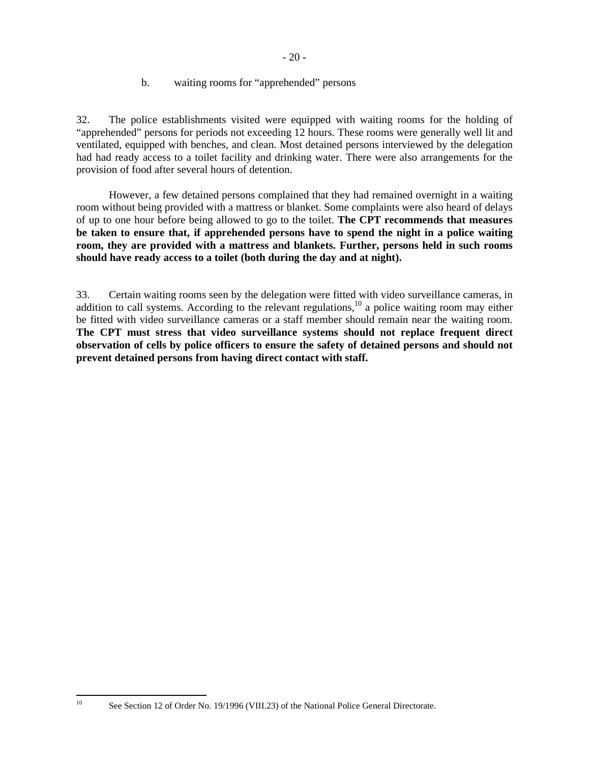b. waiting rooms for "apprehended" persons

32. The police establishments visited were equipped with waiting rooms for the holding of "apprehended" persons for periods not exceeding 12 hours. These rooms were generally well lit and ventilated, equipped with benches, and clean. Most detained persons interviewed by the delegation had had ready access to a toilet facility and drinking water. There were also arrangements for the provision of food after several hours of detention.

However, a few detained persons complained that they had remained overnight in a waiting room without being provided with a mattress or blanket. Some complaints were also heard of delays of up to one hour before being allowed to go to the toilet. **The CPT recommends that measures be taken to ensure that, if apprehended persons have to spend the night in a police waiting room, they are provided with a mattress and blankets. Further, persons held in such rooms should have ready access to a toilet (both during the day and at night).**

33. Certain waiting rooms seen by the delegation were fitted with video surveillance cameras, in addition to call systems. According to the relevant regulations,[10] a police waiting room may either be fitted with video surveillance cameras or a staff member should remain near the waiting room. **The CPT must stress that video surveillance systems should not replace frequent direct observation of cells by police officers to ensure the safety of detained persons and should not prevent detained persons from having direct contact with staff.**

---

[10] See Section 12 of Order No. 19/1996 (VIII.23) of the National Police General Directorate.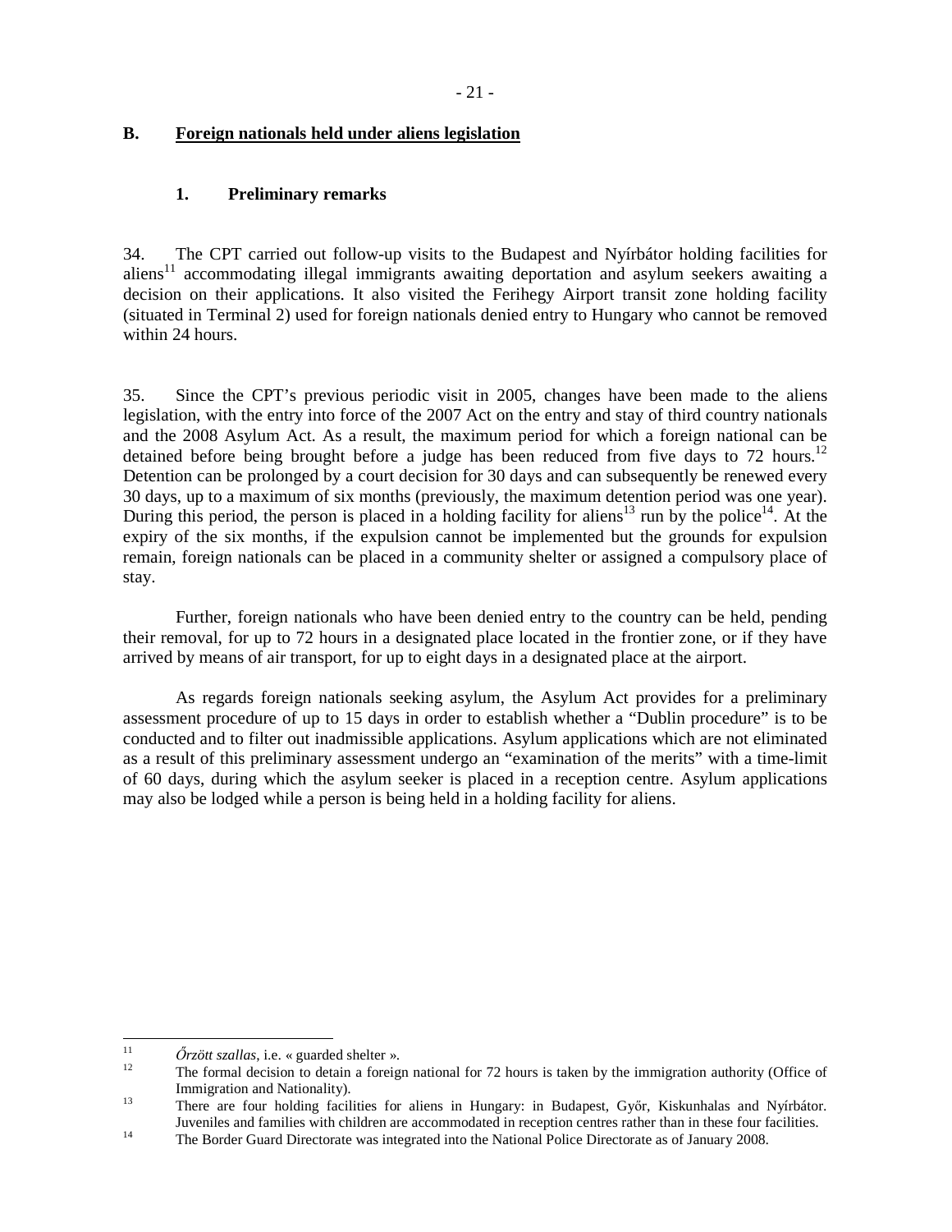## B. Foreign nationals held under aliens legislation

### 1. Preliminary remarks

34. The CPT carried out follow-up visits to the Budapest and Nyírbátor holding facilities for aliens[11] accommodating illegal immigrants awaiting deportation and asylum seekers awaiting a decision on their applications. It also visited the Ferihegy Airport transit zone holding facility (situated in Terminal 2) used for foreign nationals denied entry to Hungary who cannot be removed within 24 hours.

35. Since the CPT's previous periodic visit in 2005, changes have been made to the aliens legislation, with the entry into force of the 2007 Act on the entry and stay of third country nationals and the 2008 Asylum Act. As a result, the maximum period for which a foreign national can be detained before being brought before a judge has been reduced from five days to 72 hours.[12] Detention can be prolonged by a court decision for 30 days and can subsequently be renewed every 30 days, up to a maximum of six months (previously, the maximum detention period was one year). During this period, the person is placed in a holding facility for aliens[13] run by the police[14]. At the expiry of the six months, if the expulsion cannot be implemented but the grounds for expulsion remain, foreign nationals can be placed in a community shelter or assigned a compulsory place of stay.

Further, foreign nationals who have been denied entry to the country can be held, pending their removal, for up to 72 hours in a designated place located in the frontier zone, or if they have arrived by means of air transport, for up to eight days in a designated place at the airport.

As regards foreign nationals seeking asylum, the Asylum Act provides for a preliminary assessment procedure of up to 15 days in order to establish whether a "Dublin procedure" is to be conducted and to filter out inadmissible applications. Asylum applications which are not eliminated as a result of this preliminary assessment undergo an "examination of the merits" with a time-limit of 60 days, during which the asylum seeker is placed in a reception centre. Asylum applications may also be lodged while a person is being held in a holding facility for aliens.

---

[11] *Őrzött szallas*, i.e. « guarded shelter ».

[12] The formal decision to detain a foreign national for 72 hours is taken by the immigration authority (Office of Immigration and Nationality).

[13] There are four holding facilities for aliens in Hungary: in Budapest, Győr, Kiskunhalas and Nyírbátor. Juveniles and families with children are accommodated in reception centres rather than in these four facilities.

[14] The Border Guard Directorate was integrated into the National Police Directorate as of January 2008.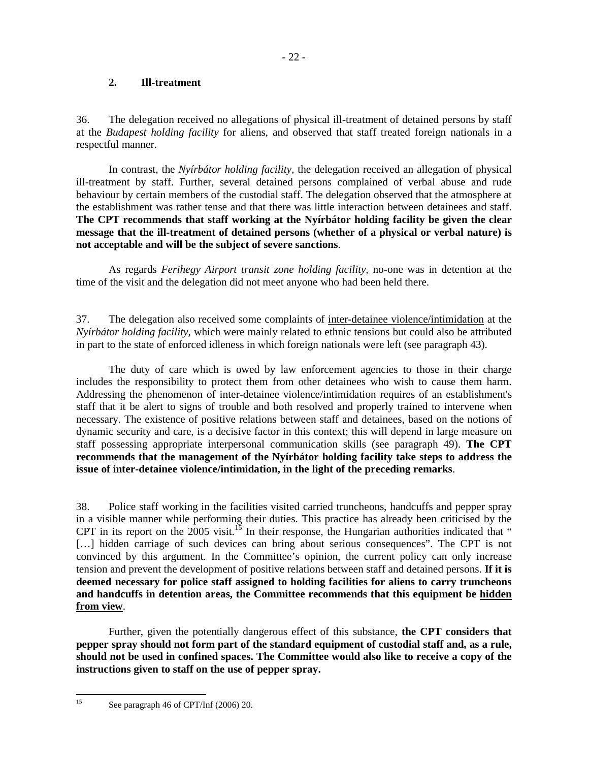## 2. Ill-treatment

36. The delegation received no allegations of physical ill-treatment of detained persons by staff at the *Budapest holding facility* for aliens, and observed that staff treated foreign nationals in a respectful manner.

In contrast, the *Nyírbátor holding facility*, the delegation received an allegation of physical ill-treatment by staff. Further, several detained persons complained of verbal abuse and rude behaviour by certain members of the custodial staff. The delegation observed that the atmosphere at the establishment was rather tense and that there was little interaction between detainees and staff. **The CPT recommends that staff working at the Nyírbátor holding facility be given the clear message that the ill-treatment of detained persons (whether of a physical or verbal nature) is not acceptable and will be the subject of severe sanctions**.

As regards *Ferihegy Airport transit zone holding facility*, no-one was in detention at the time of the visit and the delegation did not meet anyone who had been held there.

37. The delegation also received some complaints of inter-detainee violence/intimidation at the *Nyírbátor holding facility*, which were mainly related to ethnic tensions but could also be attributed in part to the state of enforced idleness in which foreign nationals were left (see paragraph 43).

The duty of care which is owed by law enforcement agencies to those in their charge includes the responsibility to protect them from other detainees who wish to cause them harm. Addressing the phenomenon of inter-detainee violence/intimidation requires of an establishment's staff that it be alert to signs of trouble and both resolved and properly trained to intervene when necessary. The existence of positive relations between staff and detainees, based on the notions of dynamic security and care, is a decisive factor in this context; this will depend in large measure on staff possessing appropriate interpersonal communication skills (see paragraph 49). **The CPT recommends that the management of the Nyírbátor holding facility take steps to address the issue of inter-detainee violence/intimidation, in the light of the preceding remarks**.

38. Police staff working in the facilities visited carried truncheons, handcuffs and pepper spray in a visible manner while performing their duties. This practice has already been criticised by the CPT in its report on the 2005 visit.[15] In their response, the Hungarian authorities indicated that " […] hidden carriage of such devices can bring about serious consequences". The CPT is not convinced by this argument. In the Committee's opinion, the current policy can only increase tension and prevent the development of positive relations between staff and detained persons. **If it is deemed necessary for police staff assigned to holding facilities for aliens to carry truncheons and handcuffs in detention areas, the Committee recommends that this equipment be hidden from view**.

Further, given the potentially dangerous effect of this substance, **the CPT considers that pepper spray should not form part of the standard equipment of custodial staff and, as a rule, should not be used in confined spaces. The Committee would also like to receive a copy of the instructions given to staff on the use of pepper spray.**

---

[15] See paragraph 46 of CPT/Inf (2006) 20.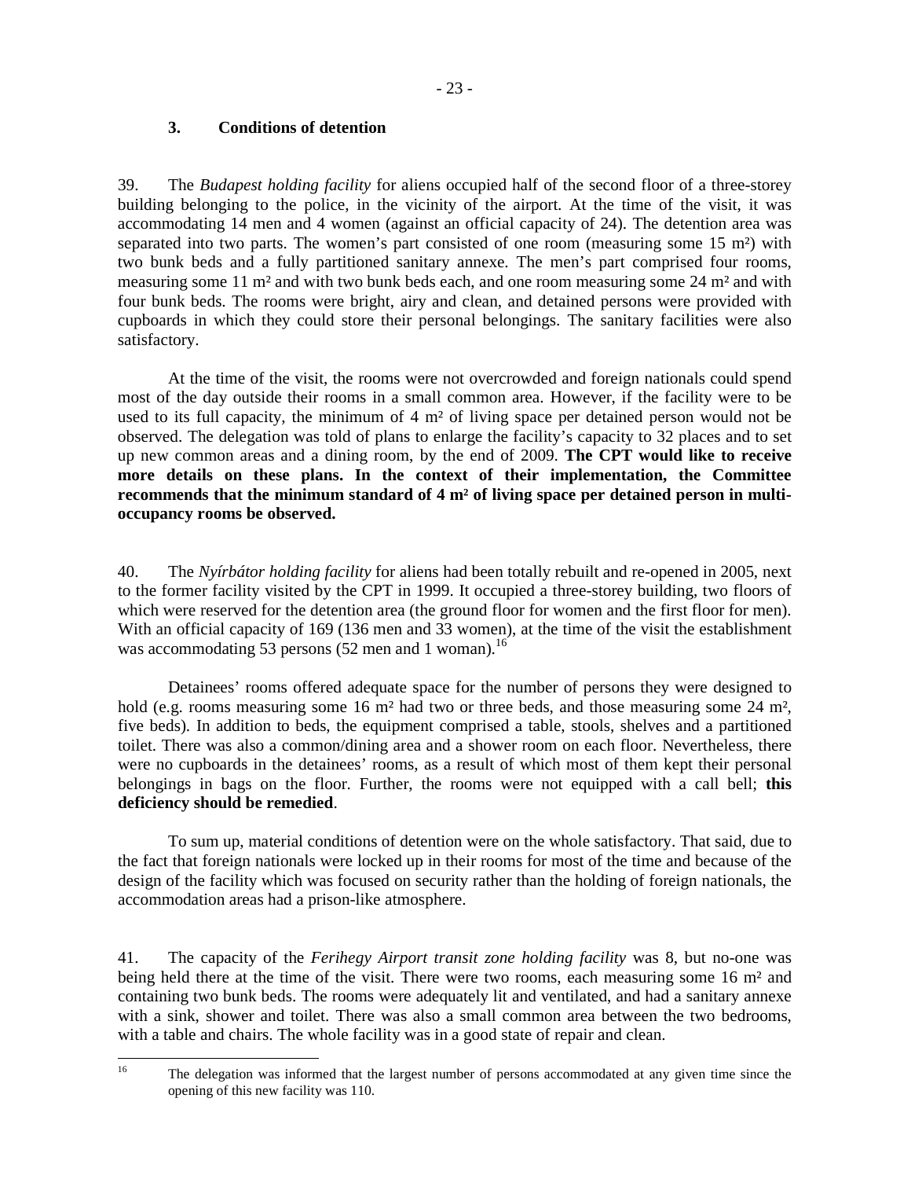### 3. Conditions of detention

39. The *Budapest holding facility* for aliens occupied half of the second floor of a three-storey building belonging to the police, in the vicinity of the airport. At the time of the visit, it was accommodating 14 men and 4 women (against an official capacity of 24). The detention area was separated into two parts. The women's part consisted of one room (measuring some 15 m²) with two bunk beds and a fully partitioned sanitary annexe. The men's part comprised four rooms, measuring some 11 m² and with two bunk beds each, and one room measuring some 24 m² and with four bunk beds. The rooms were bright, airy and clean, and detained persons were provided with cupboards in which they could store their personal belongings. The sanitary facilities were also satisfactory.

At the time of the visit, the rooms were not overcrowded and foreign nationals could spend most of the day outside their rooms in a small common area. However, if the facility were to be used to its full capacity, the minimum of 4 m² of living space per detained person would not be observed. The delegation was told of plans to enlarge the facility's capacity to 32 places and to set up new common areas and a dining room, by the end of 2009. **The CPT would like to receive more details on these plans. In the context of their implementation, the Committee recommends that the minimum standard of 4 m² of living space per detained person in multi-occupancy rooms be observed.**

40. The *Nyírbátor holding facility* for aliens had been totally rebuilt and re-opened in 2005, next to the former facility visited by the CPT in 1999. It occupied a three-storey building, two floors of which were reserved for the detention area (the ground floor for women and the first floor for men). With an official capacity of 169 (136 men and 33 women), at the time of the visit the establishment was accommodating 53 persons (52 men and 1 woman).[16]

Detainees' rooms offered adequate space for the number of persons they were designed to hold (e.g. rooms measuring some 16 m² had two or three beds, and those measuring some 24 m², five beds). In addition to beds, the equipment comprised a table, stools, shelves and a partitioned toilet. There was also a common/dining area and a shower room on each floor. Nevertheless, there were no cupboards in the detainees' rooms, as a result of which most of them kept their personal belongings in bags on the floor. Further, the rooms were not equipped with a call bell; **this deficiency should be remedied**.

To sum up, material conditions of detention were on the whole satisfactory. That said, due to the fact that foreign nationals were locked up in their rooms for most of the time and because of the design of the facility which was focused on security rather than the holding of foreign nationals, the accommodation areas had a prison-like atmosphere.

41. The capacity of the *Ferihegy Airport transit zone holding facility* was 8, but no-one was being held there at the time of the visit. There were two rooms, each measuring some 16 m² and containing two bunk beds. The rooms were adequately lit and ventilated, and had a sanitary annexe with a sink, shower and toilet. There was also a small common area between the two bedrooms, with a table and chairs. The whole facility was in a good state of repair and clean.

---

[16] The delegation was informed that the largest number of persons accommodated at any given time since the opening of this new facility was 110.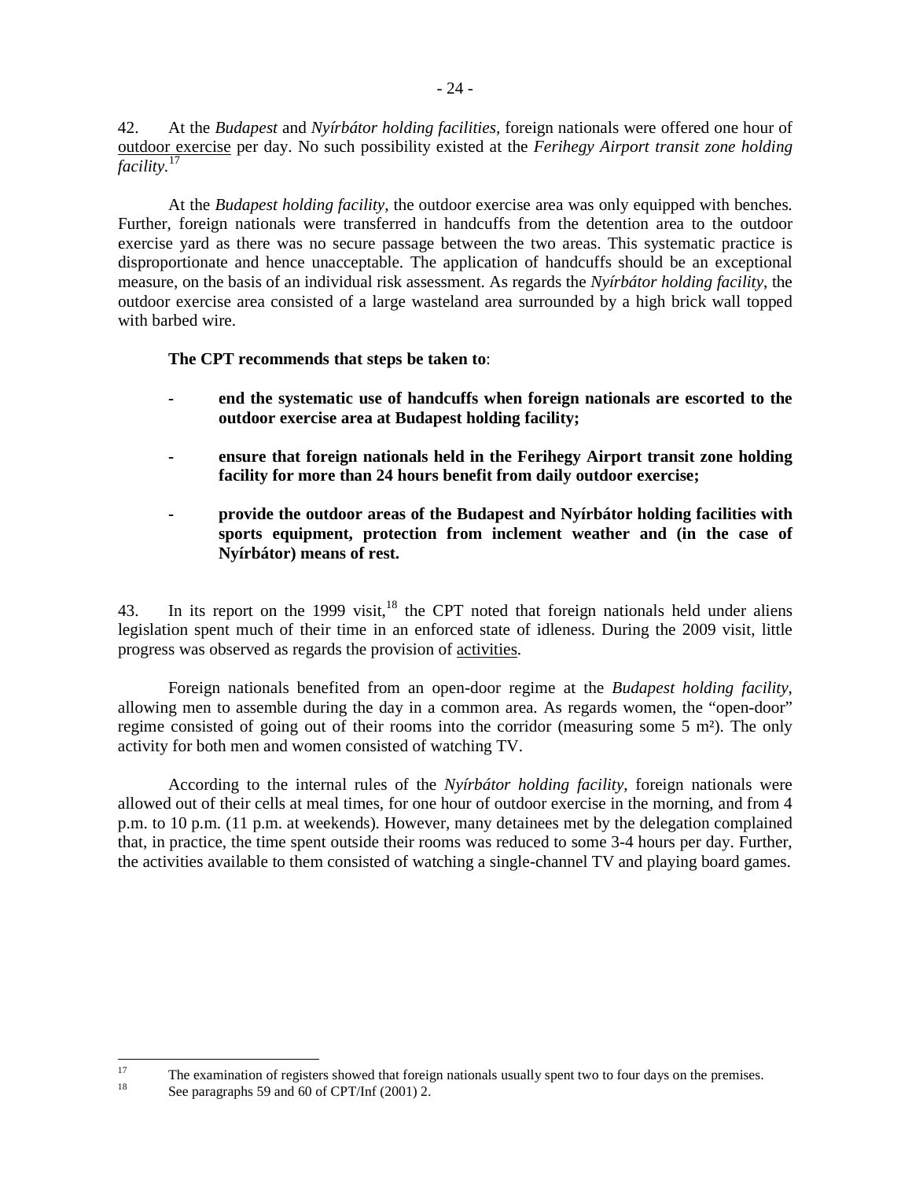42. At the *Budapest* and *Nyírbátor holding facilities*, foreign nationals were offered one hour of outdoor exercise per day. No such possibility existed at the *Ferihegy Airport transit zone holding facility*.[17]

At the *Budapest holding facility*, the outdoor exercise area was only equipped with benches. Further, foreign nationals were transferred in handcuffs from the detention area to the outdoor exercise yard as there was no secure passage between the two areas. This systematic practice is disproportionate and hence unacceptable. The application of handcuffs should be an exceptional measure, on the basis of an individual risk assessment. As regards the *Nyírbátor holding facility*, the outdoor exercise area consisted of a large wasteland area surrounded by a high brick wall topped with barbed wire.

**The CPT recommends that steps be taken to**:

- **end the systematic use of handcuffs when foreign nationals are escorted to the outdoor exercise area at Budapest holding facility;**
- **ensure that foreign nationals held in the Ferihegy Airport transit zone holding facility for more than 24 hours benefit from daily outdoor exercise;**
- **provide the outdoor areas of the Budapest and Nyírbátor holding facilities with sports equipment, protection from inclement weather and (in the case of Nyírbátor) means of rest.**

43. In its report on the 1999 visit,[18] the CPT noted that foreign nationals held under aliens legislation spent much of their time in an enforced state of idleness. During the 2009 visit, little progress was observed as regards the provision of activities.

Foreign nationals benefited from an open-door regime at the *Budapest holding facility*, allowing men to assemble during the day in a common area. As regards women, the "open-door" regime consisted of going out of their rooms into the corridor (measuring some 5 m²). The only activity for both men and women consisted of watching TV.

According to the internal rules of the *Nyírbátor holding facility*, foreign nationals were allowed out of their cells at meal times, for one hour of outdoor exercise in the morning, and from 4 p.m. to 10 p.m. (11 p.m. at weekends). However, many detainees met by the delegation complained that, in practice, the time spent outside their rooms was reduced to some 3-4 hours per day. Further, the activities available to them consisted of watching a single-channel TV and playing board games.

---

[17] The examination of registers showed that foreign nationals usually spent two to four days on the premises.

[18] See paragraphs 59 and 60 of CPT/Inf (2001) 2.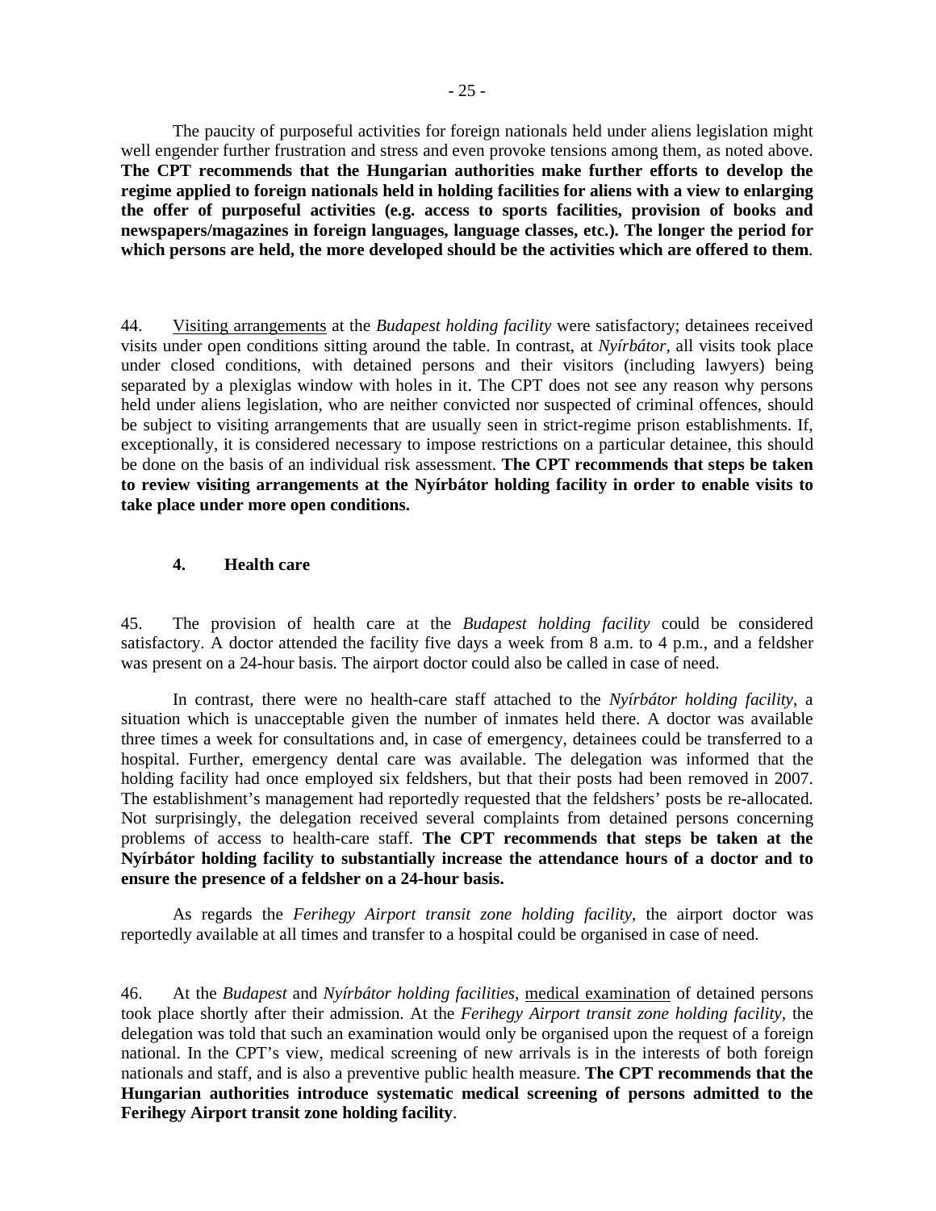The paucity of purposeful activities for foreign nationals held under aliens legislation might well engender further frustration and stress and even provoke tensions among them, as noted above. **The CPT recommends that the Hungarian authorities make further efforts to develop the regime applied to foreign nationals held in holding facilities for aliens with a view to enlarging the offer of purposeful activities (e.g. access to sports facilities, provision of books and newspapers/magazines in foreign languages, language classes, etc.). The longer the period for which persons are held, the more developed should be the activities which are offered to them**.

44. Visiting arrangements at the *Budapest holding facility* were satisfactory; detainees received visits under open conditions sitting around the table. In contrast, at *Nyírbátor*, all visits took place under closed conditions, with detained persons and their visitors (including lawyers) being separated by a plexiglas window with holes in it. The CPT does not see any reason why persons held under aliens legislation, who are neither convicted nor suspected of criminal offences, should be subject to visiting arrangements that are usually seen in strict-regime prison establishments. If, exceptionally, it is considered necessary to impose restrictions on a particular detainee, this should be done on the basis of an individual risk assessment. **The CPT recommends that steps be taken to review visiting arrangements at the Nyírbátor holding facility in order to enable visits to take place under more open conditions.**

### 4. Health care

45. The provision of health care at the *Budapest holding facility* could be considered satisfactory. A doctor attended the facility five days a week from 8 a.m. to 4 p.m., and a feldsher was present on a 24-hour basis. The airport doctor could also be called in case of need.

In contrast, there were no health-care staff attached to the *Nyírbátor holding facility*, a situation which is unacceptable given the number of inmates held there. A doctor was available three times a week for consultations and, in case of emergency, detainees could be transferred to a hospital. Further, emergency dental care was available. The delegation was informed that the holding facility had once employed six feldshers, but that their posts had been removed in 2007. The establishment's management had reportedly requested that the feldshers' posts be re-allocated. Not surprisingly, the delegation received several complaints from detained persons concerning problems of access to health-care staff. **The CPT recommends that steps be taken at the Nyírbátor holding facility to substantially increase the attendance hours of a doctor and to ensure the presence of a feldsher on a 24-hour basis.**

As regards the *Ferihegy Airport transit zone holding facility*, the airport doctor was reportedly available at all times and transfer to a hospital could be organised in case of need.

46. At the *Budapest* and *Nyírbátor holding facilities,* medical examination of detained persons took place shortly after their admission. At the *Ferihegy Airport transit zone holding facility*, the delegation was told that such an examination would only be organised upon the request of a foreign national. In the CPT's view, medical screening of new arrivals is in the interests of both foreign nationals and staff, and is also a preventive public health measure. **The CPT recommends that the Hungarian authorities introduce systematic medical screening of persons admitted to the Ferihegy Airport transit zone holding facility**.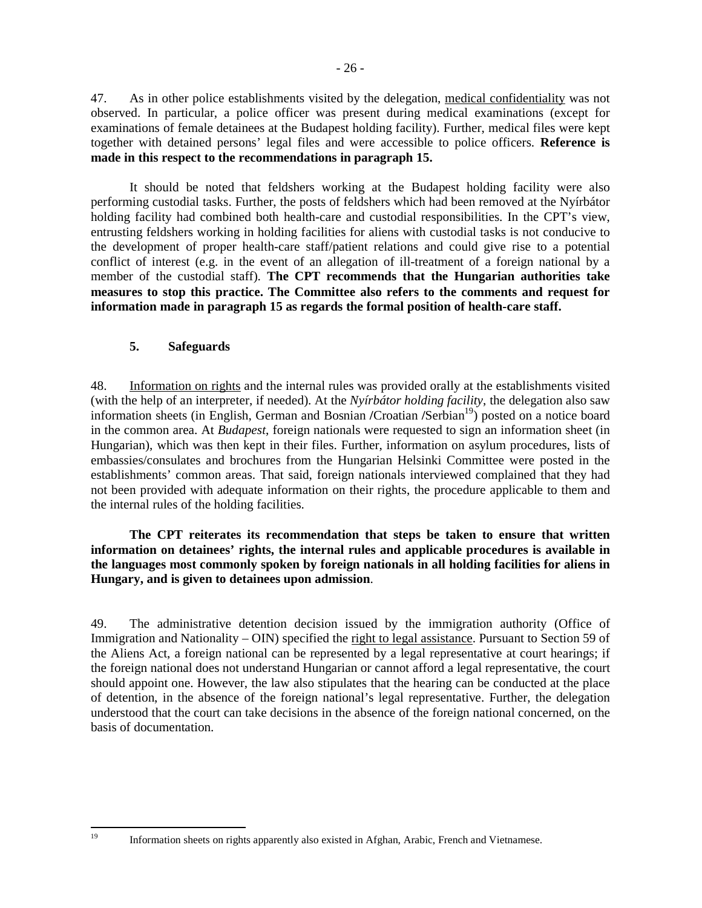47. As in other police establishments visited by the delegation, medical confidentiality was not observed. In particular, a police officer was present during medical examinations (except for examinations of female detainees at the Budapest holding facility). Further, medical files were kept together with detained persons' legal files and were accessible to police officers. **Reference is made in this respect to the recommendations in paragraph 15.**

It should be noted that feldshers working at the Budapest holding facility were also performing custodial tasks. Further, the posts of feldshers which had been removed at the Nyírbátor holding facility had combined both health-care and custodial responsibilities. In the CPT's view, entrusting feldshers working in holding facilities for aliens with custodial tasks is not conducive to the development of proper health-care staff/patient relations and could give rise to a potential conflict of interest (e.g. in the event of an allegation of ill-treatment of a foreign national by a member of the custodial staff). **The CPT recommends that the Hungarian authorities take measures to stop this practice. The Committee also refers to the comments and request for information made in paragraph 15 as regards the formal position of health-care staff.**

### 5. Safeguards

48. Information on rights and the internal rules was provided orally at the establishments visited (with the help of an interpreter, if needed). At the *Nyírbátor holding facility*, the delegation also saw information sheets (in English, German and Bosnian /Croatian /Serbian[19]) posted on a notice board in the common area. At *Budapest*, foreign nationals were requested to sign an information sheet (in Hungarian), which was then kept in their files. Further, information on asylum procedures, lists of embassies/consulates and brochures from the Hungarian Helsinki Committee were posted in the establishments' common areas. That said, foreign nationals interviewed complained that they had not been provided with adequate information on their rights, the procedure applicable to them and the internal rules of the holding facilities.

**The CPT reiterates its recommendation that steps be taken to ensure that written information on detainees' rights, the internal rules and applicable procedures is available in the languages most commonly spoken by foreign nationals in all holding facilities for aliens in Hungary, and is given to detainees upon admission**.

49. The administrative detention decision issued by the immigration authority (Office of Immigration and Nationality – OIN) specified the right to legal assistance. Pursuant to Section 59 of the Aliens Act, a foreign national can be represented by a legal representative at court hearings; if the foreign national does not understand Hungarian or cannot afford a legal representative, the court should appoint one. However, the law also stipulates that the hearing can be conducted at the place of detention, in the absence of the foreign national's legal representative. Further, the delegation understood that the court can take decisions in the absence of the foreign national concerned, on the basis of documentation.

---

[19] Information sheets on rights apparently also existed in Afghan, Arabic, French and Vietnamese.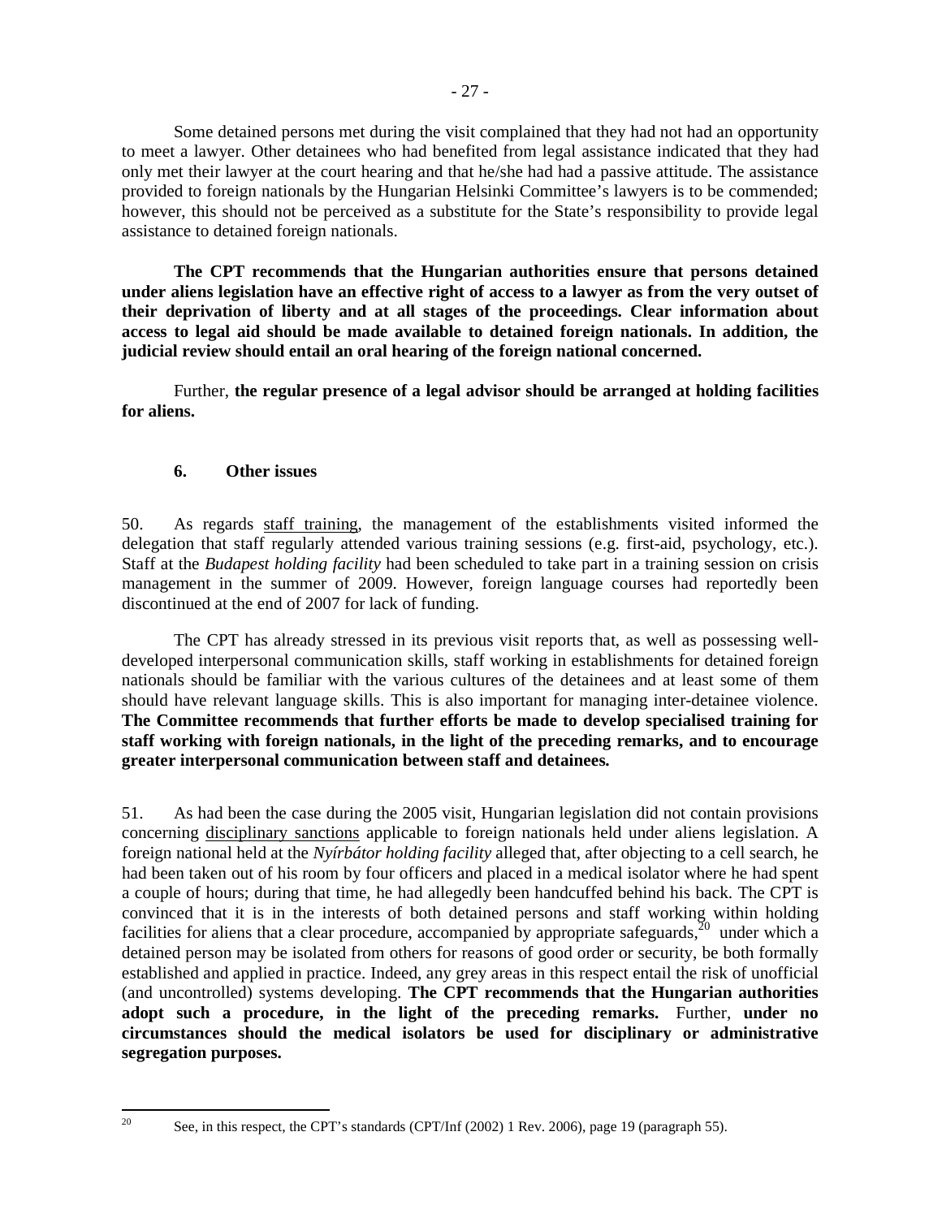Some detained persons met during the visit complained that they had not had an opportunity to meet a lawyer. Other detainees who had benefited from legal assistance indicated that they had only met their lawyer at the court hearing and that he/she had had a passive attitude. The assistance provided to foreign nationals by the Hungarian Helsinki Committee's lawyers is to be commended; however, this should not be perceived as a substitute for the State's responsibility to provide legal assistance to detained foreign nationals.

**The CPT recommends that the Hungarian authorities ensure that persons detained under aliens legislation have an effective right of access to a lawyer as from the very outset of their deprivation of liberty and at all stages of the proceedings. Clear information about access to legal aid should be made available to detained foreign nationals. In addition, the judicial review should entail an oral hearing of the foreign national concerned.**

Further, **the regular presence of a legal advisor should be arranged at holding facilities for aliens.**

### 6. Other issues

50. As regards staff training, the management of the establishments visited informed the delegation that staff regularly attended various training sessions (e.g. first-aid, psychology, etc.). Staff at the *Budapest holding facility* had been scheduled to take part in a training session on crisis management in the summer of 2009. However, foreign language courses had reportedly been discontinued at the end of 2007 for lack of funding.

The CPT has already stressed in its previous visit reports that, as well as possessing well-developed interpersonal communication skills, staff working in establishments for detained foreign nationals should be familiar with the various cultures of the detainees and at least some of them should have relevant language skills. This is also important for managing inter-detainee violence. **The Committee recommends that further efforts be made to develop specialised training for staff working with foreign nationals, in the light of the preceding remarks, and to encourage greater interpersonal communication between staff and detainees.**

51. As had been the case during the 2005 visit, Hungarian legislation did not contain provisions concerning disciplinary sanctions applicable to foreign nationals held under aliens legislation. A foreign national held at the *Nyírbátor holding facility* alleged that, after objecting to a cell search, he had been taken out of his room by four officers and placed in a medical isolator where he had spent a couple of hours; during that time, he had allegedly been handcuffed behind his back. The CPT is convinced that it is in the interests of both detained persons and staff working within holding facilities for aliens that a clear procedure, accompanied by appropriate safeguards,[20] under which a detained person may be isolated from others for reasons of good order or security, be both formally established and applied in practice. Indeed, any grey areas in this respect entail the risk of unofficial (and uncontrolled) systems developing. **The CPT recommends that the Hungarian authorities adopt such a procedure, in the light of the preceding remarks.** Further, **under no circumstances should the medical isolators be used for disciplinary or administrative segregation purposes.**

[20] See, in this respect, the CPT's standards (CPT/Inf (2002) 1 Rev. 2006), page 19 (paragraph 55).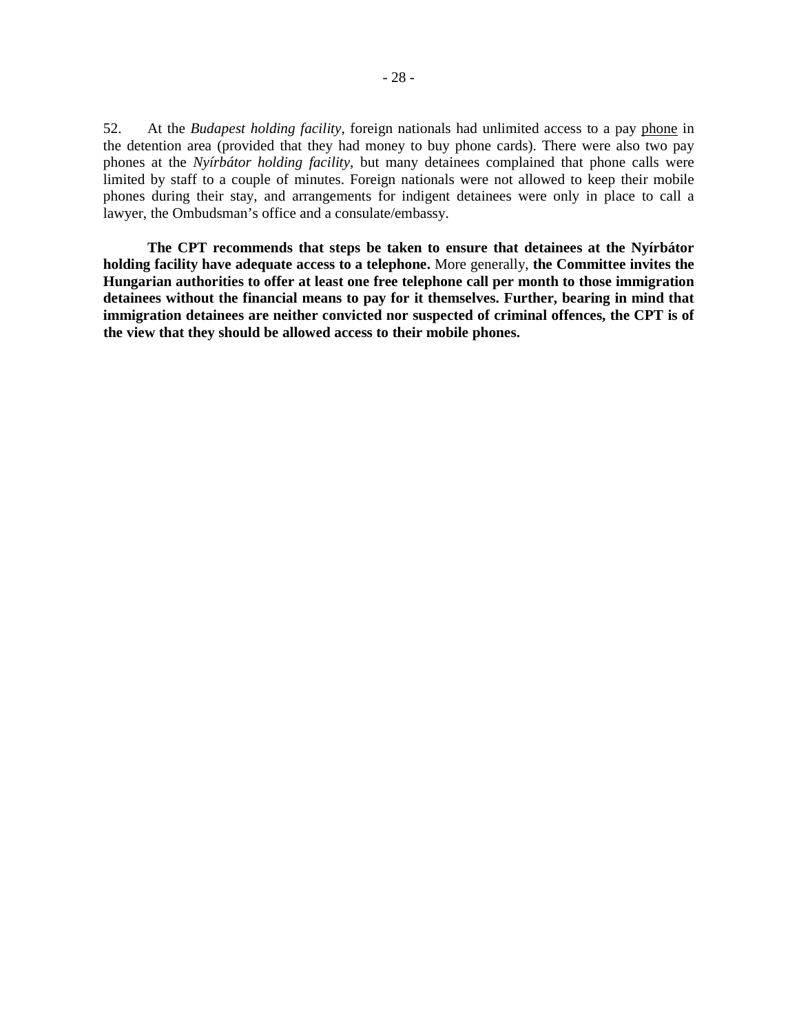52. At the *Budapest holding facility*, foreign nationals had unlimited access to a pay phone in the detention area (provided that they had money to buy phone cards). There were also two pay phones at the *Nyírbátor holding facility*, but many detainees complained that phone calls were limited by staff to a couple of minutes. Foreign nationals were not allowed to keep their mobile phones during their stay, and arrangements for indigent detainees were only in place to call a lawyer, the Ombudsman's office and a consulate/embassy.

**The CPT recommends that steps be taken to ensure that detainees at the Nyírbátor holding facility have adequate access to a telephone.** More generally, **the Committee invites the Hungarian authorities to offer at least one free telephone call per month to those immigration detainees without the financial means to pay for it themselves. Further, bearing in mind that immigration detainees are neither convicted nor suspected of criminal offences, the CPT is of the view that they should be allowed access to their mobile phones.**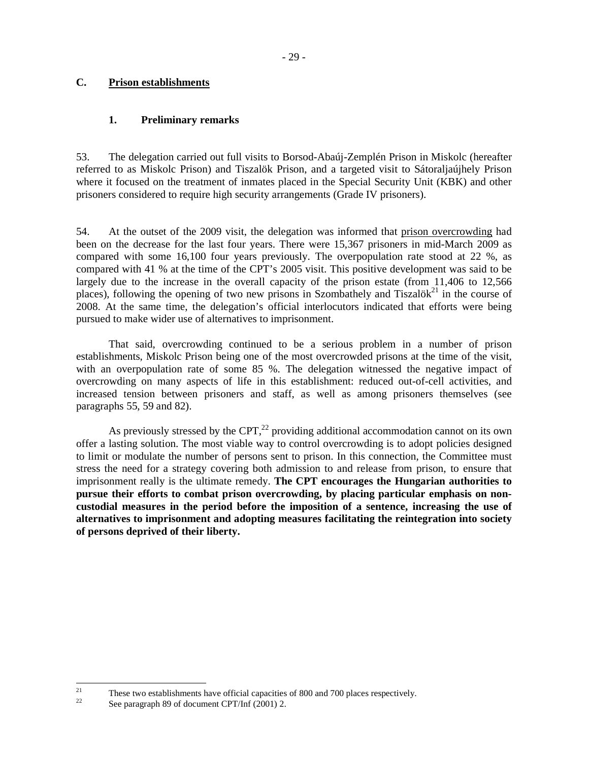## C. Prison establishments

### 1. Preliminary remarks

53. The delegation carried out full visits to Borsod-Abaúj-Zemplén Prison in Miskolc (hereafter referred to as Miskolc Prison) and Tiszalök Prison, and a targeted visit to Sátoraljaújhely Prison where it focused on the treatment of inmates placed in the Special Security Unit (KBK) and other prisoners considered to require high security arrangements (Grade IV prisoners).

54. At the outset of the 2009 visit, the delegation was informed that prison overcrowding had been on the decrease for the last four years. There were 15,367 prisoners in mid-March 2009 as compared with some 16,100 four years previously. The overpopulation rate stood at 22 %, as compared with 41 % at the time of the CPT's 2005 visit. This positive development was said to be largely due to the increase in the overall capacity of the prison estate (from 11,406 to 12,566 places), following the opening of two new prisons in Szombathely and Tiszalök[21] in the course of 2008. At the same time, the delegation's official interlocutors indicated that efforts were being pursued to make wider use of alternatives to imprisonment.

That said, overcrowding continued to be a serious problem in a number of prison establishments, Miskolc Prison being one of the most overcrowded prisons at the time of the visit, with an overpopulation rate of some 85 %. The delegation witnessed the negative impact of overcrowding on many aspects of life in this establishment: reduced out-of-cell activities, and increased tension between prisoners and staff, as well as among prisoners themselves (see paragraphs 55, 59 and 82).

As previously stressed by the CPT,[22] providing additional accommodation cannot on its own offer a lasting solution. The most viable way to control overcrowding is to adopt policies designed to limit or modulate the number of persons sent to prison. In this connection, the Committee must stress the need for a strategy covering both admission to and release from prison, to ensure that imprisonment really is the ultimate remedy. **The CPT encourages the Hungarian authorities to pursue their efforts to combat prison overcrowding, by placing particular emphasis on non-custodial measures in the period before the imposition of a sentence, increasing the use of alternatives to imprisonment and adopting measures facilitating the reintegration into society of persons deprived of their liberty.**

---

[21] These two establishments have official capacities of 800 and 700 places respectively.

[22] See paragraph 89 of document CPT/Inf (2001) 2.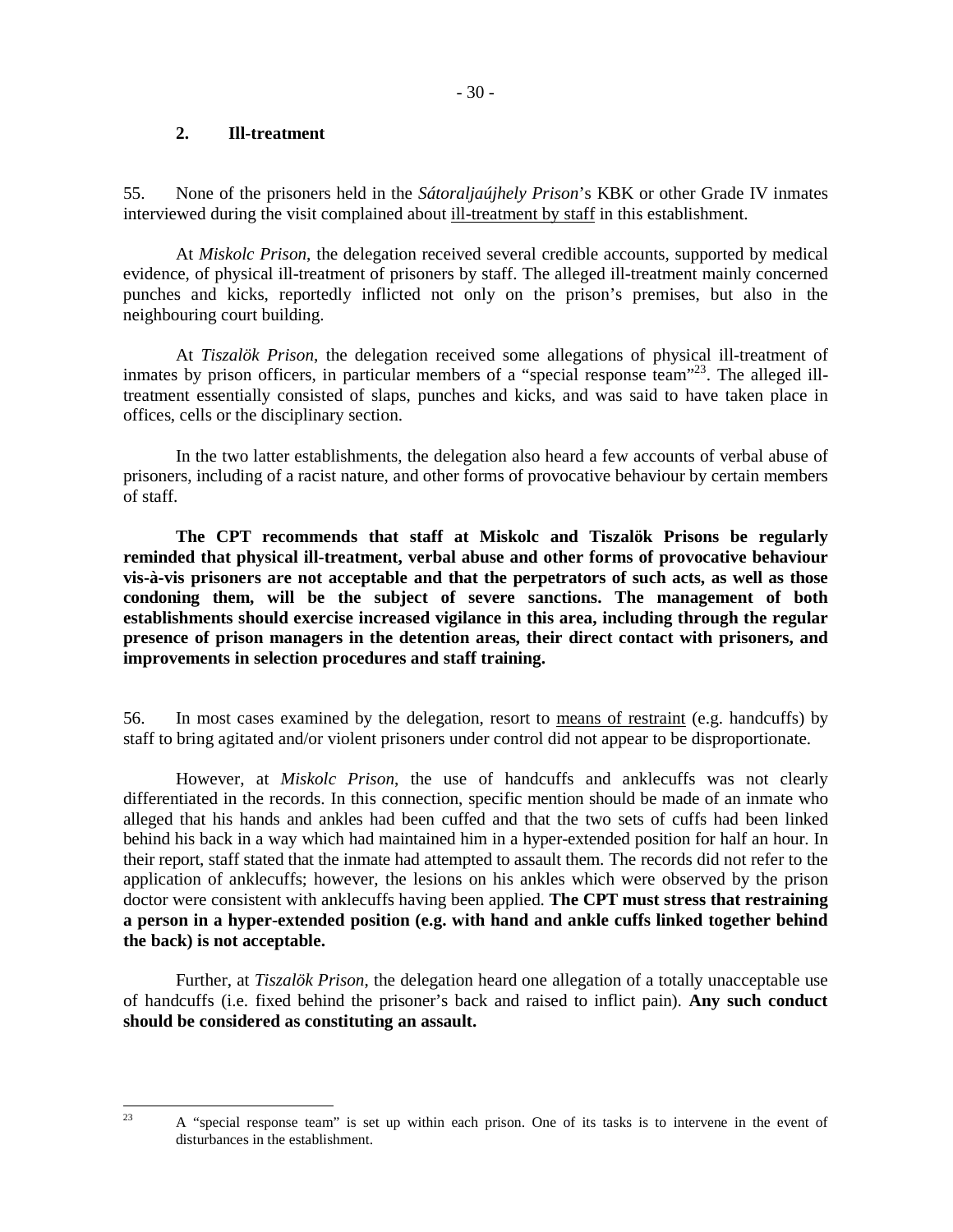## 2. Ill-treatment

55. None of the prisoners held in the *Sátoraljaújhely Prison*'s KBK or other Grade IV inmates interviewed during the visit complained about ill-treatment by staff in this establishment.

At *Miskolc Prison*, the delegation received several credible accounts, supported by medical evidence, of physical ill-treatment of prisoners by staff. The alleged ill-treatment mainly concerned punches and kicks, reportedly inflicted not only on the prison's premises, but also in the neighbouring court building.

At *Tiszalök Prison*, the delegation received some allegations of physical ill-treatment of inmates by prison officers, in particular members of a "special response team"[23]. The alleged ill-treatment essentially consisted of slaps, punches and kicks, and was said to have taken place in offices, cells or the disciplinary section.

In the two latter establishments, the delegation also heard a few accounts of verbal abuse of prisoners, including of a racist nature, and other forms of provocative behaviour by certain members of staff.

**The CPT recommends that staff at Miskolc and Tiszalök Prisons be regularly reminded that physical ill-treatment, verbal abuse and other forms of provocative behaviour vis-à-vis prisoners are not acceptable and that the perpetrators of such acts, as well as those condoning them, will be the subject of severe sanctions. The management of both establishments should exercise increased vigilance in this area, including through the regular presence of prison managers in the detention areas, their direct contact with prisoners, and improvements in selection procedures and staff training.**

56. In most cases examined by the delegation, resort to means of restraint (e.g. handcuffs) by staff to bring agitated and/or violent prisoners under control did not appear to be disproportionate.

However, at *Miskolc Prison*, the use of handcuffs and anklecuffs was not clearly differentiated in the records. In this connection, specific mention should be made of an inmate who alleged that his hands and ankles had been cuffed and that the two sets of cuffs had been linked behind his back in a way which had maintained him in a hyper-extended position for half an hour. In their report, staff stated that the inmate had attempted to assault them. The records did not refer to the application of anklecuffs; however, the lesions on his ankles which were observed by the prison doctor were consistent with anklecuffs having been applied. **The CPT must stress that restraining a person in a hyper-extended position (e.g. with hand and ankle cuffs linked together behind the back) is not acceptable.**

Further, at *Tiszalök Prison*, the delegation heard one allegation of a totally unacceptable use of handcuffs (i.e. fixed behind the prisoner's back and raised to inflict pain). **Any such conduct should be considered as constituting an assault.**

---

[23] A "special response team" is set up within each prison. One of its tasks is to intervene in the event of disturbances in the establishment.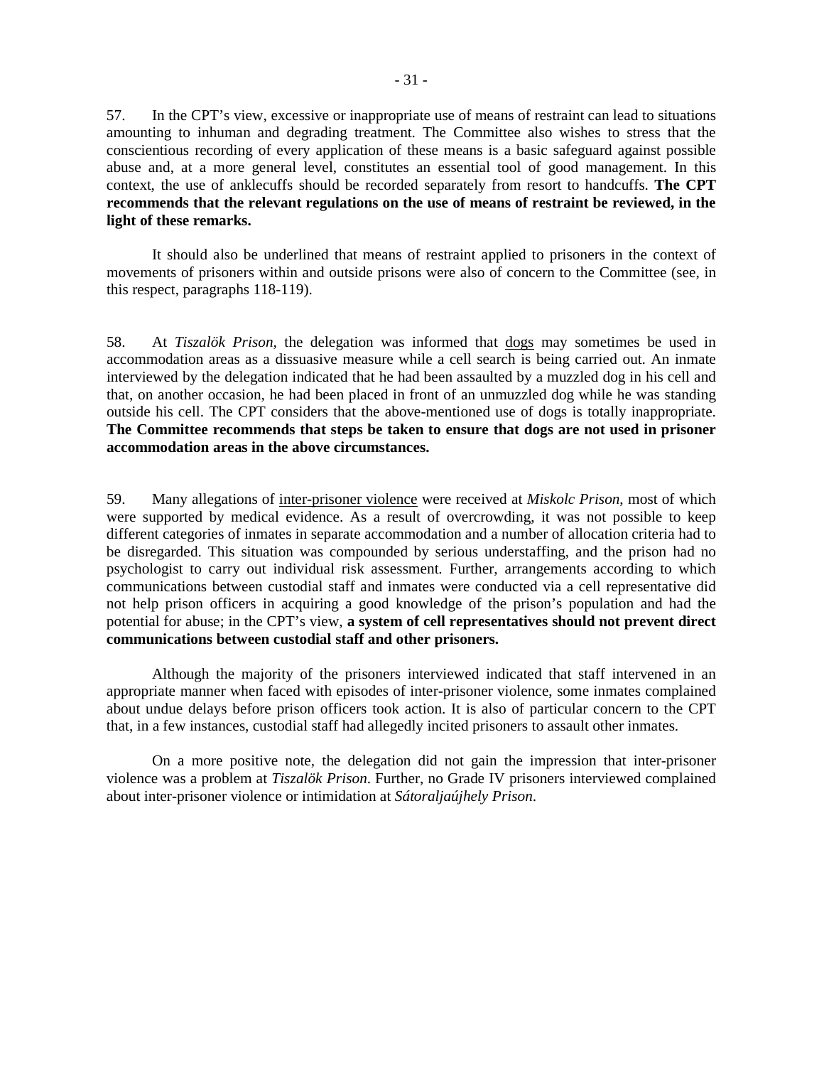57. In the CPT's view, excessive or inappropriate use of means of restraint can lead to situations amounting to inhuman and degrading treatment. The Committee also wishes to stress that the conscientious recording of every application of these means is a basic safeguard against possible abuse and, at a more general level, constitutes an essential tool of good management. In this context, the use of anklecuffs should be recorded separately from resort to handcuffs. **The CPT recommends that the relevant regulations on the use of means of restraint be reviewed, in the light of these remarks.**

It should also be underlined that means of restraint applied to prisoners in the context of movements of prisoners within and outside prisons were also of concern to the Committee (see, in this respect, paragraphs 118-119).

58. At *Tiszalök Prison*, the delegation was informed that dogs may sometimes be used in accommodation areas as a dissuasive measure while a cell search is being carried out. An inmate interviewed by the delegation indicated that he had been assaulted by a muzzled dog in his cell and that, on another occasion, he had been placed in front of an unmuzzled dog while he was standing outside his cell. The CPT considers that the above-mentioned use of dogs is totally inappropriate. **The Committee recommends that steps be taken to ensure that dogs are not used in prisoner accommodation areas in the above circumstances.**

59. Many allegations of inter-prisoner violence were received at *Miskolc Prison*, most of which were supported by medical evidence. As a result of overcrowding, it was not possible to keep different categories of inmates in separate accommodation and a number of allocation criteria had to be disregarded. This situation was compounded by serious understaffing, and the prison had no psychologist to carry out individual risk assessment. Further, arrangements according to which communications between custodial staff and inmates were conducted via a cell representative did not help prison officers in acquiring a good knowledge of the prison's population and had the potential for abuse; in the CPT's view, **a system of cell representatives should not prevent direct communications between custodial staff and other prisoners.**

Although the majority of the prisoners interviewed indicated that staff intervened in an appropriate manner when faced with episodes of inter-prisoner violence, some inmates complained about undue delays before prison officers took action. It is also of particular concern to the CPT that, in a few instances, custodial staff had allegedly incited prisoners to assault other inmates.

On a more positive note, the delegation did not gain the impression that inter-prisoner violence was a problem at *Tiszalök Prison*. Further, no Grade IV prisoners interviewed complained about inter-prisoner violence or intimidation at *Sátoraljaújhely Prison*.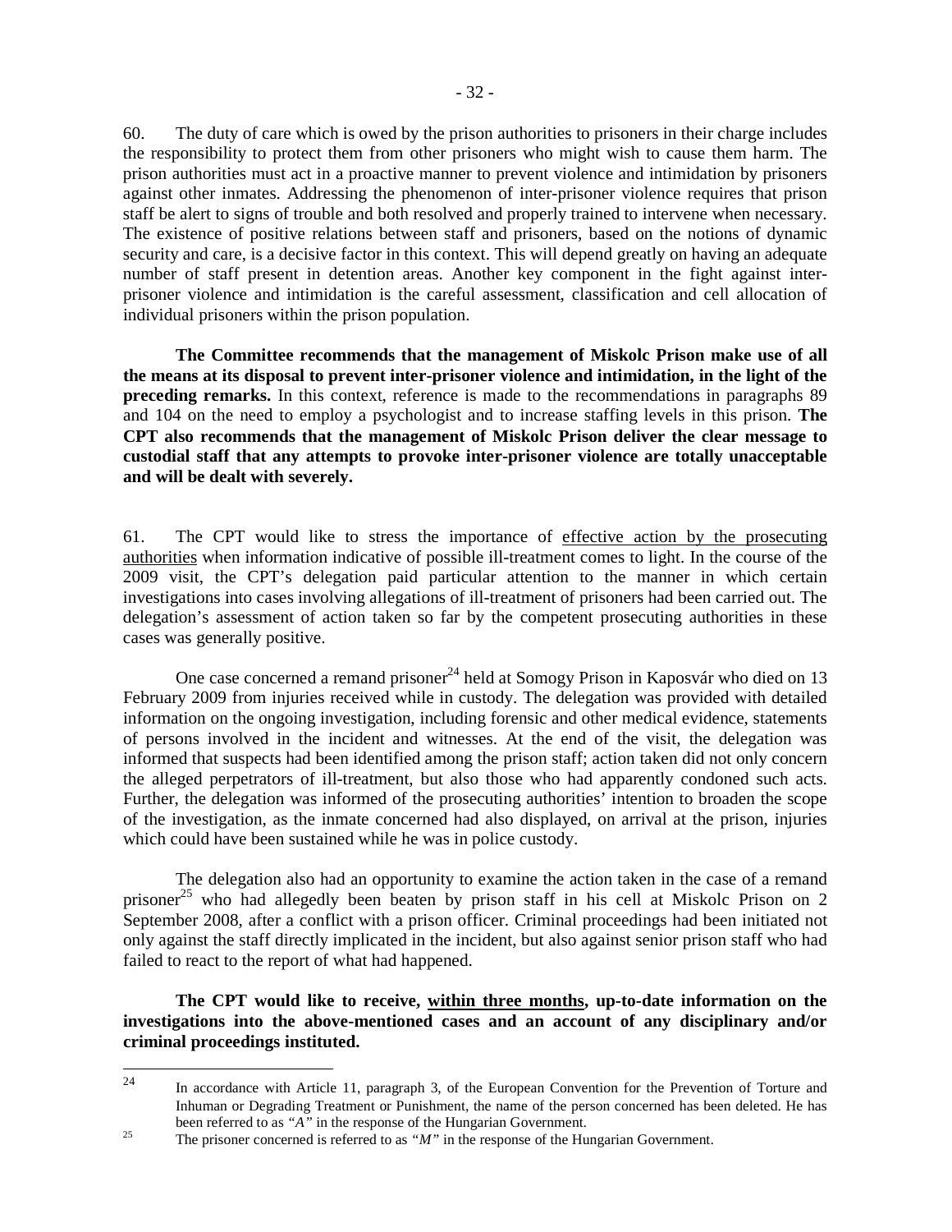60. The duty of care which is owed by the prison authorities to prisoners in their charge includes the responsibility to protect them from other prisoners who might wish to cause them harm. The prison authorities must act in a proactive manner to prevent violence and intimidation by prisoners against other inmates. Addressing the phenomenon of inter-prisoner violence requires that prison staff be alert to signs of trouble and both resolved and properly trained to intervene when necessary. The existence of positive relations between staff and prisoners, based on the notions of dynamic security and care, is a decisive factor in this context. This will depend greatly on having an adequate number of staff present in detention areas. Another key component in the fight against inter-prisoner violence and intimidation is the careful assessment, classification and cell allocation of individual prisoners within the prison population.

**The Committee recommends that the management of Miskolc Prison make use of all the means at its disposal to prevent inter-prisoner violence and intimidation, in the light of the preceding remarks.** In this context, reference is made to the recommendations in paragraphs 89 and 104 on the need to employ a psychologist and to increase staffing levels in this prison. **The CPT also recommends that the management of Miskolc Prison deliver the clear message to custodial staff that any attempts to provoke inter-prisoner violence are totally unacceptable and will be dealt with severely.**

61. The CPT would like to stress the importance of <u>effective action by the prosecuting authorities</u> when information indicative of possible ill-treatment comes to light. In the course of the 2009 visit, the CPT's delegation paid particular attention to the manner in which certain investigations into cases involving allegations of ill-treatment of prisoners had been carried out. The delegation's assessment of action taken so far by the competent prosecuting authorities in these cases was generally positive.

One case concerned a remand prisoner[24] held at Somogy Prison in Kaposvár who died on 13 February 2009 from injuries received while in custody. The delegation was provided with detailed information on the ongoing investigation, including forensic and other medical evidence, statements of persons involved in the incident and witnesses. At the end of the visit, the delegation was informed that suspects had been identified among the prison staff; action taken did not only concern the alleged perpetrators of ill-treatment, but also those who had apparently condoned such acts. Further, the delegation was informed of the prosecuting authorities' intention to broaden the scope of the investigation, as the inmate concerned had also displayed, on arrival at the prison, injuries which could have been sustained while he was in police custody.

The delegation also had an opportunity to examine the action taken in the case of a remand prisoner[25] who had allegedly been beaten by prison staff in his cell at Miskolc Prison on 2 September 2008, after a conflict with a prison officer. Criminal proceedings had been initiated not only against the staff directly implicated in the incident, but also against senior prison staff who had failed to react to the report of what had happened.

**The CPT would like to receive, <u>within three months</u>, up-to-date information on the investigations into the above-mentioned cases and an account of any disciplinary and/or criminal proceedings instituted.**

---

[24] In accordance with Article 11, paragraph 3, of the European Convention for the Prevention of Torture and Inhuman or Degrading Treatment or Punishment, the name of the person concerned has been deleted. He has been referred to as *"A"* in the response of the Hungarian Government.

[25] The prisoner concerned is referred to as *"M"* in the response of the Hungarian Government.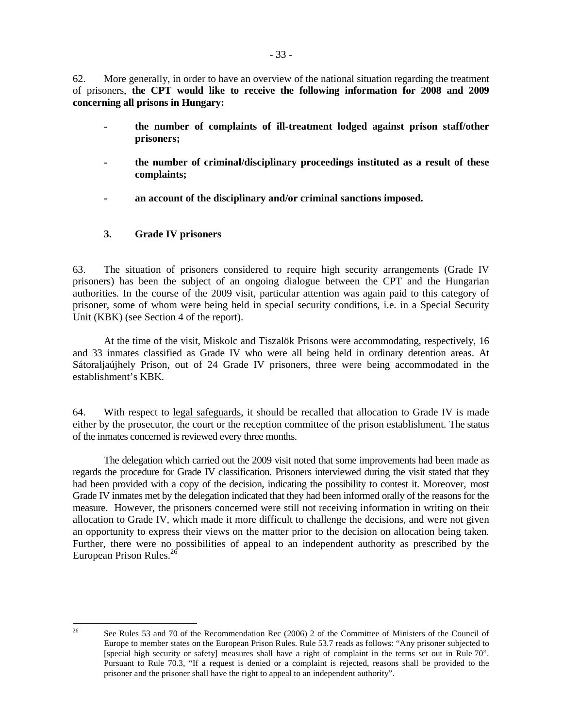62. More generally, in order to have an overview of the national situation regarding the treatment of prisoners, **the CPT would like to receive the following information for 2008 and 2009 concerning all prisons in Hungary:**

- **the number of complaints of ill-treatment lodged against prison staff/other prisoners;**

- **the number of criminal/disciplinary proceedings instituted as a result of these complaints;**

- **an account of the disciplinary and/or criminal sanctions imposed.**

### 3. Grade IV prisoners

63. The situation of prisoners considered to require high security arrangements (Grade IV prisoners) has been the subject of an ongoing dialogue between the CPT and the Hungarian authorities. In the course of the 2009 visit, particular attention was again paid to this category of prisoner, some of whom were being held in special security conditions, i.e. in a Special Security Unit (KBK) (see Section 4 of the report).

At the time of the visit, Miskolc and Tiszalök Prisons were accommodating, respectively, 16 and 33 inmates classified as Grade IV who were all being held in ordinary detention areas. At Sátoraljaújhely Prison, out of 24 Grade IV prisoners, three were being accommodated in the establishment's KBK.

64. With respect to legal safeguards, it should be recalled that allocation to Grade IV is made either by the prosecutor, the court or the reception committee of the prison establishment. The status of the inmates concerned is reviewed every three months.

The delegation which carried out the 2009 visit noted that some improvements had been made as regards the procedure for Grade IV classification. Prisoners interviewed during the visit stated that they had been provided with a copy of the decision, indicating the possibility to contest it. Moreover, most Grade IV inmates met by the delegation indicated that they had been informed orally of the reasons for the measure. However, the prisoners concerned were still not receiving information in writing on their allocation to Grade IV, which made it more difficult to challenge the decisions, and were not given an opportunity to express their views on the matter prior to the decision on allocation being taken. Further, there were no possibilities of appeal to an independent authority as prescribed by the European Prison Rules.[26]

---

[26] See Rules 53 and 70 of the Recommendation Rec (2006) 2 of the Committee of Ministers of the Council of Europe to member states on the European Prison Rules. Rule 53.7 reads as follows: "Any prisoner subjected to [special high security or safety] measures shall have a right of complaint in the terms set out in Rule 70". Pursuant to Rule 70.3, "If a request is denied or a complaint is rejected, reasons shall be provided to the prisoner and the prisoner shall have the right to appeal to an independent authority".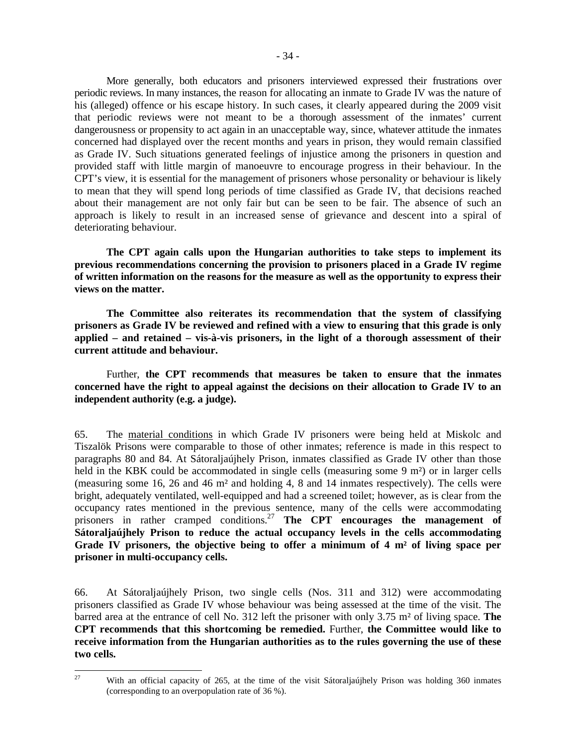More generally, both educators and prisoners interviewed expressed their frustrations over periodic reviews. In many instances, the reason for allocating an inmate to Grade IV was the nature of his (alleged) offence or his escape history. In such cases, it clearly appeared during the 2009 visit that periodic reviews were not meant to be a thorough assessment of the inmates' current dangerousness or propensity to act again in an unacceptable way, since, whatever attitude the inmates concerned had displayed over the recent months and years in prison, they would remain classified as Grade IV. Such situations generated feelings of injustice among the prisoners in question and provided staff with little margin of manoeuvre to encourage progress in their behaviour. In the CPT's view, it is essential for the management of prisoners whose personality or behaviour is likely to mean that they will spend long periods of time classified as Grade IV, that decisions reached about their management are not only fair but can be seen to be fair. The absence of such an approach is likely to result in an increased sense of grievance and descent into a spiral of deteriorating behaviour.

**The CPT again calls upon the Hungarian authorities to take steps to implement its previous recommendations concerning the provision to prisoners placed in a Grade IV regime of written information on the reasons for the measure as well as the opportunity to express their views on the matter.**

**The Committee also reiterates its recommendation that the system of classifying prisoners as Grade IV be reviewed and refined with a view to ensuring that this grade is only applied – and retained – vis-à-vis prisoners, in the light of a thorough assessment of their current attitude and behaviour.**

Further, **the CPT recommends that measures be taken to ensure that the inmates concerned have the right to appeal against the decisions on their allocation to Grade IV to an independent authority (e.g. a judge).**

65. The material conditions in which Grade IV prisoners were being held at Miskolc and Tiszalök Prisons were comparable to those of other inmates; reference is made in this respect to paragraphs 80 and 84. At Sátoraljaújhely Prison, inmates classified as Grade IV other than those held in the KBK could be accommodated in single cells (measuring some 9 m²) or in larger cells (measuring some 16, 26 and 46 m² and holding 4, 8 and 14 inmates respectively). The cells were bright, adequately ventilated, well-equipped and had a screened toilet; however, as is clear from the occupancy rates mentioned in the previous sentence, many of the cells were accommodating prisoners in rather cramped conditions.[27] **The CPT encourages the management of Sátoraljaújhely Prison to reduce the actual occupancy levels in the cells accommodating Grade IV prisoners, the objective being to offer a minimum of 4 m² of living space per prisoner in multi-occupancy cells.**

66. At Sátoraljaújhely Prison, two single cells (Nos. 311 and 312) were accommodating prisoners classified as Grade IV whose behaviour was being assessed at the time of the visit. The barred area at the entrance of cell No. 312 left the prisoner with only 3.75 m² of living space. **The CPT recommends that this shortcoming be remedied.** Further, **the Committee would like to receive information from the Hungarian authorities as to the rules governing the use of these two cells.**

---

[27] With an official capacity of 265, at the time of the visit Sátoraljaújhely Prison was holding 360 inmates (corresponding to an overpopulation rate of 36 %).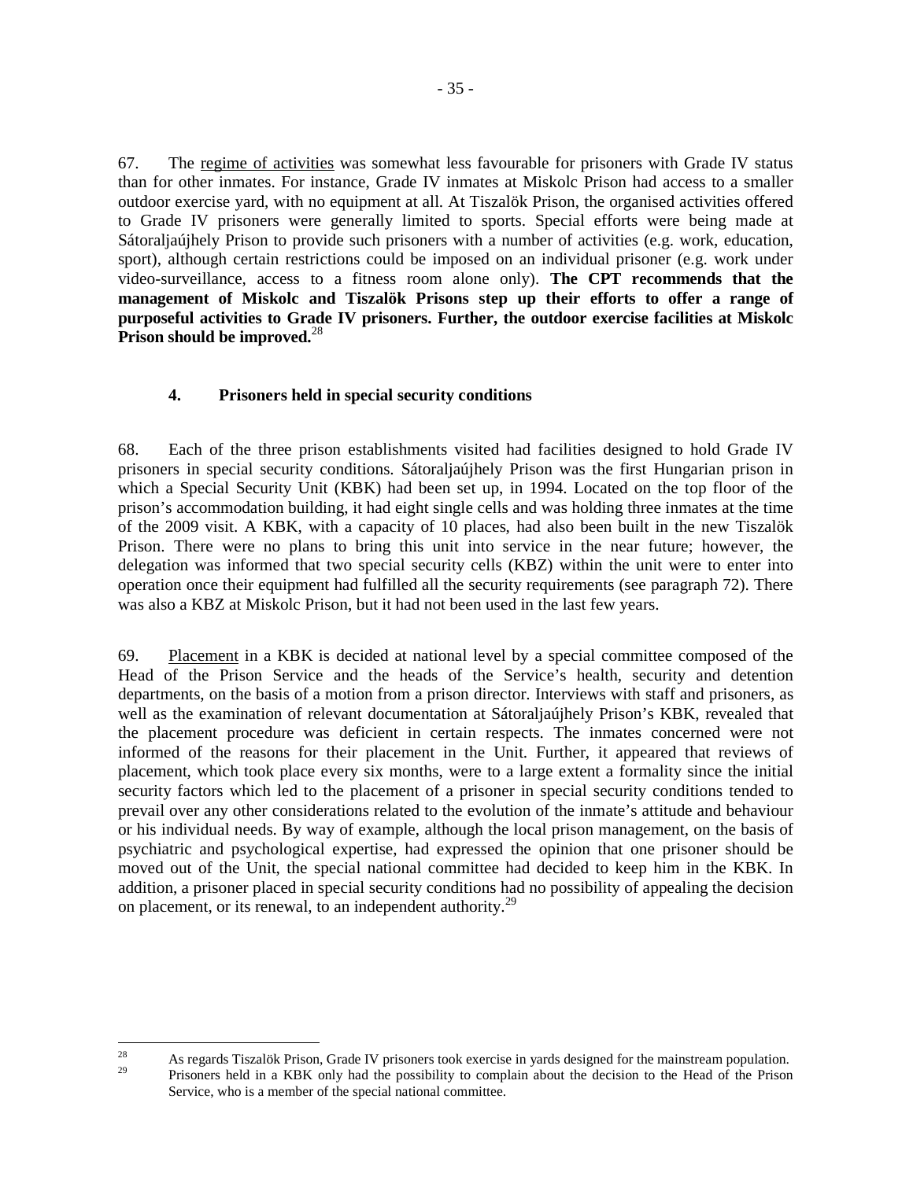67. The <u>regime of activities</u> was somewhat less favourable for prisoners with Grade IV status than for other inmates. For instance, Grade IV inmates at Miskolc Prison had access to a smaller outdoor exercise yard, with no equipment at all. At Tiszalök Prison, the organised activities offered to Grade IV prisoners were generally limited to sports. Special efforts were being made at Sátoraljaújhely Prison to provide such prisoners with a number of activities (e.g. work, education, sport), although certain restrictions could be imposed on an individual prisoner (e.g. work under video-surveillance, access to a fitness room alone only). **The CPT recommends that the management of Miskolc and Tiszalök Prisons step up their efforts to offer a range of purposeful activities to Grade IV prisoners. Further, the outdoor exercise facilities at Miskolc Prison should be improved.**[28]

### 4. Prisoners held in special security conditions

68. Each of the three prison establishments visited had facilities designed to hold Grade IV prisoners in special security conditions. Sátoraljaújhely Prison was the first Hungarian prison in which a Special Security Unit (KBK) had been set up, in 1994. Located on the top floor of the prison's accommodation building, it had eight single cells and was holding three inmates at the time of the 2009 visit. A KBK, with a capacity of 10 places, had also been built in the new Tiszalök Prison. There were no plans to bring this unit into service in the near future; however, the delegation was informed that two special security cells (KBZ) within the unit were to enter into operation once their equipment had fulfilled all the security requirements (see paragraph 72). There was also a KBZ at Miskolc Prison, but it had not been used in the last few years.

69. <u>Placement</u> in a KBK is decided at national level by a special committee composed of the Head of the Prison Service and the heads of the Service's health, security and detention departments, on the basis of a motion from a prison director. Interviews with staff and prisoners, as well as the examination of relevant documentation at Sátoraljaújhely Prison's KBK, revealed that the placement procedure was deficient in certain respects. The inmates concerned were not informed of the reasons for their placement in the Unit. Further, it appeared that reviews of placement, which took place every six months, were to a large extent a formality since the initial security factors which led to the placement of a prisoner in special security conditions tended to prevail over any other considerations related to the evolution of the inmate's attitude and behaviour or his individual needs. By way of example, although the local prison management, on the basis of psychiatric and psychological expertise, had expressed the opinion that one prisoner should be moved out of the Unit, the special national committee had decided to keep him in the KBK. In addition, a prisoner placed in special security conditions had no possibility of appealing the decision on placement, or its renewal, to an independent authority.[29]

---

[28] As regards Tiszalök Prison, Grade IV prisoners took exercise in yards designed for the mainstream population.

[29] Prisoners held in a KBK only had the possibility to complain about the decision to the Head of the Prison Service, who is a member of the special national committee.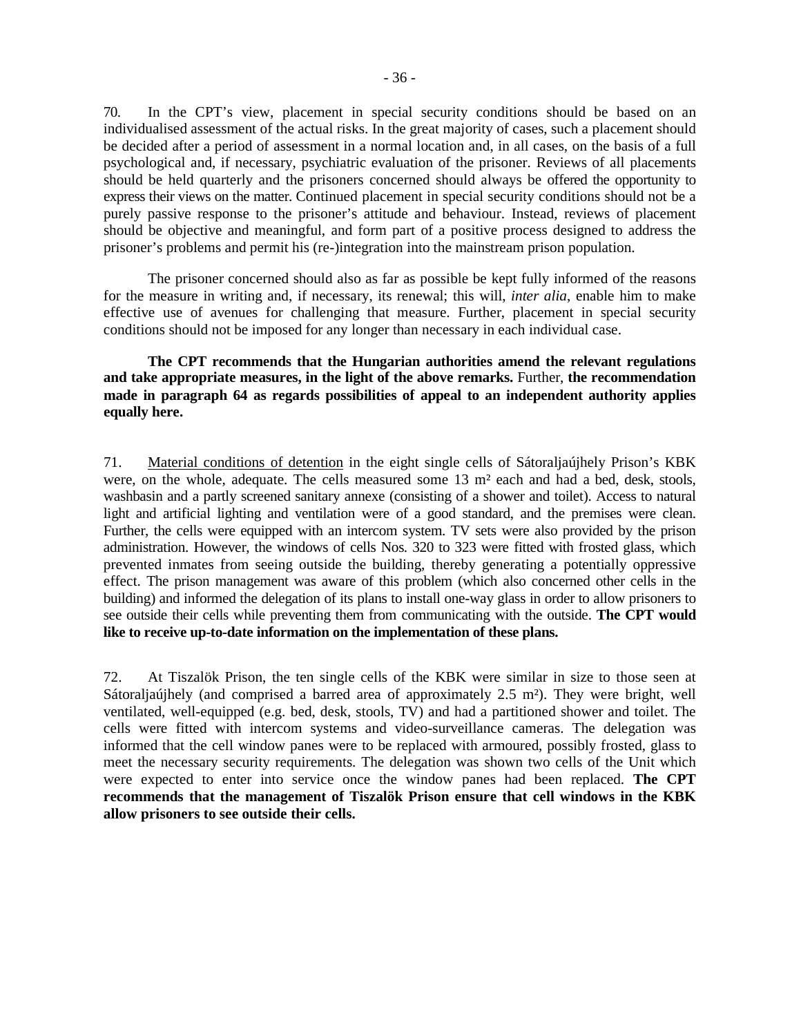70. In the CPT's view, placement in special security conditions should be based on an individualised assessment of the actual risks. In the great majority of cases, such a placement should be decided after a period of assessment in a normal location and, in all cases, on the basis of a full psychological and, if necessary, psychiatric evaluation of the prisoner. Reviews of all placements should be held quarterly and the prisoners concerned should always be offered the opportunity to express their views on the matter. Continued placement in special security conditions should not be a purely passive response to the prisoner's attitude and behaviour. Instead, reviews of placement should be objective and meaningful, and form part of a positive process designed to address the prisoner's problems and permit his (re-)integration into the mainstream prison population.

The prisoner concerned should also as far as possible be kept fully informed of the reasons for the measure in writing and, if necessary, its renewal; this will, *inter alia*, enable him to make effective use of avenues for challenging that measure. Further, placement in special security conditions should not be imposed for any longer than necessary in each individual case.

**The CPT recommends that the Hungarian authorities amend the relevant regulations and take appropriate measures, in the light of the above remarks.** Further, **the recommendation made in paragraph 64 as regards possibilities of appeal to an independent authority applies equally here.**

71. Material conditions of detention in the eight single cells of Sátoraljaújhely Prison's KBK were, on the whole, adequate. The cells measured some 13 m² each and had a bed, desk, stools, washbasin and a partly screened sanitary annexe (consisting of a shower and toilet). Access to natural light and artificial lighting and ventilation were of a good standard, and the premises were clean. Further, the cells were equipped with an intercom system. TV sets were also provided by the prison administration. However, the windows of cells Nos. 320 to 323 were fitted with frosted glass, which prevented inmates from seeing outside the building, thereby generating a potentially oppressive effect. The prison management was aware of this problem (which also concerned other cells in the building) and informed the delegation of its plans to install one-way glass in order to allow prisoners to see outside their cells while preventing them from communicating with the outside. **The CPT would like to receive up-to-date information on the implementation of these plans.**

72. At Tiszalök Prison, the ten single cells of the KBK were similar in size to those seen at Sátoraljaújhely (and comprised a barred area of approximately 2.5 m²). They were bright, well ventilated, well-equipped (e.g. bed, desk, stools, TV) and had a partitioned shower and toilet. The cells were fitted with intercom systems and video-surveillance cameras. The delegation was informed that the cell window panes were to be replaced with armoured, possibly frosted, glass to meet the necessary security requirements. The delegation was shown two cells of the Unit which were expected to enter into service once the window panes had been replaced. **The CPT recommends that the management of Tiszalök Prison ensure that cell windows in the KBK allow prisoners to see outside their cells.**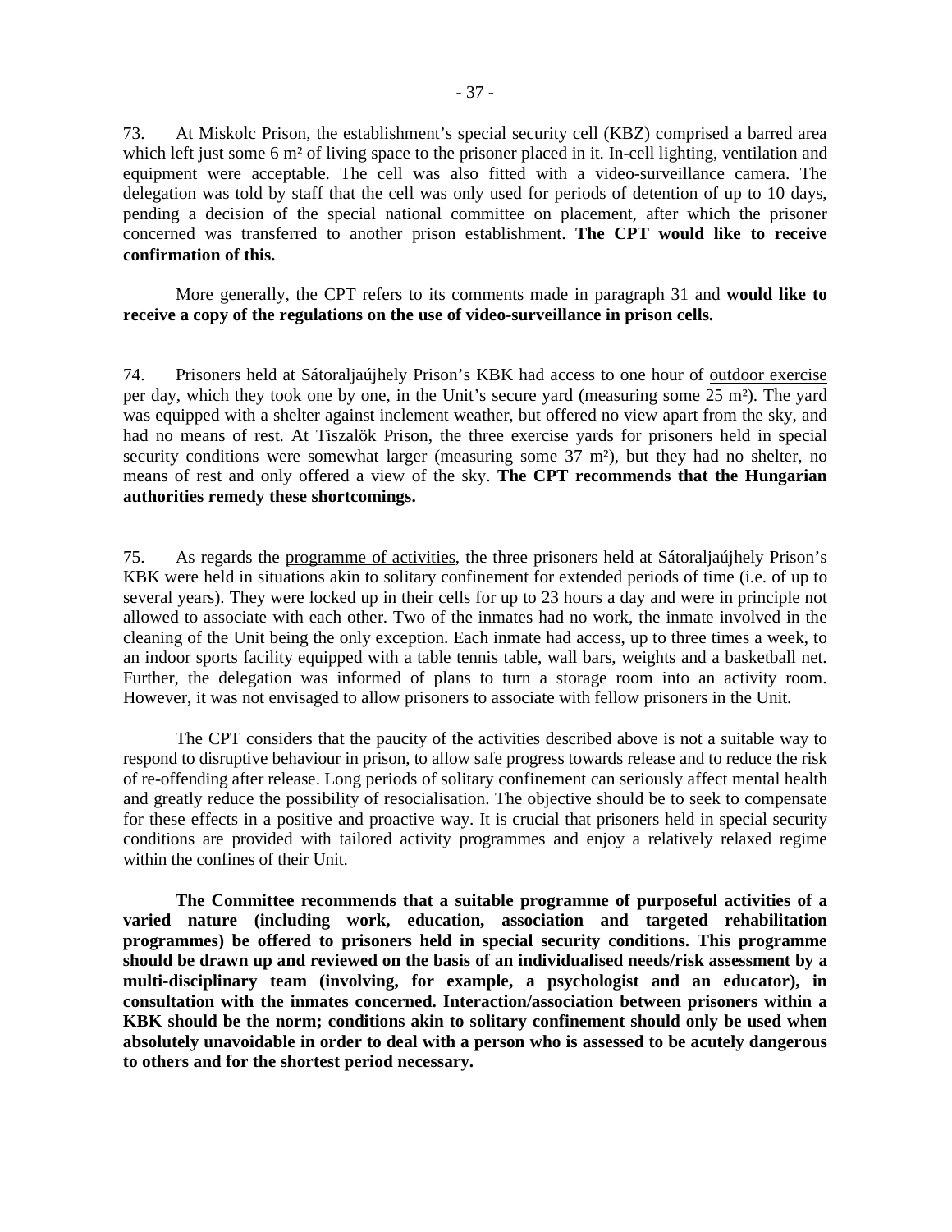73. At Miskolc Prison, the establishment's special security cell (KBZ) comprised a barred area which left just some 6 m² of living space to the prisoner placed in it. In-cell lighting, ventilation and equipment were acceptable. The cell was also fitted with a video-surveillance camera. The delegation was told by staff that the cell was only used for periods of detention of up to 10 days, pending a decision of the special national committee on placement, after which the prisoner concerned was transferred to another prison establishment. **The CPT would like to receive confirmation of this.**

More generally, the CPT refers to its comments made in paragraph 31 and **would like to receive a copy of the regulations on the use of video-surveillance in prison cells.**

74. Prisoners held at Sátoraljaújhely Prison's KBK had access to one hour of outdoor exercise per day, which they took one by one, in the Unit's secure yard (measuring some 25 m²). The yard was equipped with a shelter against inclement weather, but offered no view apart from the sky, and had no means of rest. At Tiszalök Prison, the three exercise yards for prisoners held in special security conditions were somewhat larger (measuring some 37 m²), but they had no shelter, no means of rest and only offered a view of the sky. **The CPT recommends that the Hungarian authorities remedy these shortcomings.**

75. As regards the programme of activities, the three prisoners held at Sátoraljaújhely Prison's KBK were held in situations akin to solitary confinement for extended periods of time (i.e. of up to several years). They were locked up in their cells for up to 23 hours a day and were in principle not allowed to associate with each other. Two of the inmates had no work, the inmate involved in the cleaning of the Unit being the only exception. Each inmate had access, up to three times a week, to an indoor sports facility equipped with a table tennis table, wall bars, weights and a basketball net. Further, the delegation was informed of plans to turn a storage room into an activity room. However, it was not envisaged to allow prisoners to associate with fellow prisoners in the Unit.

The CPT considers that the paucity of the activities described above is not a suitable way to respond to disruptive behaviour in prison, to allow safe progress towards release and to reduce the risk of re-offending after release. Long periods of solitary confinement can seriously affect mental health and greatly reduce the possibility of resocialisation. The objective should be to seek to compensate for these effects in a positive and proactive way. It is crucial that prisoners held in special security conditions are provided with tailored activity programmes and enjoy a relatively relaxed regime within the confines of their Unit.

**The Committee recommends that a suitable programme of purposeful activities of a varied nature (including work, education, association and targeted rehabilitation programmes) be offered to prisoners held in special security conditions. This programme should be drawn up and reviewed on the basis of an individualised needs/risk assessment by a multi-disciplinary team (involving, for example, a psychologist and an educator), in consultation with the inmates concerned. Interaction/association between prisoners within a KBK should be the norm; conditions akin to solitary confinement should only be used when absolutely unavoidable in order to deal with a person who is assessed to be acutely dangerous to others and for the shortest period necessary.**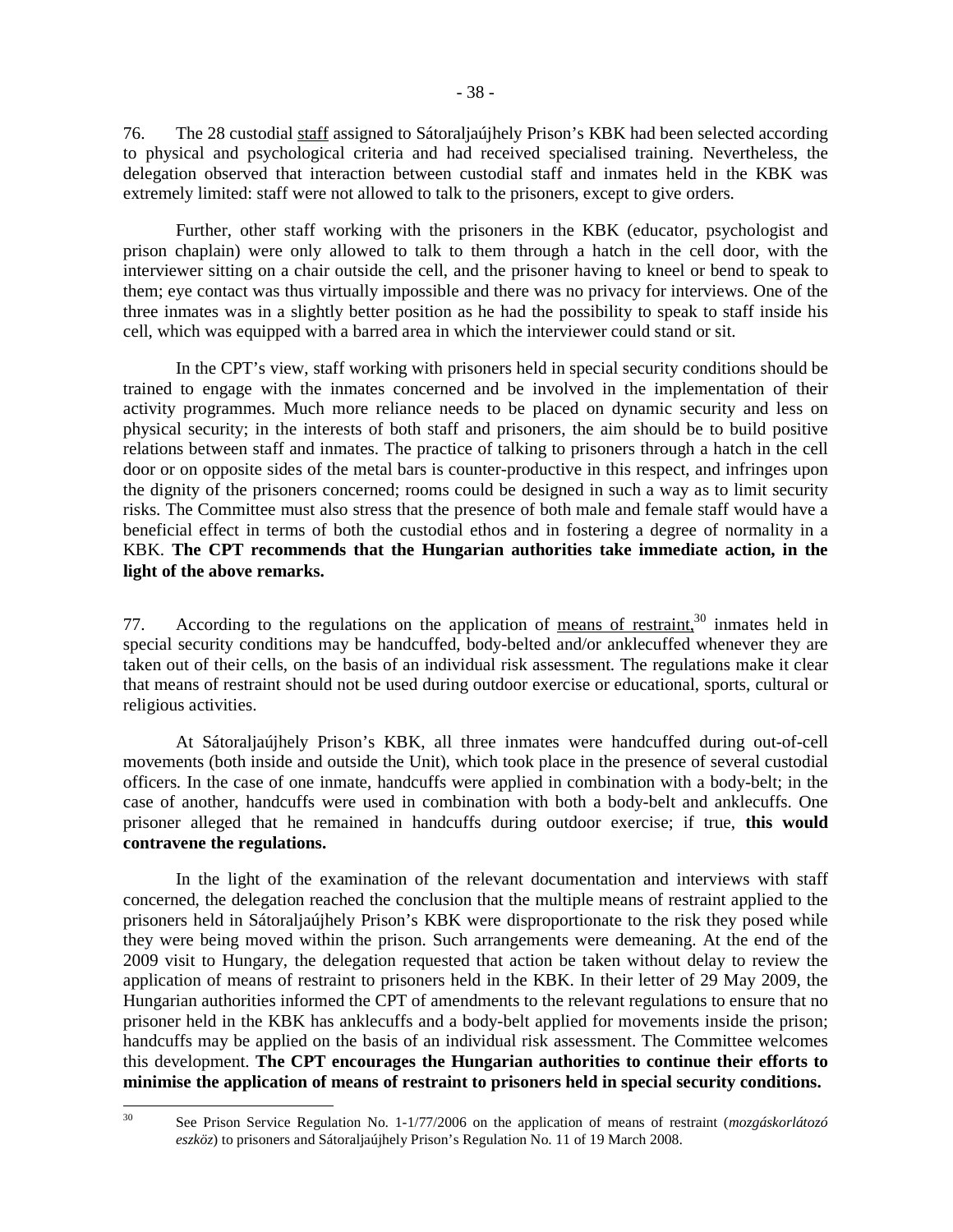76. The 28 custodial staff assigned to Sátoraljaújhely Prison's KBK had been selected according to physical and psychological criteria and had received specialised training. Nevertheless, the delegation observed that interaction between custodial staff and inmates held in the KBK was extremely limited: staff were not allowed to talk to the prisoners, except to give orders.

Further, other staff working with the prisoners in the KBK (educator, psychologist and prison chaplain) were only allowed to talk to them through a hatch in the cell door, with the interviewer sitting on a chair outside the cell, and the prisoner having to kneel or bend to speak to them; eye contact was thus virtually impossible and there was no privacy for interviews. One of the three inmates was in a slightly better position as he had the possibility to speak to staff inside his cell, which was equipped with a barred area in which the interviewer could stand or sit.

In the CPT's view, staff working with prisoners held in special security conditions should be trained to engage with the inmates concerned and be involved in the implementation of their activity programmes. Much more reliance needs to be placed on dynamic security and less on physical security; in the interests of both staff and prisoners, the aim should be to build positive relations between staff and inmates. The practice of talking to prisoners through a hatch in the cell door or on opposite sides of the metal bars is counter-productive in this respect, and infringes upon the dignity of the prisoners concerned; rooms could be designed in such a way as to limit security risks. The Committee must also stress that the presence of both male and female staff would have a beneficial effect in terms of both the custodial ethos and in fostering a degree of normality in a KBK. **The CPT recommends that the Hungarian authorities take immediate action, in the light of the above remarks.**

77. According to the regulations on the application of means of restraint,[30] inmates held in special security conditions may be handcuffed, body-belted and/or anklecuffed whenever they are taken out of their cells, on the basis of an individual risk assessment. The regulations make it clear that means of restraint should not be used during outdoor exercise or educational, sports, cultural or religious activities.

At Sátoraljaújhely Prison's KBK, all three inmates were handcuffed during out-of-cell movements (both inside and outside the Unit), which took place in the presence of several custodial officers. In the case of one inmate, handcuffs were applied in combination with a body-belt; in the case of another, handcuffs were used in combination with both a body-belt and anklecuffs. One prisoner alleged that he remained in handcuffs during outdoor exercise; if true, **this would contravene the regulations.**

In the light of the examination of the relevant documentation and interviews with staff concerned, the delegation reached the conclusion that the multiple means of restraint applied to the prisoners held in Sátoraljaújhely Prison's KBK were disproportionate to the risk they posed while they were being moved within the prison. Such arrangements were demeaning. At the end of the 2009 visit to Hungary, the delegation requested that action be taken without delay to review the application of means of restraint to prisoners held in the KBK. In their letter of 29 May 2009, the Hungarian authorities informed the CPT of amendments to the relevant regulations to ensure that no prisoner held in the KBK has anklecuffs and a body-belt applied for movements inside the prison; handcuffs may be applied on the basis of an individual risk assessment. The Committee welcomes this development. **The CPT encourages the Hungarian authorities to continue their efforts to minimise the application of means of restraint to prisoners held in special security conditions.**

---

[30] See Prison Service Regulation No. 1-1/77/2006 on the application of means of restraint (*mozgáskorlátozó eszköz*) to prisoners and Sátoraljaújhely Prison's Regulation No. 11 of 19 March 2008.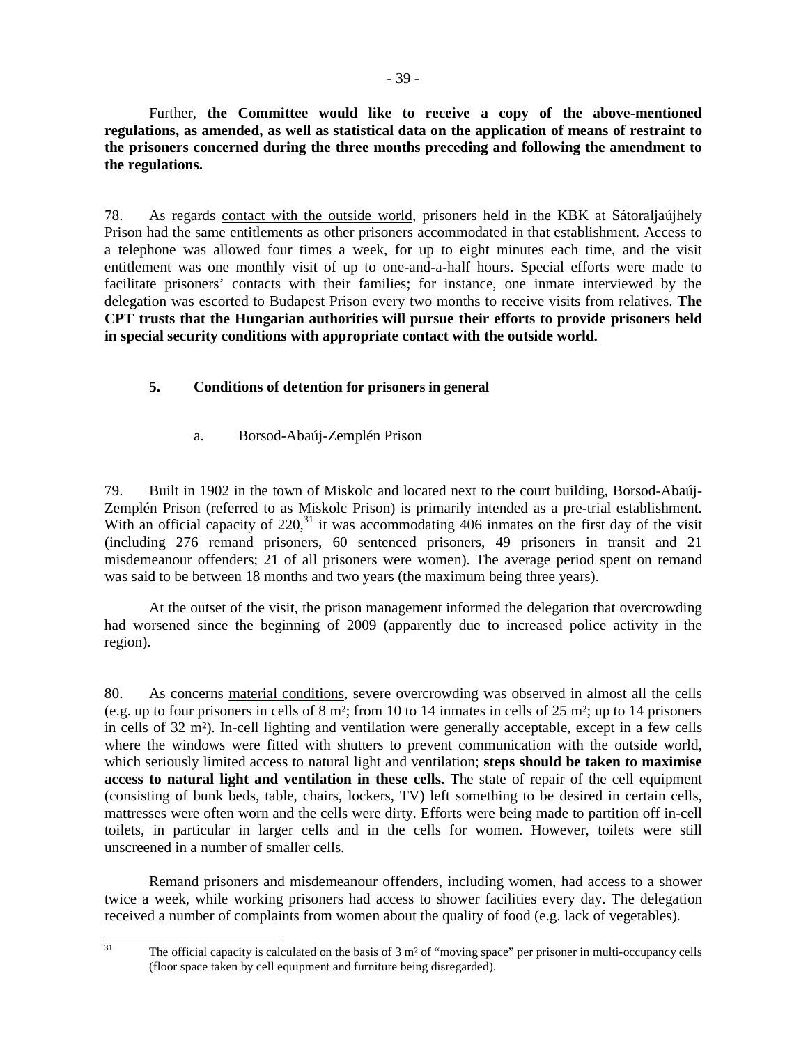Further, **the Committee would like to receive a copy of the above-mentioned regulations, as amended, as well as statistical data on the application of means of restraint to the prisoners concerned during the three months preceding and following the amendment to the regulations.**

78. As regards contact with the outside world, prisoners held in the KBK at Sátoraljaújhely Prison had the same entitlements as other prisoners accommodated in that establishment. Access to a telephone was allowed four times a week, for up to eight minutes each time, and the visit entitlement was one monthly visit of up to one-and-a-half hours. Special efforts were made to facilitate prisoners' contacts with their families; for instance, one inmate interviewed by the delegation was escorted to Budapest Prison every two months to receive visits from relatives. **The CPT trusts that the Hungarian authorities will pursue their efforts to provide prisoners held in special security conditions with appropriate contact with the outside world.**

### 5. Conditions of detention for prisoners in general

#### a. Borsod-Abaúj-Zemplén Prison

79. Built in 1902 in the town of Miskolc and located next to the court building, Borsod-Abaúj-Zemplén Prison (referred to as Miskolc Prison) is primarily intended as a pre-trial establishment. With an official capacity of 220,[31] it was accommodating 406 inmates on the first day of the visit (including 276 remand prisoners, 60 sentenced prisoners, 49 prisoners in transit and 21 misdemeanour offenders; 21 of all prisoners were women). The average period spent on remand was said to be between 18 months and two years (the maximum being three years).

At the outset of the visit, the prison management informed the delegation that overcrowding had worsened since the beginning of 2009 (apparently due to increased police activity in the region).

80. As concerns material conditions, severe overcrowding was observed in almost all the cells (e.g. up to four prisoners in cells of 8 m²; from 10 to 14 inmates in cells of 25 m²; up to 14 prisoners in cells of 32 m²). In-cell lighting and ventilation were generally acceptable, except in a few cells where the windows were fitted with shutters to prevent communication with the outside world, which seriously limited access to natural light and ventilation; **steps should be taken to maximise access to natural light and ventilation in these cells.** The state of repair of the cell equipment (consisting of bunk beds, table, chairs, lockers, TV) left something to be desired in certain cells, mattresses were often worn and the cells were dirty. Efforts were being made to partition off in-cell toilets, in particular in larger cells and in the cells for women. However, toilets were still unscreened in a number of smaller cells.

Remand prisoners and misdemeanour offenders, including women, had access to a shower twice a week, while working prisoners had access to shower facilities every day. The delegation received a number of complaints from women about the quality of food (e.g. lack of vegetables).

---

[31] The official capacity is calculated on the basis of 3 m² of "moving space" per prisoner in multi-occupancy cells (floor space taken by cell equipment and furniture being disregarded).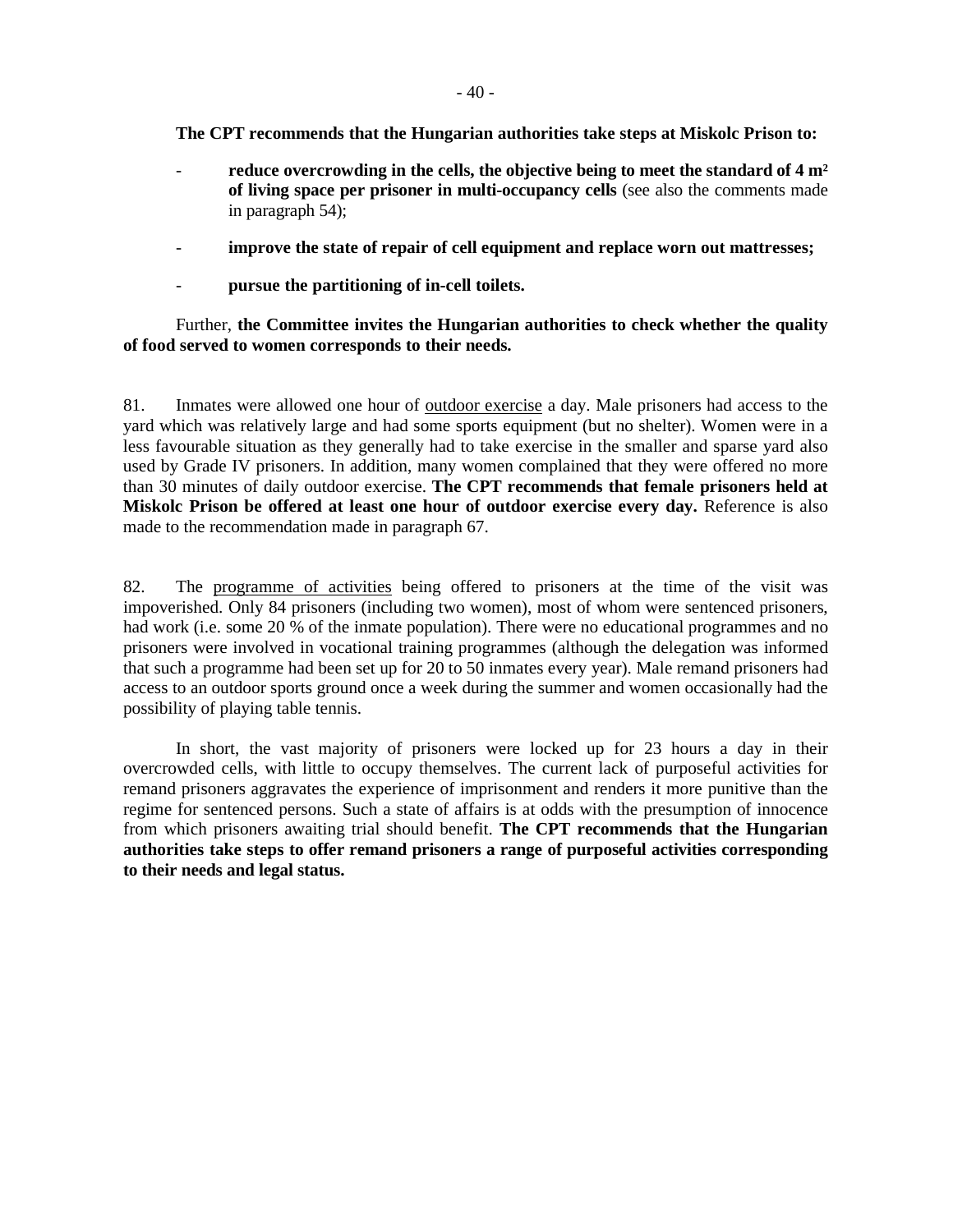**The CPT recommends that the Hungarian authorities take steps at Miskolc Prison to:**

- **reduce overcrowding in the cells, the objective being to meet the standard of 4 m² of living space per prisoner in multi-occupancy cells** (see also the comments made in paragraph 54);
- **improve the state of repair of cell equipment and replace worn out mattresses;**
- **pursue the partitioning of in-cell toilets.**

Further, **the Committee invites the Hungarian authorities to check whether the quality of food served to women corresponds to their needs.**

81. Inmates were allowed one hour of <u>outdoor exercise</u> a day. Male prisoners had access to the yard which was relatively large and had some sports equipment (but no shelter). Women were in a less favourable situation as they generally had to take exercise in the smaller and sparse yard also used by Grade IV prisoners. In addition, many women complained that they were offered no more than 30 minutes of daily outdoor exercise. **The CPT recommends that female prisoners held at Miskolc Prison be offered at least one hour of outdoor exercise every day.** Reference is also made to the recommendation made in paragraph 67.

82. The <u>programme of activities</u> being offered to prisoners at the time of the visit was impoverished. Only 84 prisoners (including two women), most of whom were sentenced prisoners, had work (i.e. some 20 % of the inmate population). There were no educational programmes and no prisoners were involved in vocational training programmes (although the delegation was informed that such a programme had been set up for 20 to 50 inmates every year). Male remand prisoners had access to an outdoor sports ground once a week during the summer and women occasionally had the possibility of playing table tennis.

In short, the vast majority of prisoners were locked up for 23 hours a day in their overcrowded cells, with little to occupy themselves. The current lack of purposeful activities for remand prisoners aggravates the experience of imprisonment and renders it more punitive than the regime for sentenced persons. Such a state of affairs is at odds with the presumption of innocence from which prisoners awaiting trial should benefit. **The CPT recommends that the Hungarian authorities take steps to offer remand prisoners a range of purposeful activities corresponding to their needs and legal status.**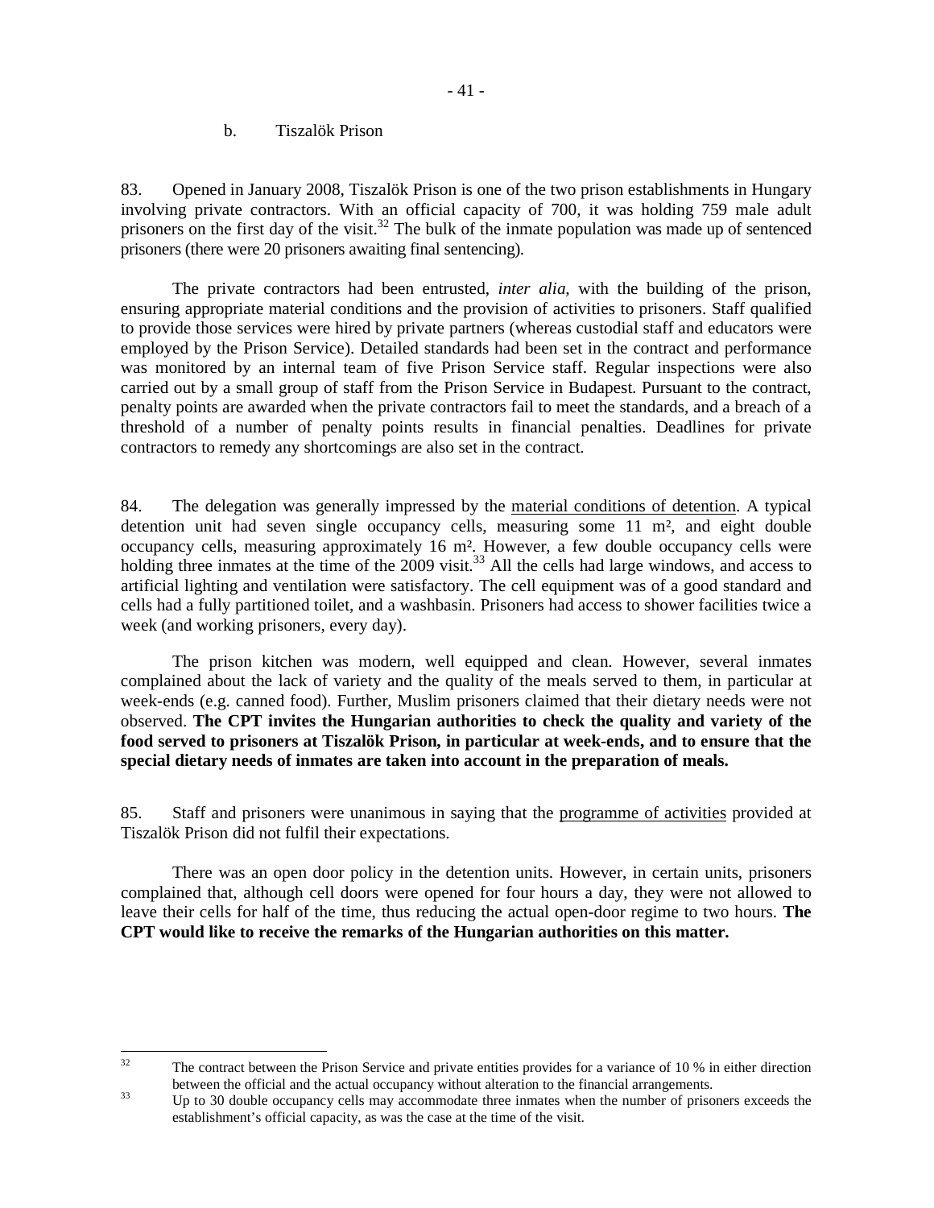### b. Tiszalök Prison

83. Opened in January 2008, Tiszalök Prison is one of the two prison establishments in Hungary involving private contractors. With an official capacity of 700, it was holding 759 male adult prisoners on the first day of the visit.[32] The bulk of the inmate population was made up of sentenced prisoners (there were 20 prisoners awaiting final sentencing).

The private contractors had been entrusted, *inter alia*, with the building of the prison, ensuring appropriate material conditions and the provision of activities to prisoners. Staff qualified to provide those services were hired by private partners (whereas custodial staff and educators were employed by the Prison Service). Detailed standards had been set in the contract and performance was monitored by an internal team of five Prison Service staff. Regular inspections were also carried out by a small group of staff from the Prison Service in Budapest. Pursuant to the contract, penalty points are awarded when the private contractors fail to meet the standards, and a breach of a threshold of a number of penalty points results in financial penalties. Deadlines for private contractors to remedy any shortcomings are also set in the contract.

84. The delegation was generally impressed by the material conditions of detention. A typical detention unit had seven single occupancy cells, measuring some 11 m², and eight double occupancy cells, measuring approximately 16 m². However, a few double occupancy cells were holding three inmates at the time of the 2009 visit.[33] All the cells had large windows, and access to artificial lighting and ventilation were satisfactory. The cell equipment was of a good standard and cells had a fully partitioned toilet, and a washbasin. Prisoners had access to shower facilities twice a week (and working prisoners, every day).

The prison kitchen was modern, well equipped and clean. However, several inmates complained about the lack of variety and the quality of the meals served to them, in particular at week-ends (e.g. canned food). Further, Muslim prisoners claimed that their dietary needs were not observed. **The CPT invites the Hungarian authorities to check the quality and variety of the food served to prisoners at Tiszalök Prison, in particular at week-ends, and to ensure that the special dietary needs of inmates are taken into account in the preparation of meals.**

85. Staff and prisoners were unanimous in saying that the programme of activities provided at Tiszalök Prison did not fulfil their expectations.

There was an open door policy in the detention units. However, in certain units, prisoners complained that, although cell doors were opened for four hours a day, they were not allowed to leave their cells for half of the time, thus reducing the actual open-door regime to two hours. **The CPT would like to receive the remarks of the Hungarian authorities on this matter.**

---

[32] The contract between the Prison Service and private entities provides for a variance of 10 % in either direction between the official and the actual occupancy without alteration to the financial arrangements.

[33] Up to 30 double occupancy cells may accommodate three inmates when the number of prisoners exceeds the establishment's official capacity, as was the case at the time of the visit.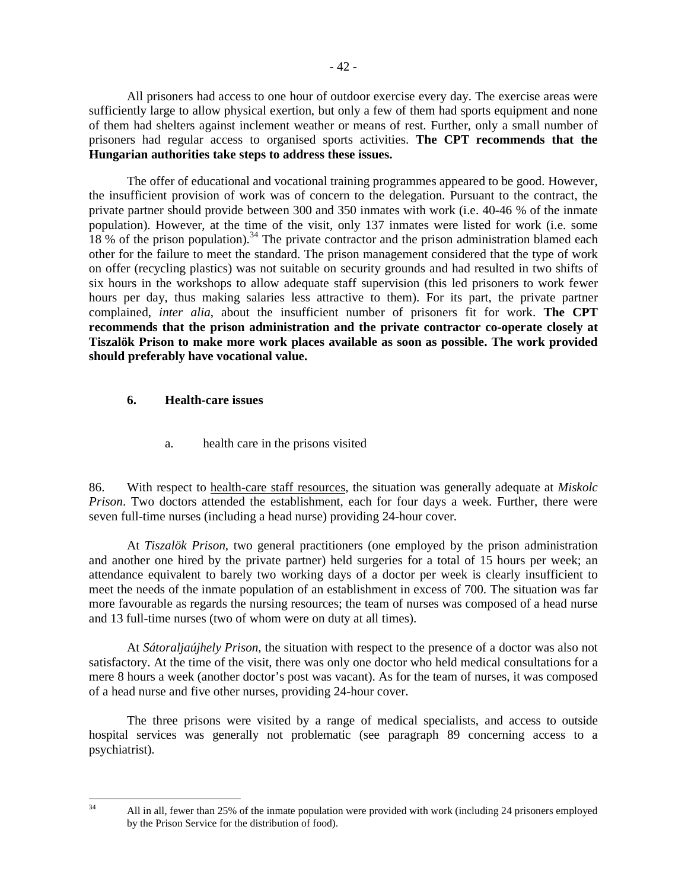All prisoners had access to one hour of outdoor exercise every day. The exercise areas were sufficiently large to allow physical exertion, but only a few of them had sports equipment and none of them had shelters against inclement weather or means of rest. Further, only a small number of prisoners had regular access to organised sports activities. **The CPT recommends that the Hungarian authorities take steps to address these issues.**

The offer of educational and vocational training programmes appeared to be good. However, the insufficient provision of work was of concern to the delegation. Pursuant to the contract, the private partner should provide between 300 and 350 inmates with work (i.e. 40-46 % of the inmate population). However, at the time of the visit, only 137 inmates were listed for work (i.e. some 18 % of the prison population).[34] The private contractor and the prison administration blamed each other for the failure to meet the standard. The prison management considered that the type of work on offer (recycling plastics) was not suitable on security grounds and had resulted in two shifts of six hours in the workshops to allow adequate staff supervision (this led prisoners to work fewer hours per day, thus making salaries less attractive to them). For its part, the private partner complained, *inter alia*, about the insufficient number of prisoners fit for work. **The CPT recommends that the prison administration and the private contractor co-operate closely at Tiszalök Prison to make more work places available as soon as possible. The work provided should preferably have vocational value.**

### 6. Health-care issues

#### a. health care in the prisons visited

86. With respect to health-care staff resources, the situation was generally adequate at *Miskolc Prison*. Two doctors attended the establishment, each for four days a week. Further, there were seven full-time nurses (including a head nurse) providing 24-hour cover.

At *Tiszalök Prison*, two general practitioners (one employed by the prison administration and another one hired by the private partner) held surgeries for a total of 15 hours per week; an attendance equivalent to barely two working days of a doctor per week is clearly insufficient to meet the needs of the inmate population of an establishment in excess of 700. The situation was far more favourable as regards the nursing resources; the team of nurses was composed of a head nurse and 13 full-time nurses (two of whom were on duty at all times).

At *Sátoraljaújhely Prison*, the situation with respect to the presence of a doctor was also not satisfactory. At the time of the visit, there was only one doctor who held medical consultations for a mere 8 hours a week (another doctor's post was vacant). As for the team of nurses, it was composed of a head nurse and five other nurses, providing 24-hour cover.

The three prisons were visited by a range of medical specialists, and access to outside hospital services was generally not problematic (see paragraph 89 concerning access to a psychiatrist).

---

[34] All in all, fewer than 25% of the inmate population were provided with work (including 24 prisoners employed by the Prison Service for the distribution of food).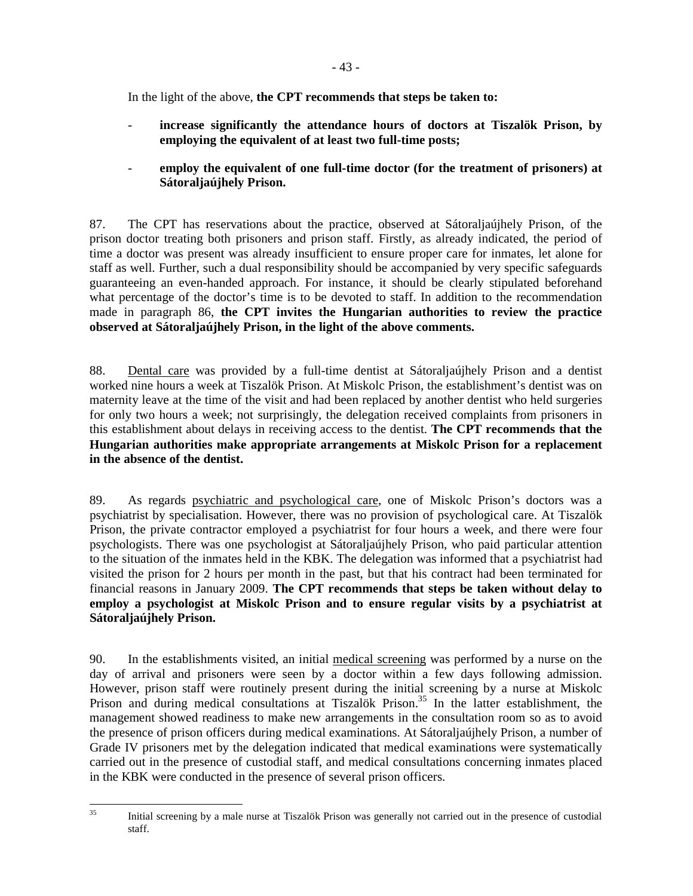In the light of the above, **the CPT recommends that steps be taken to:**

- **increase significantly the attendance hours of doctors at Tiszalök Prison, by employing the equivalent of at least two full-time posts;**

- **employ the equivalent of one full-time doctor (for the treatment of prisoners) at Sátoraljaújhely Prison.**

87. The CPT has reservations about the practice, observed at Sátoraljaújhely Prison, of the prison doctor treating both prisoners and prison staff. Firstly, as already indicated, the period of time a doctor was present was already insufficient to ensure proper care for inmates, let alone for staff as well. Further, such a dual responsibility should be accompanied by very specific safeguards guaranteeing an even-handed approach. For instance, it should be clearly stipulated beforehand what percentage of the doctor's time is to be devoted to staff. In addition to the recommendation made in paragraph 86, **the CPT invites the Hungarian authorities to review the practice observed at Sátoraljaújhely Prison, in the light of the above comments.**

88. Dental care was provided by a full-time dentist at Sátoraljaújhely Prison and a dentist worked nine hours a week at Tiszalök Prison. At Miskolc Prison, the establishment's dentist was on maternity leave at the time of the visit and had been replaced by another dentist who held surgeries for only two hours a week; not surprisingly, the delegation received complaints from prisoners in this establishment about delays in receiving access to the dentist. **The CPT recommends that the Hungarian authorities make appropriate arrangements at Miskolc Prison for a replacement in the absence of the dentist.**

89. As regards psychiatric and psychological care, one of Miskolc Prison's doctors was a psychiatrist by specialisation. However, there was no provision of psychological care. At Tiszalök Prison, the private contractor employed a psychiatrist for four hours a week, and there were four psychologists. There was one psychologist at Sátoraljaújhely Prison, who paid particular attention to the situation of the inmates held in the KBK. The delegation was informed that a psychiatrist had visited the prison for 2 hours per month in the past, but that his contract had been terminated for financial reasons in January 2009. **The CPT recommends that steps be taken without delay to employ a psychologist at Miskolc Prison and to ensure regular visits by a psychiatrist at Sátoraljaújhely Prison.**

90. In the establishments visited, an initial medical screening was performed by a nurse on the day of arrival and prisoners were seen by a doctor within a few days following admission. However, prison staff were routinely present during the initial screening by a nurse at Miskolc Prison and during medical consultations at Tiszalök Prison.[35] In the latter establishment, the management showed readiness to make new arrangements in the consultation room so as to avoid the presence of prison officers during medical examinations. At Sátoraljaújhely Prison, a number of Grade IV prisoners met by the delegation indicated that medical examinations were systematically carried out in the presence of custodial staff, and medical consultations concerning inmates placed in the KBK were conducted in the presence of several prison officers.

---

[35] Initial screening by a male nurse at Tiszalök Prison was generally not carried out in the presence of custodial staff.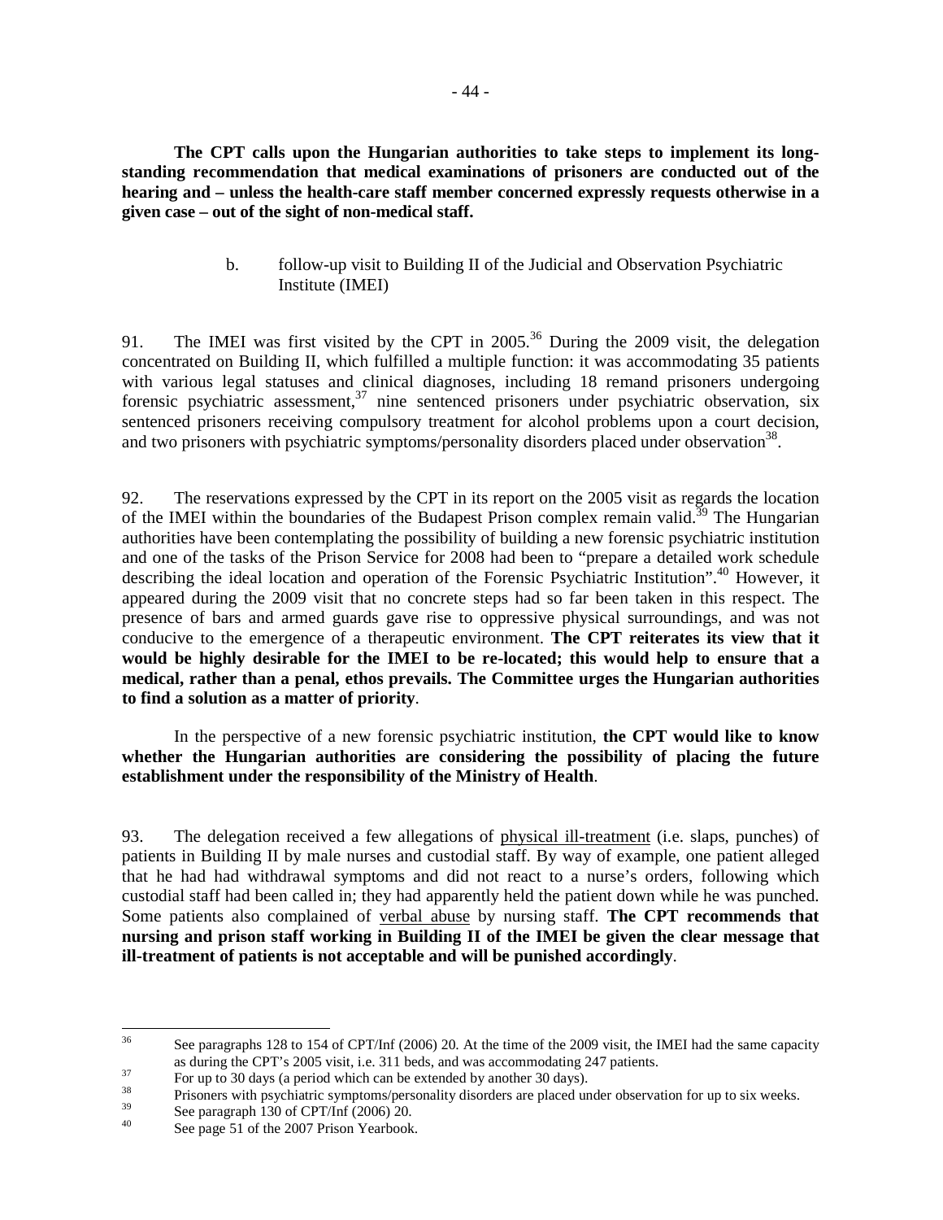**The CPT calls upon the Hungarian authorities to take steps to implement its long-standing recommendation that medical examinations of prisoners are conducted out of the hearing and – unless the health-care staff member concerned expressly requests otherwise in a given case – out of the sight of non-medical staff.**

### b. follow-up visit to Building II of the Judicial and Observation Psychiatric Institute (IMEI)

91. The IMEI was first visited by the CPT in 2005.[36] During the 2009 visit, the delegation concentrated on Building II, which fulfilled a multiple function: it was accommodating 35 patients with various legal statuses and clinical diagnoses, including 18 remand prisoners undergoing forensic psychiatric assessment,[37] nine sentenced prisoners under psychiatric observation, six sentenced prisoners receiving compulsory treatment for alcohol problems upon a court decision, and two prisoners with psychiatric symptoms/personality disorders placed under observation[38].

92. The reservations expressed by the CPT in its report on the 2005 visit as regards the location of the IMEI within the boundaries of the Budapest Prison complex remain valid.[39] The Hungarian authorities have been contemplating the possibility of building a new forensic psychiatric institution and one of the tasks of the Prison Service for 2008 had been to "prepare a detailed work schedule describing the ideal location and operation of the Forensic Psychiatric Institution".[40] However, it appeared during the 2009 visit that no concrete steps had so far been taken in this respect. The presence of bars and armed guards gave rise to oppressive physical surroundings, and was not conducive to the emergence of a therapeutic environment. **The CPT reiterates its view that it would be highly desirable for the IMEI to be re-located; this would help to ensure that a medical, rather than a penal, ethos prevails. The Committee urges the Hungarian authorities to find a solution as a matter of priority**.

In the perspective of a new forensic psychiatric institution, **the CPT would like to know whether the Hungarian authorities are considering the possibility of placing the future establishment under the responsibility of the Ministry of Health**.

93. The delegation received a few allegations of physical ill-treatment (i.e. slaps, punches) of patients in Building II by male nurses and custodial staff. By way of example, one patient alleged that he had had withdrawal symptoms and did not react to a nurse's orders, following which custodial staff had been called in; they had apparently held the patient down while he was punched. Some patients also complained of verbal abuse by nursing staff. **The CPT recommends that nursing and prison staff working in Building II of the IMEI be given the clear message that ill-treatment of patients is not acceptable and will be punished accordingly**.

---

[36] See paragraphs 128 to 154 of CPT/Inf (2006) 20. At the time of the 2009 visit, the IMEI had the same capacity as during the CPT's 2005 visit, i.e. 311 beds, and was accommodating 247 patients.

[37] For up to 30 days (a period which can be extended by another 30 days).

[38] Prisoners with psychiatric symptoms/personality disorders are placed under observation for up to six weeks.

[39] See paragraph 130 of CPT/Inf (2006) 20.

[40] See page 51 of the 2007 Prison Yearbook.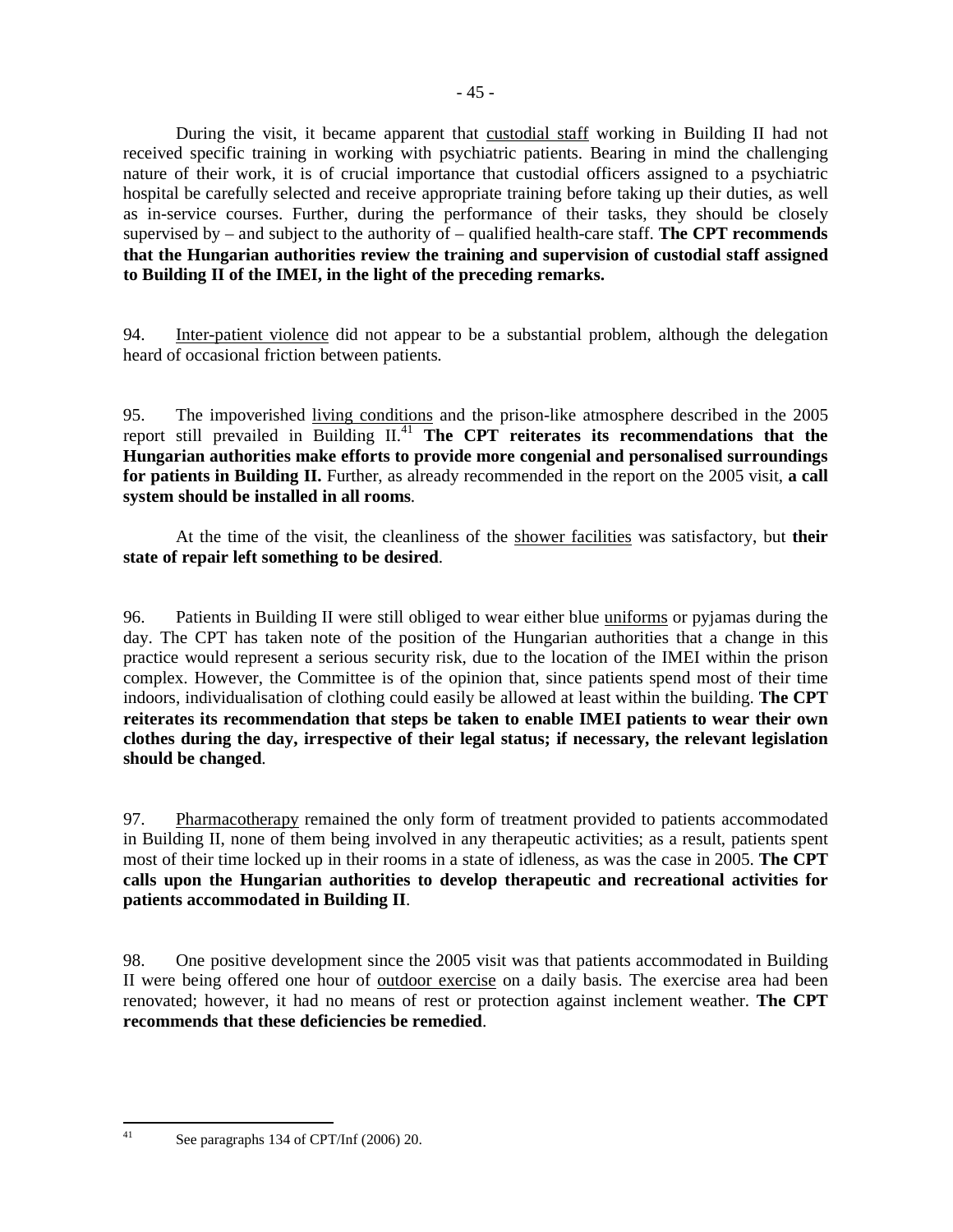During the visit, it became apparent that custodial staff working in Building II had not received specific training in working with psychiatric patients. Bearing in mind the challenging nature of their work, it is of crucial importance that custodial officers assigned to a psychiatric hospital be carefully selected and receive appropriate training before taking up their duties, as well as in-service courses. Further, during the performance of their tasks, they should be closely supervised by – and subject to the authority of – qualified health-care staff. **The CPT recommends that the Hungarian authorities review the training and supervision of custodial staff assigned to Building II of the IMEI, in the light of the preceding remarks.**

94. Inter-patient violence did not appear to be a substantial problem, although the delegation heard of occasional friction between patients.

95. The impoverished living conditions and the prison-like atmosphere described in the 2005 report still prevailed in Building II.[41] **The CPT reiterates its recommendations that the Hungarian authorities make efforts to provide more congenial and personalised surroundings for patients in Building II.** Further, as already recommended in the report on the 2005 visit, **a call system should be installed in all rooms**.

At the time of the visit, the cleanliness of the shower facilities was satisfactory, but **their state of repair left something to be desired**.

96. Patients in Building II were still obliged to wear either blue uniforms or pyjamas during the day. The CPT has taken note of the position of the Hungarian authorities that a change in this practice would represent a serious security risk, due to the location of the IMEI within the prison complex. However, the Committee is of the opinion that, since patients spend most of their time indoors, individualisation of clothing could easily be allowed at least within the building. **The CPT reiterates its recommendation that steps be taken to enable IMEI patients to wear their own clothes during the day, irrespective of their legal status; if necessary, the relevant legislation should be changed**.

97. Pharmacotherapy remained the only form of treatment provided to patients accommodated in Building II, none of them being involved in any therapeutic activities; as a result, patients spent most of their time locked up in their rooms in a state of idleness, as was the case in 2005. **The CPT calls upon the Hungarian authorities to develop therapeutic and recreational activities for patients accommodated in Building II**.

98. One positive development since the 2005 visit was that patients accommodated in Building II were being offered one hour of outdoor exercise on a daily basis. The exercise area had been renovated; however, it had no means of rest or protection against inclement weather. **The CPT recommends that these deficiencies be remedied**.

---

[41] See paragraphs 134 of CPT/Inf (2006) 20.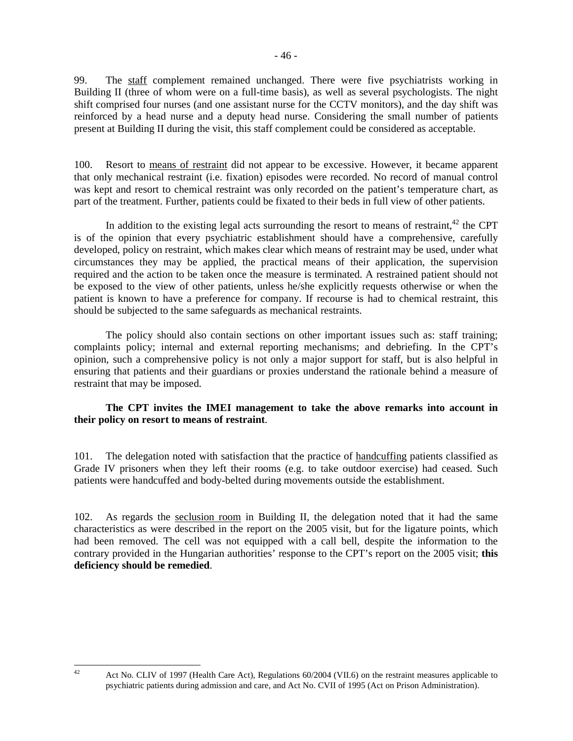99. The staff complement remained unchanged. There were five psychiatrists working in Building II (three of whom were on a full-time basis), as well as several psychologists. The night shift comprised four nurses (and one assistant nurse for the CCTV monitors), and the day shift was reinforced by a head nurse and a deputy head nurse. Considering the small number of patients present at Building II during the visit, this staff complement could be considered as acceptable.

100. Resort to means of restraint did not appear to be excessive. However, it became apparent that only mechanical restraint (i.e. fixation) episodes were recorded. No record of manual control was kept and resort to chemical restraint was only recorded on the patient's temperature chart, as part of the treatment. Further, patients could be fixated to their beds in full view of other patients.

In addition to the existing legal acts surrounding the resort to means of restraint,[42] the CPT is of the opinion that every psychiatric establishment should have a comprehensive, carefully developed, policy on restraint, which makes clear which means of restraint may be used, under what circumstances they may be applied, the practical means of their application, the supervision required and the action to be taken once the measure is terminated. A restrained patient should not be exposed to the view of other patients, unless he/she explicitly requests otherwise or when the patient is known to have a preference for company. If recourse is had to chemical restraint, this should be subjected to the same safeguards as mechanical restraints.

The policy should also contain sections on other important issues such as: staff training; complaints policy; internal and external reporting mechanisms; and debriefing. In the CPT's opinion, such a comprehensive policy is not only a major support for staff, but is also helpful in ensuring that patients and their guardians or proxies understand the rationale behind a measure of restraint that may be imposed.

**The CPT invites the IMEI management to take the above remarks into account in their policy on resort to means of restraint**.

101. The delegation noted with satisfaction that the practice of handcuffing patients classified as Grade IV prisoners when they left their rooms (e.g. to take outdoor exercise) had ceased. Such patients were handcuffed and body-belted during movements outside the establishment.

102. As regards the seclusion room in Building II, the delegation noted that it had the same characteristics as were described in the report on the 2005 visit, but for the ligature points, which had been removed. The cell was not equipped with a call bell, despite the information to the contrary provided in the Hungarian authorities' response to the CPT's report on the 2005 visit; **this deficiency should be remedied**.

---

[42] Act No. CLIV of 1997 (Health Care Act), Regulations 60/2004 (VII.6) on the restraint measures applicable to psychiatric patients during admission and care, and Act No. CVII of 1995 (Act on Prison Administration).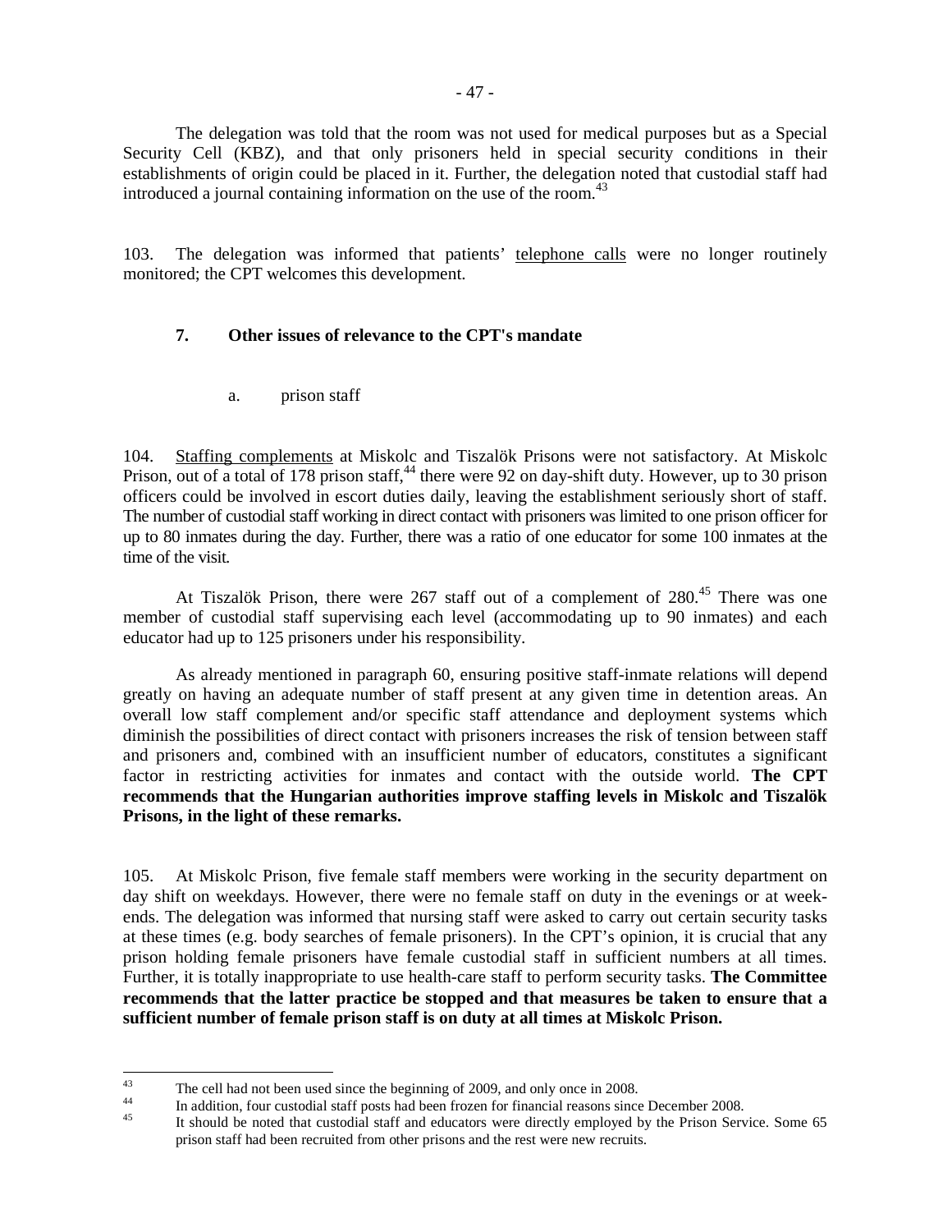The delegation was told that the room was not used for medical purposes but as a Special Security Cell (KBZ), and that only prisoners held in special security conditions in their establishments of origin could be placed in it. Further, the delegation noted that custodial staff had introduced a journal containing information on the use of the room.[43]

103. The delegation was informed that patients' telephone calls were no longer routinely monitored; the CPT welcomes this development.

### 7. Other issues of relevance to the CPT's mandate

#### a. prison staff

104. Staffing complements at Miskolc and Tiszalök Prisons were not satisfactory. At Miskolc Prison, out of a total of 178 prison staff,[44] there were 92 on day-shift duty. However, up to 30 prison officers could be involved in escort duties daily, leaving the establishment seriously short of staff. The number of custodial staff working in direct contact with prisoners was limited to one prison officer for up to 80 inmates during the day. Further, there was a ratio of one educator for some 100 inmates at the time of the visit.

At Tiszalök Prison, there were 267 staff out of a complement of 280.[45] There was one member of custodial staff supervising each level (accommodating up to 90 inmates) and each educator had up to 125 prisoners under his responsibility.

As already mentioned in paragraph 60, ensuring positive staff-inmate relations will depend greatly on having an adequate number of staff present at any given time in detention areas. An overall low staff complement and/or specific staff attendance and deployment systems which diminish the possibilities of direct contact with prisoners increases the risk of tension between staff and prisoners and, combined with an insufficient number of educators, constitutes a significant factor in restricting activities for inmates and contact with the outside world. **The CPT recommends that the Hungarian authorities improve staffing levels in Miskolc and Tiszalök Prisons, in the light of these remarks.**

105. At Miskolc Prison, five female staff members were working in the security department on day shift on weekdays. However, there were no female staff on duty in the evenings or at week-ends. The delegation was informed that nursing staff were asked to carry out certain security tasks at these times (e.g. body searches of female prisoners). In the CPT's opinion, it is crucial that any prison holding female prisoners have female custodial staff in sufficient numbers at all times. Further, it is totally inappropriate to use health-care staff to perform security tasks. **The Committee recommends that the latter practice be stopped and that measures be taken to ensure that a sufficient number of female prison staff is on duty at all times at Miskolc Prison.**

---

[43] The cell had not been used since the beginning of 2009, and only once in 2008.

[44] In addition, four custodial staff posts had been frozen for financial reasons since December 2008.

[45] It should be noted that custodial staff and educators were directly employed by the Prison Service. Some 65 prison staff had been recruited from other prisons and the rest were new recruits.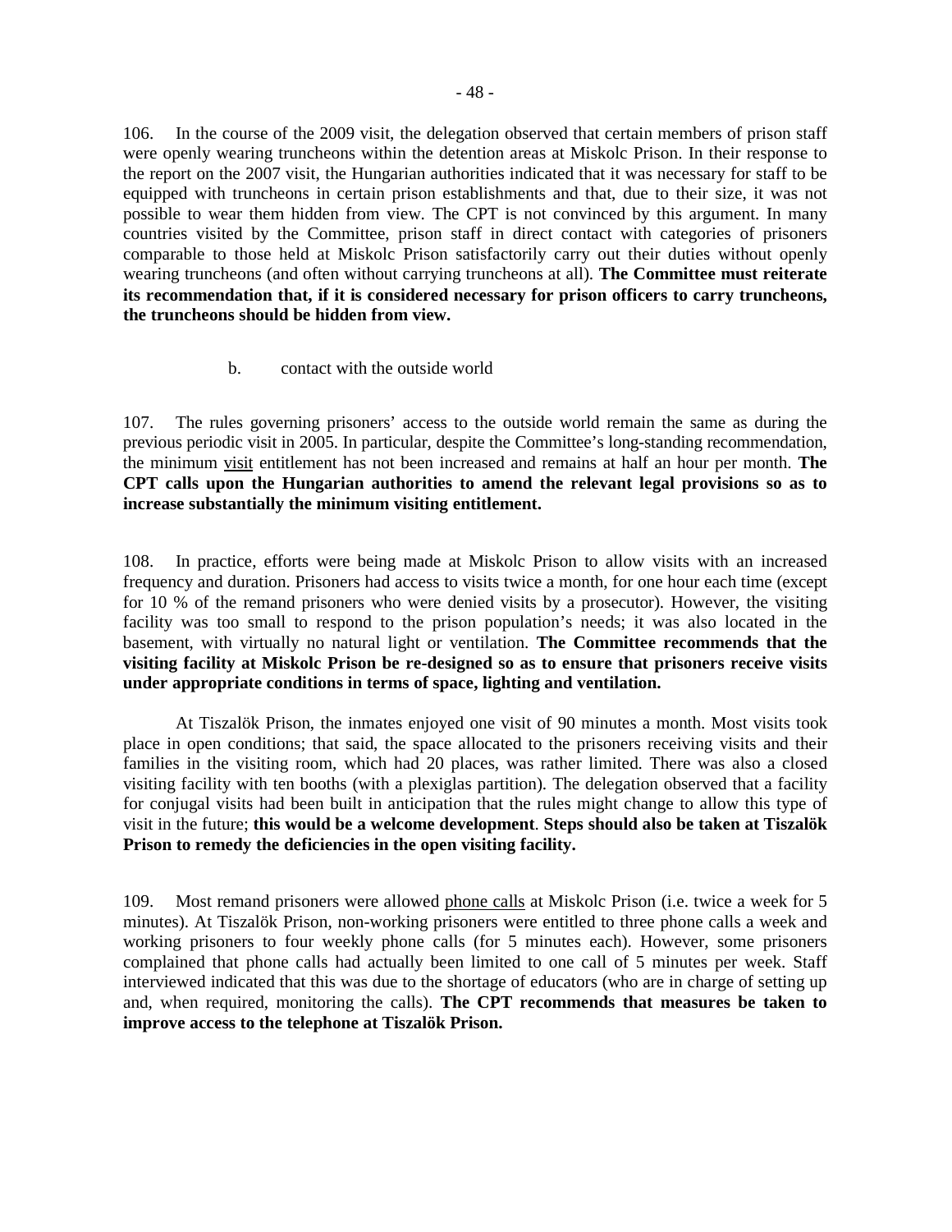106. In the course of the 2009 visit, the delegation observed that certain members of prison staff were openly wearing truncheons within the detention areas at Miskolc Prison. In their response to the report on the 2007 visit, the Hungarian authorities indicated that it was necessary for staff to be equipped with truncheons in certain prison establishments and that, due to their size, it was not possible to wear them hidden from view. The CPT is not convinced by this argument. In many countries visited by the Committee, prison staff in direct contact with categories of prisoners comparable to those held at Miskolc Prison satisfactorily carry out their duties without openly wearing truncheons (and often without carrying truncheons at all). **The Committee must reiterate its recommendation that, if it is considered necessary for prison officers to carry truncheons, the truncheons should be hidden from view.**

b. contact with the outside world

107. The rules governing prisoners' access to the outside world remain the same as during the previous periodic visit in 2005. In particular, despite the Committee's long-standing recommendation, the minimum visit entitlement has not been increased and remains at half an hour per month. **The CPT calls upon the Hungarian authorities to amend the relevant legal provisions so as to increase substantially the minimum visiting entitlement.**

108. In practice, efforts were being made at Miskolc Prison to allow visits with an increased frequency and duration. Prisoners had access to visits twice a month, for one hour each time (except for 10 % of the remand prisoners who were denied visits by a prosecutor). However, the visiting facility was too small to respond to the prison population's needs; it was also located in the basement, with virtually no natural light or ventilation. **The Committee recommends that the visiting facility at Miskolc Prison be re-designed so as to ensure that prisoners receive visits under appropriate conditions in terms of space, lighting and ventilation.**

At Tiszalök Prison, the inmates enjoyed one visit of 90 minutes a month. Most visits took place in open conditions; that said, the space allocated to the prisoners receiving visits and their families in the visiting room, which had 20 places, was rather limited. There was also a closed visiting facility with ten booths (with a plexiglas partition). The delegation observed that a facility for conjugal visits had been built in anticipation that the rules might change to allow this type of visit in the future; **this would be a welcome development**. **Steps should also be taken at Tiszalök Prison to remedy the deficiencies in the open visiting facility.**

109. Most remand prisoners were allowed phone calls at Miskolc Prison (i.e. twice a week for 5 minutes). At Tiszalök Prison, non-working prisoners were entitled to three phone calls a week and working prisoners to four weekly phone calls (for 5 minutes each). However, some prisoners complained that phone calls had actually been limited to one call of 5 minutes per week. Staff interviewed indicated that this was due to the shortage of educators (who are in charge of setting up and, when required, monitoring the calls). **The CPT recommends that measures be taken to improve access to the telephone at Tiszalök Prison.**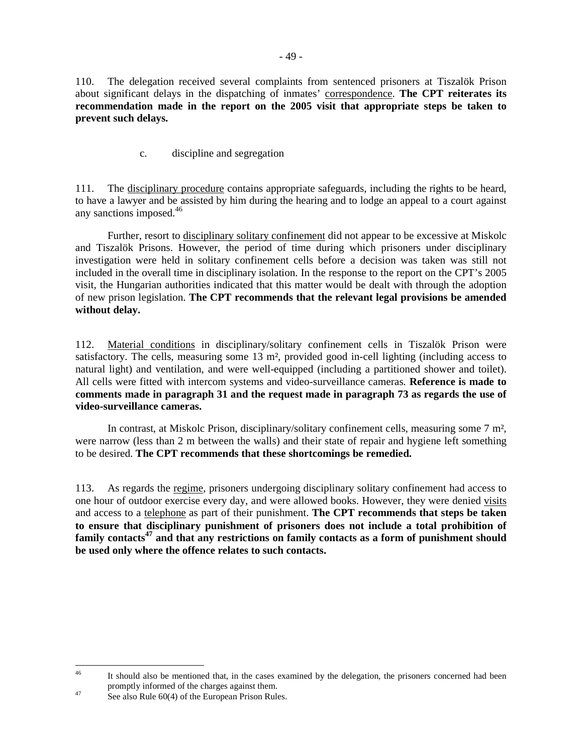110. The delegation received several complaints from sentenced prisoners at Tiszalök Prison about significant delays in the dispatching of inmates' correspondence. **The CPT reiterates its recommendation made in the report on the 2005 visit that appropriate steps be taken to prevent such delays.**

c. discipline and segregation

111. The disciplinary procedure contains appropriate safeguards, including the rights to be heard, to have a lawyer and be assisted by him during the hearing and to lodge an appeal to a court against any sanctions imposed.[46]

Further, resort to disciplinary solitary confinement did not appear to be excessive at Miskolc and Tiszalök Prisons. However, the period of time during which prisoners under disciplinary investigation were held in solitary confinement cells before a decision was taken was still not included in the overall time in disciplinary isolation. In the response to the report on the CPT's 2005 visit, the Hungarian authorities indicated that this matter would be dealt with through the adoption of new prison legislation. **The CPT recommends that the relevant legal provisions be amended without delay.**

112. Material conditions in disciplinary/solitary confinement cells in Tiszalök Prison were satisfactory. The cells, measuring some 13 m², provided good in-cell lighting (including access to natural light) and ventilation, and were well-equipped (including a partitioned shower and toilet). All cells were fitted with intercom systems and video-surveillance cameras. **Reference is made to comments made in paragraph 31 and the request made in paragraph 73 as regards the use of video-surveillance cameras.**

In contrast, at Miskolc Prison, disciplinary/solitary confinement cells, measuring some 7 m², were narrow (less than 2 m between the walls) and their state of repair and hygiene left something to be desired. **The CPT recommends that these shortcomings be remedied.**

113. As regards the regime, prisoners undergoing disciplinary solitary confinement had access to one hour of outdoor exercise every day, and were allowed books. However, they were denied visits and access to a telephone as part of their punishment. **The CPT recommends that steps be taken to ensure that disciplinary punishment of prisoners does not include a total prohibition of family contacts[47] and that any restrictions on family contacts as a form of punishment should be used only where the offence relates to such contacts.**

---

[46] It should also be mentioned that, in the cases examined by the delegation, the prisoners concerned had been promptly informed of the charges against them.

[47] See also Rule 60(4) of the European Prison Rules.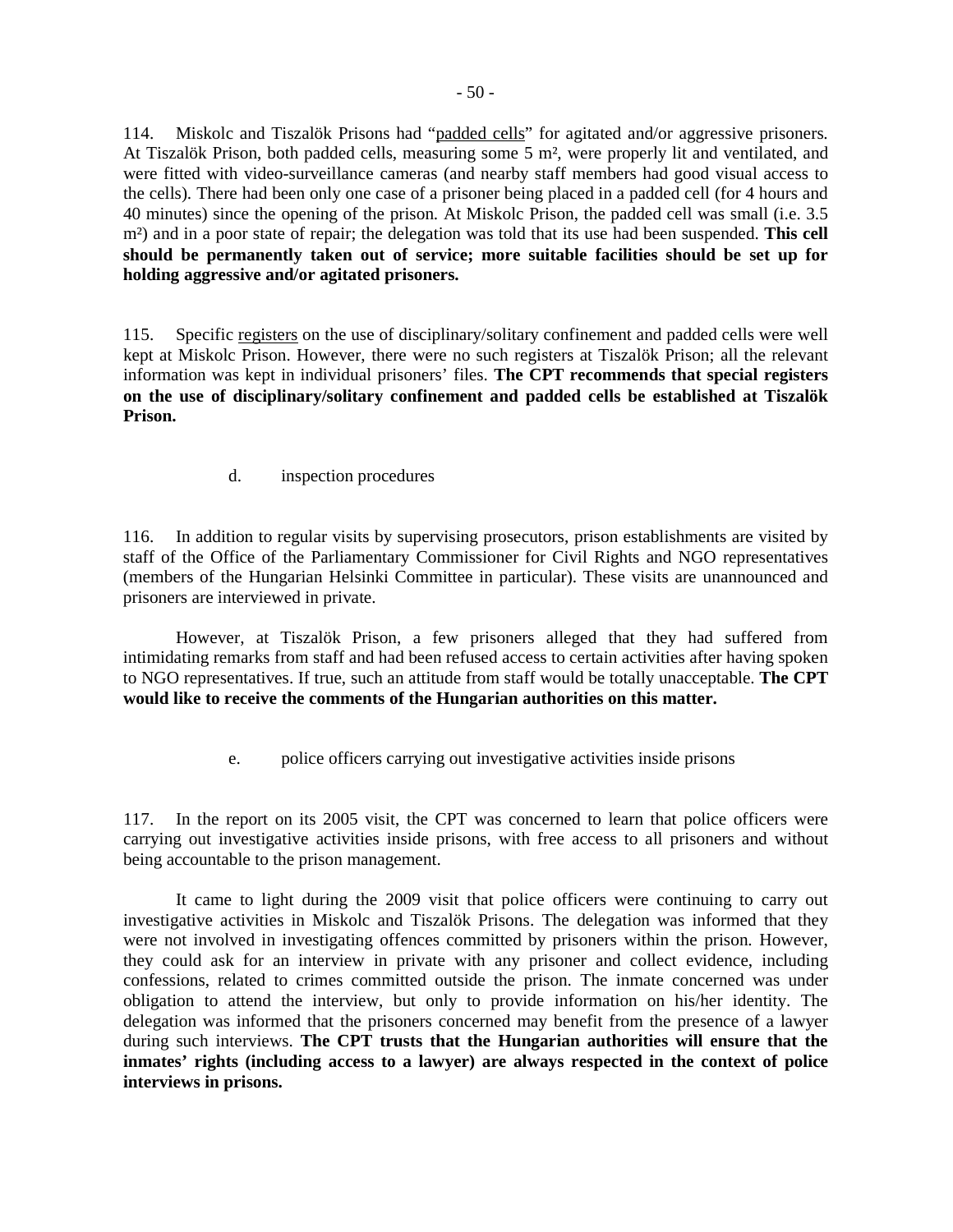114. Miskolc and Tiszalök Prisons had "padded cells" for agitated and/or aggressive prisoners. At Tiszalök Prison, both padded cells, measuring some 5 m², were properly lit and ventilated, and were fitted with video-surveillance cameras (and nearby staff members had good visual access to the cells). There had been only one case of a prisoner being placed in a padded cell (for 4 hours and 40 minutes) since the opening of the prison. At Miskolc Prison, the padded cell was small (i.e. 3.5 m²) and in a poor state of repair; the delegation was told that its use had been suspended. **This cell should be permanently taken out of service; more suitable facilities should be set up for holding aggressive and/or agitated prisoners.**

115. Specific registers on the use of disciplinary/solitary confinement and padded cells were well kept at Miskolc Prison. However, there were no such registers at Tiszalök Prison; all the relevant information was kept in individual prisoners' files. **The CPT recommends that special registers on the use of disciplinary/solitary confinement and padded cells be established at Tiszalök Prison.**

### d. inspection procedures

116. In addition to regular visits by supervising prosecutors, prison establishments are visited by staff of the Office of the Parliamentary Commissioner for Civil Rights and NGO representatives (members of the Hungarian Helsinki Committee in particular). These visits are unannounced and prisoners are interviewed in private.

However, at Tiszalök Prison, a few prisoners alleged that they had suffered from intimidating remarks from staff and had been refused access to certain activities after having spoken to NGO representatives. If true, such an attitude from staff would be totally unacceptable. **The CPT would like to receive the comments of the Hungarian authorities on this matter.**

### e. police officers carrying out investigative activities inside prisons

117. In the report on its 2005 visit, the CPT was concerned to learn that police officers were carrying out investigative activities inside prisons, with free access to all prisoners and without being accountable to the prison management.

It came to light during the 2009 visit that police officers were continuing to carry out investigative activities in Miskolc and Tiszalök Prisons. The delegation was informed that they were not involved in investigating offences committed by prisoners within the prison. However, they could ask for an interview in private with any prisoner and collect evidence, including confessions, related to crimes committed outside the prison. The inmate concerned was under obligation to attend the interview, but only to provide information on his/her identity. The delegation was informed that the prisoners concerned may benefit from the presence of a lawyer during such interviews. **The CPT trusts that the Hungarian authorities will ensure that the inmates' rights (including access to a lawyer) are always respected in the context of police interviews in prisons.**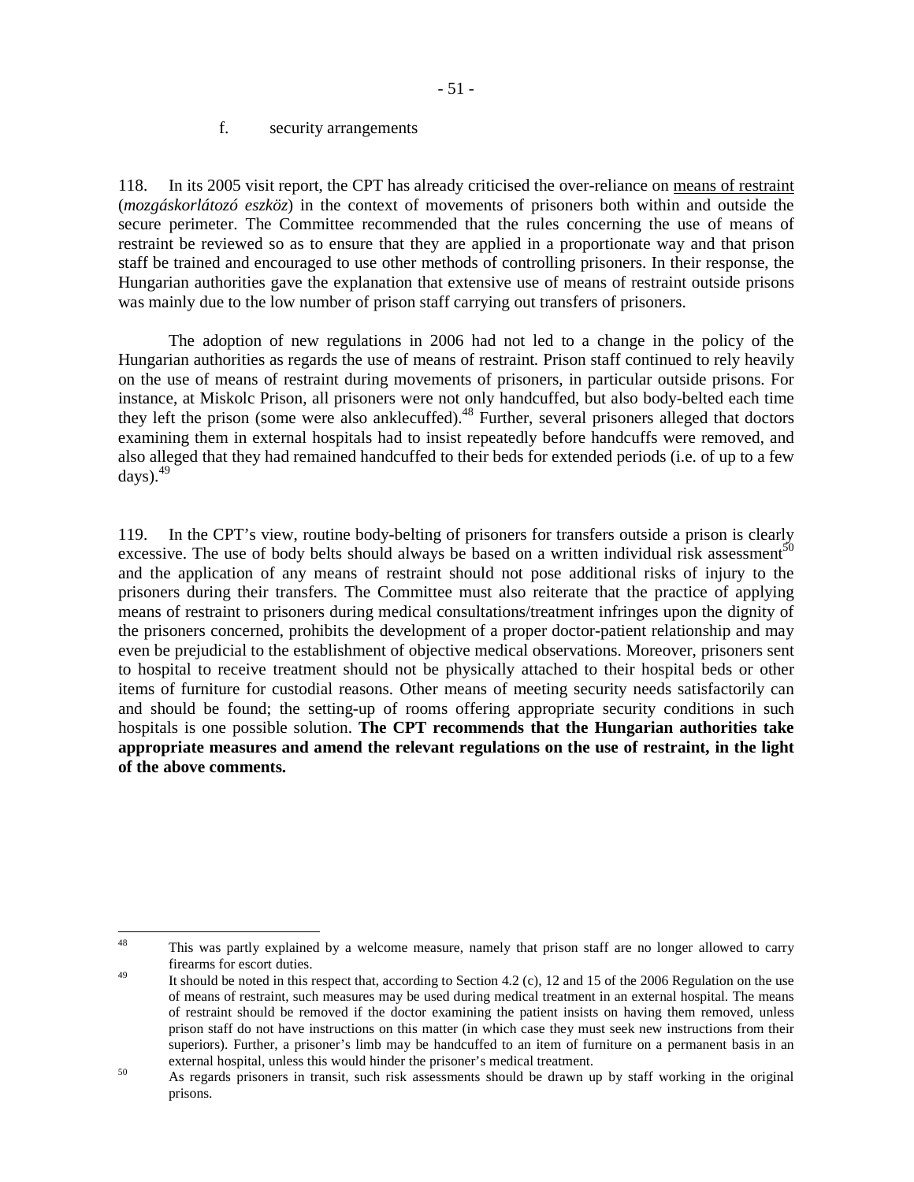#### f. security arrangements

118. In its 2005 visit report, the CPT has already criticised the over-reliance on means of restraint (*mozgáskorlátozó eszköz*) in the context of movements of prisoners both within and outside the secure perimeter. The Committee recommended that the rules concerning the use of means of restraint be reviewed so as to ensure that they are applied in a proportionate way and that prison staff be trained and encouraged to use other methods of controlling prisoners. In their response, the Hungarian authorities gave the explanation that extensive use of means of restraint outside prisons was mainly due to the low number of prison staff carrying out transfers of prisoners.

The adoption of new regulations in 2006 had not led to a change in the policy of the Hungarian authorities as regards the use of means of restraint. Prison staff continued to rely heavily on the use of means of restraint during movements of prisoners, in particular outside prisons. For instance, at Miskolc Prison, all prisoners were not only handcuffed, but also body-belted each time they left the prison (some were also anklecuffed).[48] Further, several prisoners alleged that doctors examining them in external hospitals had to insist repeatedly before handcuffs were removed, and also alleged that they had remained handcuffed to their beds for extended periods (i.e. of up to a few days).[49]

119. In the CPT's view, routine body-belting of prisoners for transfers outside a prison is clearly excessive. The use of body belts should always be based on a written individual risk assessment[50] and the application of any means of restraint should not pose additional risks of injury to the prisoners during their transfers. The Committee must also reiterate that the practice of applying means of restraint to prisoners during medical consultations/treatment infringes upon the dignity of the prisoners concerned, prohibits the development of a proper doctor-patient relationship and may even be prejudicial to the establishment of objective medical observations. Moreover, prisoners sent to hospital to receive treatment should not be physically attached to their hospital beds or other items of furniture for custodial reasons. Other means of meeting security needs satisfactorily can and should be found; the setting-up of rooms offering appropriate security conditions in such hospitals is one possible solution. **The CPT recommends that the Hungarian authorities take appropriate measures and amend the relevant regulations on the use of restraint, in the light of the above comments.**

---

[48] This was partly explained by a welcome measure, namely that prison staff are no longer allowed to carry firearms for escort duties.

[49] It should be noted in this respect that, according to Section 4.2 (c), 12 and 15 of the 2006 Regulation on the use of means of restraint, such measures may be used during medical treatment in an external hospital. The means of restraint should be removed if the doctor examining the patient insists on having them removed, unless prison staff do not have instructions on this matter (in which case they must seek new instructions from their superiors). Further, a prisoner's limb may be handcuffed to an item of furniture on a permanent basis in an external hospital, unless this would hinder the prisoner's medical treatment.

[50] As regards prisoners in transit, such risk assessments should be drawn up by staff working in the original prisons.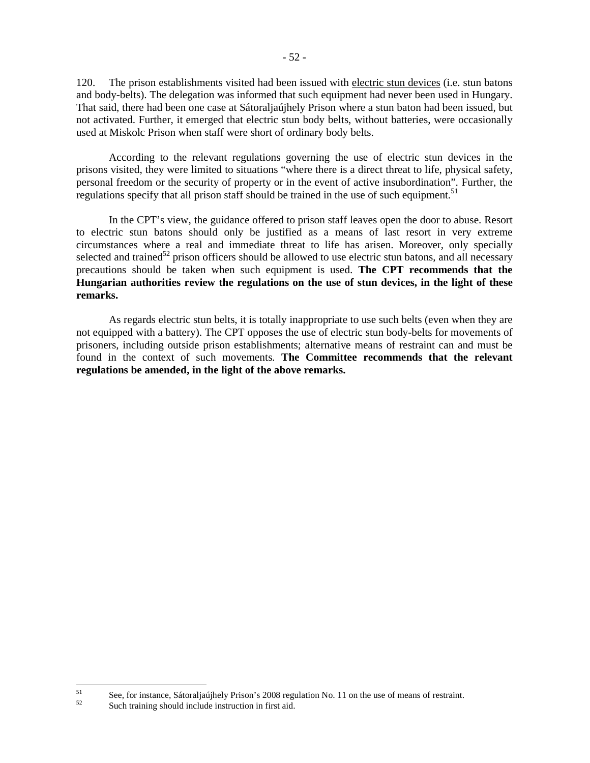120. The prison establishments visited had been issued with electric stun devices (i.e. stun batons and body-belts). The delegation was informed that such equipment had never been used in Hungary. That said, there had been one case at Sátoraljaújhely Prison where a stun baton had been issued, but not activated. Further, it emerged that electric stun body belts, without batteries, were occasionally used at Miskolc Prison when staff were short of ordinary body belts.

According to the relevant regulations governing the use of electric stun devices in the prisons visited, they were limited to situations "where there is a direct threat to life, physical safety, personal freedom or the security of property or in the event of active insubordination". Further, the regulations specify that all prison staff should be trained in the use of such equipment.[51]

In the CPT's view, the guidance offered to prison staff leaves open the door to abuse. Resort to electric stun batons should only be justified as a means of last resort in very extreme circumstances where a real and immediate threat to life has arisen. Moreover, only specially selected and trained[52] prison officers should be allowed to use electric stun batons, and all necessary precautions should be taken when such equipment is used. **The CPT recommends that the Hungarian authorities review the regulations on the use of stun devices, in the light of these remarks.**

As regards electric stun belts, it is totally inappropriate to use such belts (even when they are not equipped with a battery). The CPT opposes the use of electric stun body-belts for movements of prisoners, including outside prison establishments; alternative means of restraint can and must be found in the context of such movements. **The Committee recommends that the relevant regulations be amended, in the light of the above remarks.**

---

[51] See, for instance, Sátoraljaújhely Prison's 2008 regulation No. 11 on the use of means of restraint.

[52] Such training should include instruction in first aid.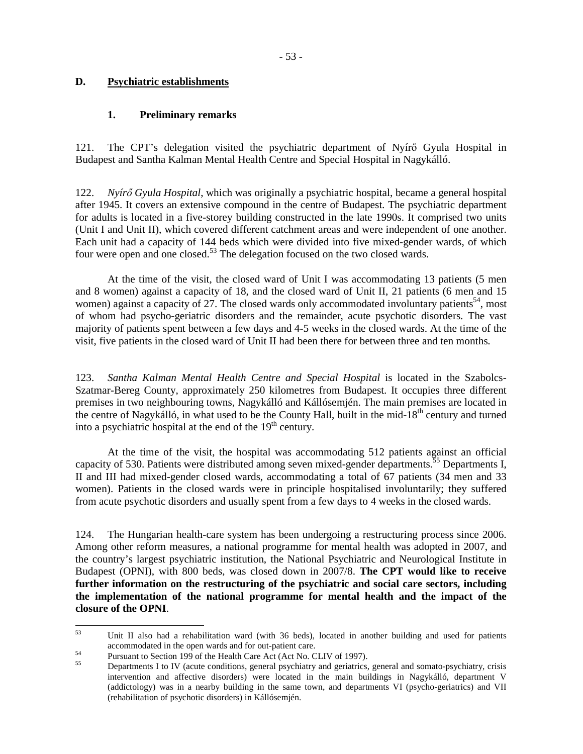## D. <u>Psychiatric establishments</u>

### 1. Preliminary remarks

121. The CPT's delegation visited the psychiatric department of Nyírő Gyula Hospital in Budapest and Santha Kalman Mental Health Centre and Special Hospital in Nagykálló.

122. *Nyírő Gyula Hospital*, which was originally a psychiatric hospital, became a general hospital after 1945. It covers an extensive compound in the centre of Budapest. The psychiatric department for adults is located in a five-storey building constructed in the late 1990s. It comprised two units (Unit I and Unit II), which covered different catchment areas and were independent of one another. Each unit had a capacity of 144 beds which were divided into five mixed-gender wards, of which four were open and one closed.[53] The delegation focused on the two closed wards.

At the time of the visit, the closed ward of Unit I was accommodating 13 patients (5 men and 8 women) against a capacity of 18, and the closed ward of Unit II, 21 patients (6 men and 15 women) against a capacity of 27. The closed wards only accommodated involuntary patients[54], most of whom had psycho-geriatric disorders and the remainder, acute psychotic disorders. The vast majority of patients spent between a few days and 4-5 weeks in the closed wards. At the time of the visit, five patients in the closed ward of Unit II had been there for between three and ten months.

123. *Santha Kalman Mental Health Centre and Special Hospital* is located in the Szabolcs-Szatmar-Bereg County, approximately 250 kilometres from Budapest. It occupies three different premises in two neighbouring towns, Nagykálló and Kállósemjén. The main premises are located in the centre of Nagykálló, in what used to be the County Hall, built in the mid-18th century and turned into a psychiatric hospital at the end of the 19th century.

At the time of the visit, the hospital was accommodating 512 patients against an official capacity of 530. Patients were distributed among seven mixed-gender departments.[55] Departments I, II and III had mixed-gender closed wards, accommodating a total of 67 patients (34 men and 33 women). Patients in the closed wards were in principle hospitalised involuntarily; they suffered from acute psychotic disorders and usually spent from a few days to 4 weeks in the closed wards.

124. The Hungarian health-care system has been undergoing a restructuring process since 2006. Among other reform measures, a national programme for mental health was adopted in 2007, and the country's largest psychiatric institution, the National Psychiatric and Neurological Institute in Budapest (OPNI), with 800 beds, was closed down in 2007/8. **The CPT would like to receive further information on the restructuring of the psychiatric and social care sectors, including the implementation of the national programme for mental health and the impact of the closure of the OPNI**.

---

[53] Unit II also had a rehabilitation ward (with 36 beds), located in another building and used for patients accommodated in the open wards and for out-patient care.

[54] Pursuant to Section 199 of the Health Care Act (Act No. CLIV of 1997).

[55] Departments I to IV (acute conditions, general psychiatry and geriatrics, general and somato-psychiatry, crisis intervention and affective disorders) were located in the main buildings in Nagykálló, department V (addictology) was in a nearby building in the same town, and departments VI (psycho-geriatrics) and VII (rehabilitation of psychotic disorders) in Kállósemjén.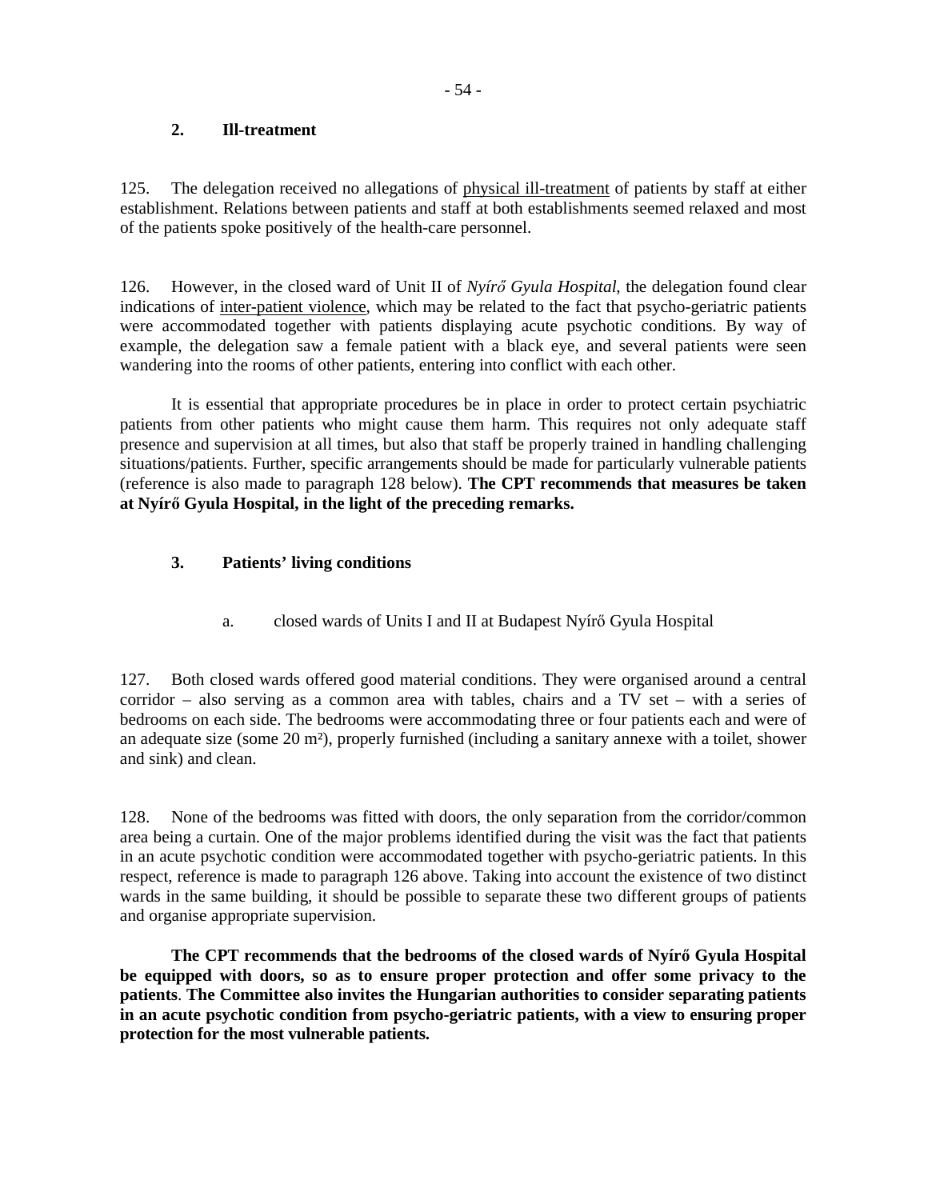## 2. Ill-treatment

125. The delegation received no allegations of physical ill-treatment of patients by staff at either establishment. Relations between patients and staff at both establishments seemed relaxed and most of the patients spoke positively of the health-care personnel.

126. However, in the closed ward of Unit II of *Nyírő Gyula Hospital*, the delegation found clear indications of inter-patient violence, which may be related to the fact that psycho-geriatric patients were accommodated together with patients displaying acute psychotic conditions. By way of example, the delegation saw a female patient with a black eye, and several patients were seen wandering into the rooms of other patients, entering into conflict with each other.

It is essential that appropriate procedures be in place in order to protect certain psychiatric patients from other patients who might cause them harm. This requires not only adequate staff presence and supervision at all times, but also that staff be properly trained in handling challenging situations/patients. Further, specific arrangements should be made for particularly vulnerable patients (reference is also made to paragraph 128 below). **The CPT recommends that measures be taken at Nyírő Gyula Hospital, in the light of the preceding remarks.**

## 3. Patients' living conditions

### a. closed wards of Units I and II at Budapest Nyírő Gyula Hospital

127. Both closed wards offered good material conditions. They were organised around a central corridor – also serving as a common area with tables, chairs and a TV set – with a series of bedrooms on each side. The bedrooms were accommodating three or four patients each and were of an adequate size (some 20 m²), properly furnished (including a sanitary annexe with a toilet, shower and sink) and clean.

128. None of the bedrooms was fitted with doors, the only separation from the corridor/common area being a curtain. One of the major problems identified during the visit was the fact that patients in an acute psychotic condition were accommodated together with psycho-geriatric patients. In this respect, reference is made to paragraph 126 above. Taking into account the existence of two distinct wards in the same building, it should be possible to separate these two different groups of patients and organise appropriate supervision.

**The CPT recommends that the bedrooms of the closed wards of Nyírő Gyula Hospital be equipped with doors, so as to ensure proper protection and offer some privacy to the patients**. **The Committee also invites the Hungarian authorities to consider separating patients in an acute psychotic condition from psycho-geriatric patients, with a view to ensuring proper protection for the most vulnerable patients.**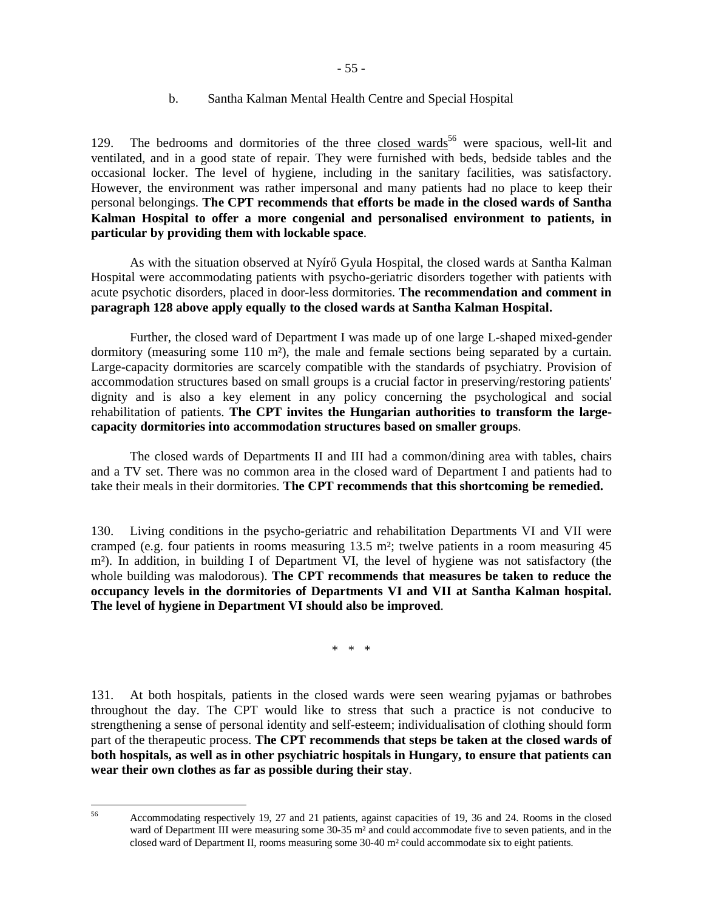b. Santha Kalman Mental Health Centre and Special Hospital

129. The bedrooms and dormitories of the three closed wards[56] were spacious, well-lit and ventilated, and in a good state of repair. They were furnished with beds, bedside tables and the occasional locker. The level of hygiene, including in the sanitary facilities, was satisfactory. However, the environment was rather impersonal and many patients had no place to keep their personal belongings. **The CPT recommends that efforts be made in the closed wards of Santha Kalman Hospital to offer a more congenial and personalised environment to patients, in particular by providing them with lockable space**.

As with the situation observed at Nyírő Gyula Hospital, the closed wards at Santha Kalman Hospital were accommodating patients with psycho-geriatric disorders together with patients with acute psychotic disorders, placed in door-less dormitories. **The recommendation and comment in paragraph 128 above apply equally to the closed wards at Santha Kalman Hospital.**

Further, the closed ward of Department I was made up of one large L-shaped mixed-gender dormitory (measuring some 110 m²), the male and female sections being separated by a curtain. Large-capacity dormitories are scarcely compatible with the standards of psychiatry. Provision of accommodation structures based on small groups is a crucial factor in preserving/restoring patients' dignity and is also a key element in any policy concerning the psychological and social rehabilitation of patients. **The CPT invites the Hungarian authorities to transform the large-capacity dormitories into accommodation structures based on smaller groups**.

The closed wards of Departments II and III had a common/dining area with tables, chairs and a TV set. There was no common area in the closed ward of Department I and patients had to take their meals in their dormitories. **The CPT recommends that this shortcoming be remedied.**

130. Living conditions in the psycho-geriatric and rehabilitation Departments VI and VII were cramped (e.g. four patients in rooms measuring 13.5 m²; twelve patients in a room measuring 45 m²). In addition, in building I of Department VI, the level of hygiene was not satisfactory (the whole building was malodorous). **The CPT recommends that measures be taken to reduce the occupancy levels in the dormitories of Departments VI and VII at Santha Kalman hospital. The level of hygiene in Department VI should also be improved**.

\* \* \*

131. At both hospitals, patients in the closed wards were seen wearing pyjamas or bathrobes throughout the day. The CPT would like to stress that such a practice is not conducive to strengthening a sense of personal identity and self-esteem; individualisation of clothing should form part of the therapeutic process. **The CPT recommends that steps be taken at the closed wards of both hospitals, as well as in other psychiatric hospitals in Hungary, to ensure that patients can wear their own clothes as far as possible during their stay**.

---

[56] Accommodating respectively 19, 27 and 21 patients, against capacities of 19, 36 and 24. Rooms in the closed ward of Department III were measuring some 30-35 m² and could accommodate five to seven patients, and in the closed ward of Department II, rooms measuring some 30-40 m² could accommodate six to eight patients.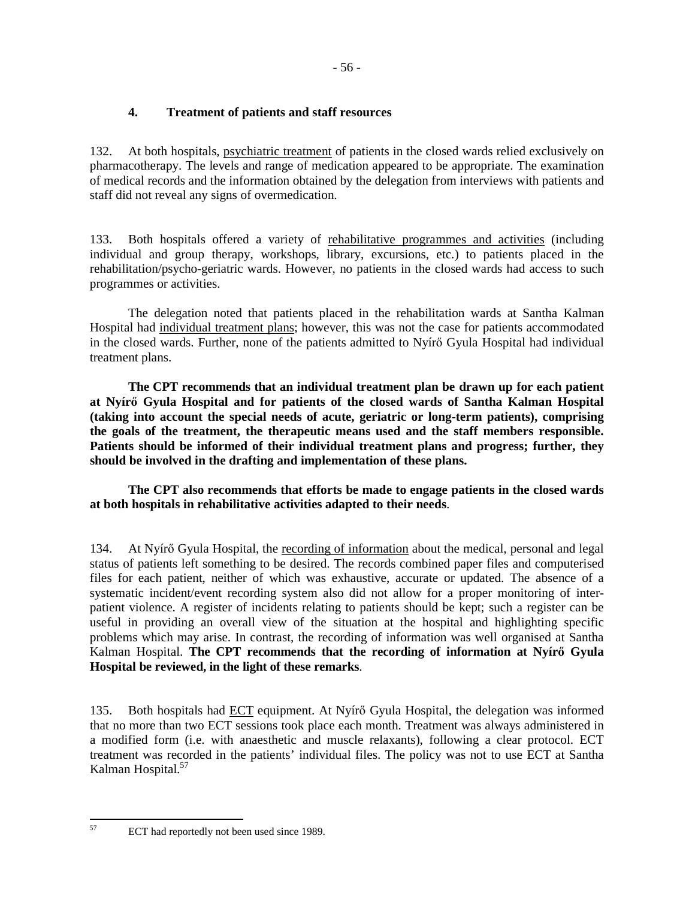### 4. Treatment of patients and staff resources

132. At both hospitals, psychiatric treatment of patients in the closed wards relied exclusively on pharmacotherapy. The levels and range of medication appeared to be appropriate. The examination of medical records and the information obtained by the delegation from interviews with patients and staff did not reveal any signs of overmedication.

133. Both hospitals offered a variety of rehabilitative programmes and activities (including individual and group therapy, workshops, library, excursions, etc.) to patients placed in the rehabilitation/psycho-geriatric wards. However, no patients in the closed wards had access to such programmes or activities.

The delegation noted that patients placed in the rehabilitation wards at Santha Kalman Hospital had individual treatment plans; however, this was not the case for patients accommodated in the closed wards. Further, none of the patients admitted to Nyírő Gyula Hospital had individual treatment plans.

**The CPT recommends that an individual treatment plan be drawn up for each patient at Nyírő Gyula Hospital and for patients of the closed wards of Santha Kalman Hospital (taking into account the special needs of acute, geriatric or long-term patients), comprising the goals of the treatment, the therapeutic means used and the staff members responsible. Patients should be informed of their individual treatment plans and progress; further, they should be involved in the drafting and implementation of these plans.**

**The CPT also recommends that efforts be made to engage patients in the closed wards at both hospitals in rehabilitative activities adapted to their needs**.

134. At Nyírő Gyula Hospital, the recording of information about the medical, personal and legal status of patients left something to be desired. The records combined paper files and computerised files for each patient, neither of which was exhaustive, accurate or updated. The absence of a systematic incident/event recording system also did not allow for a proper monitoring of inter-patient violence. A register of incidents relating to patients should be kept; such a register can be useful in providing an overall view of the situation at the hospital and highlighting specific problems which may arise. In contrast, the recording of information was well organised at Santha Kalman Hospital. **The CPT recommends that the recording of information at Nyírő Gyula Hospital be reviewed, in the light of these remarks**.

135. Both hospitals had ECT equipment. At Nyírő Gyula Hospital, the delegation was informed that no more than two ECT sessions took place each month. Treatment was always administered in a modified form (i.e. with anaesthetic and muscle relaxants), following a clear protocol. ECT treatment was recorded in the patients' individual files. The policy was not to use ECT at Santha Kalman Hospital.[57]

[57] ECT had reportedly not been used since 1989.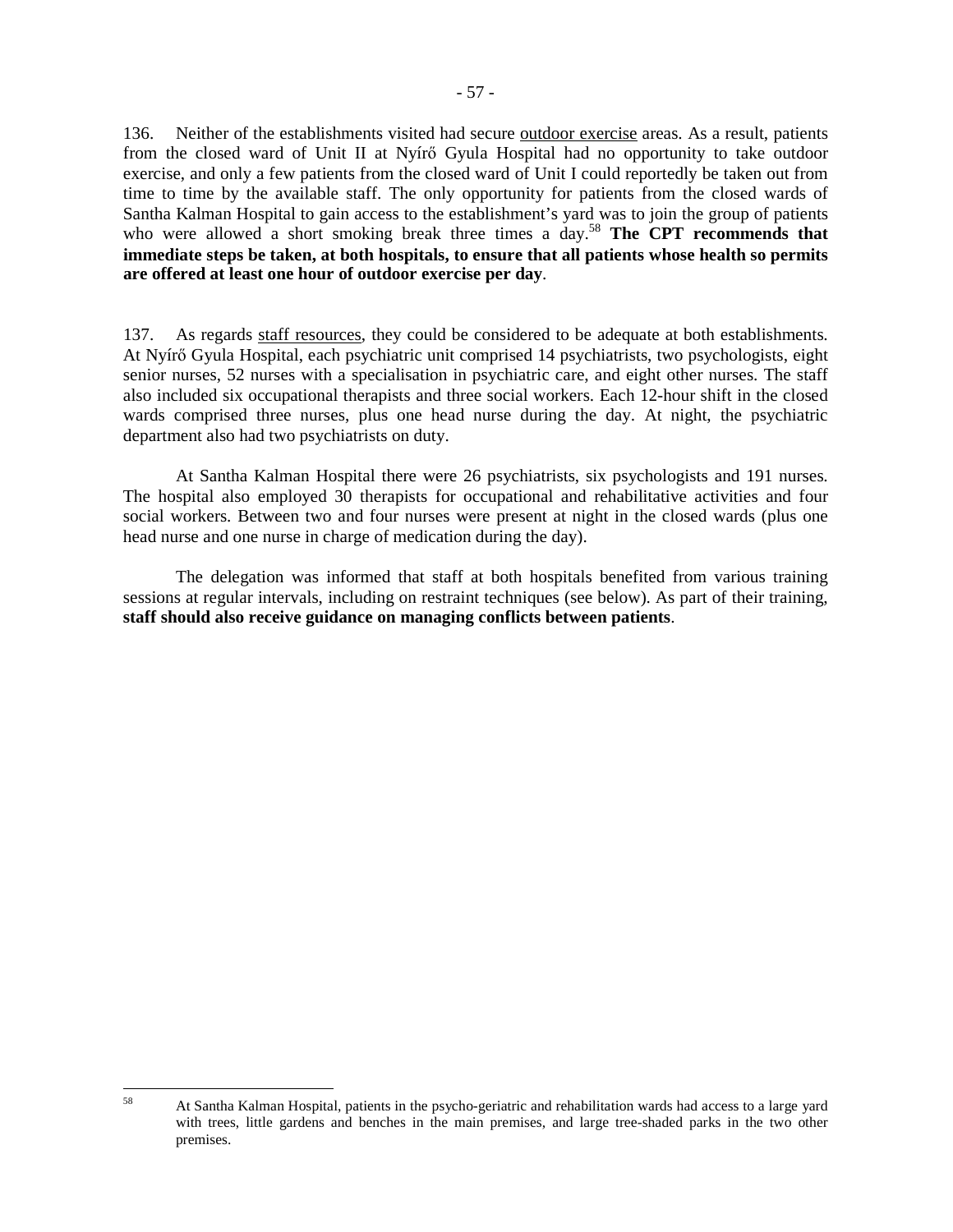136. Neither of the establishments visited had secure outdoor exercise areas. As a result, patients from the closed ward of Unit II at Nyírő Gyula Hospital had no opportunity to take outdoor exercise, and only a few patients from the closed ward of Unit I could reportedly be taken out from time to time by the available staff. The only opportunity for patients from the closed wards of Santha Kalman Hospital to gain access to the establishment's yard was to join the group of patients who were allowed a short smoking break three times a day.[58] **The CPT recommends that immediate steps be taken, at both hospitals, to ensure that all patients whose health so permits are offered at least one hour of outdoor exercise per day**.

137. As regards staff resources, they could be considered to be adequate at both establishments. At Nyírő Gyula Hospital, each psychiatric unit comprised 14 psychiatrists, two psychologists, eight senior nurses, 52 nurses with a specialisation in psychiatric care, and eight other nurses. The staff also included six occupational therapists and three social workers. Each 12-hour shift in the closed wards comprised three nurses, plus one head nurse during the day. At night, the psychiatric department also had two psychiatrists on duty.

At Santha Kalman Hospital there were 26 psychiatrists, six psychologists and 191 nurses. The hospital also employed 30 therapists for occupational and rehabilitative activities and four social workers. Between two and four nurses were present at night in the closed wards (plus one head nurse and one nurse in charge of medication during the day).

The delegation was informed that staff at both hospitals benefited from various training sessions at regular intervals, including on restraint techniques (see below). As part of their training, **staff should also receive guidance on managing conflicts between patients**.

[58] At Santha Kalman Hospital, patients in the psycho-geriatric and rehabilitation wards had access to a large yard with trees, little gardens and benches in the main premises, and large tree-shaded parks in the two other premises.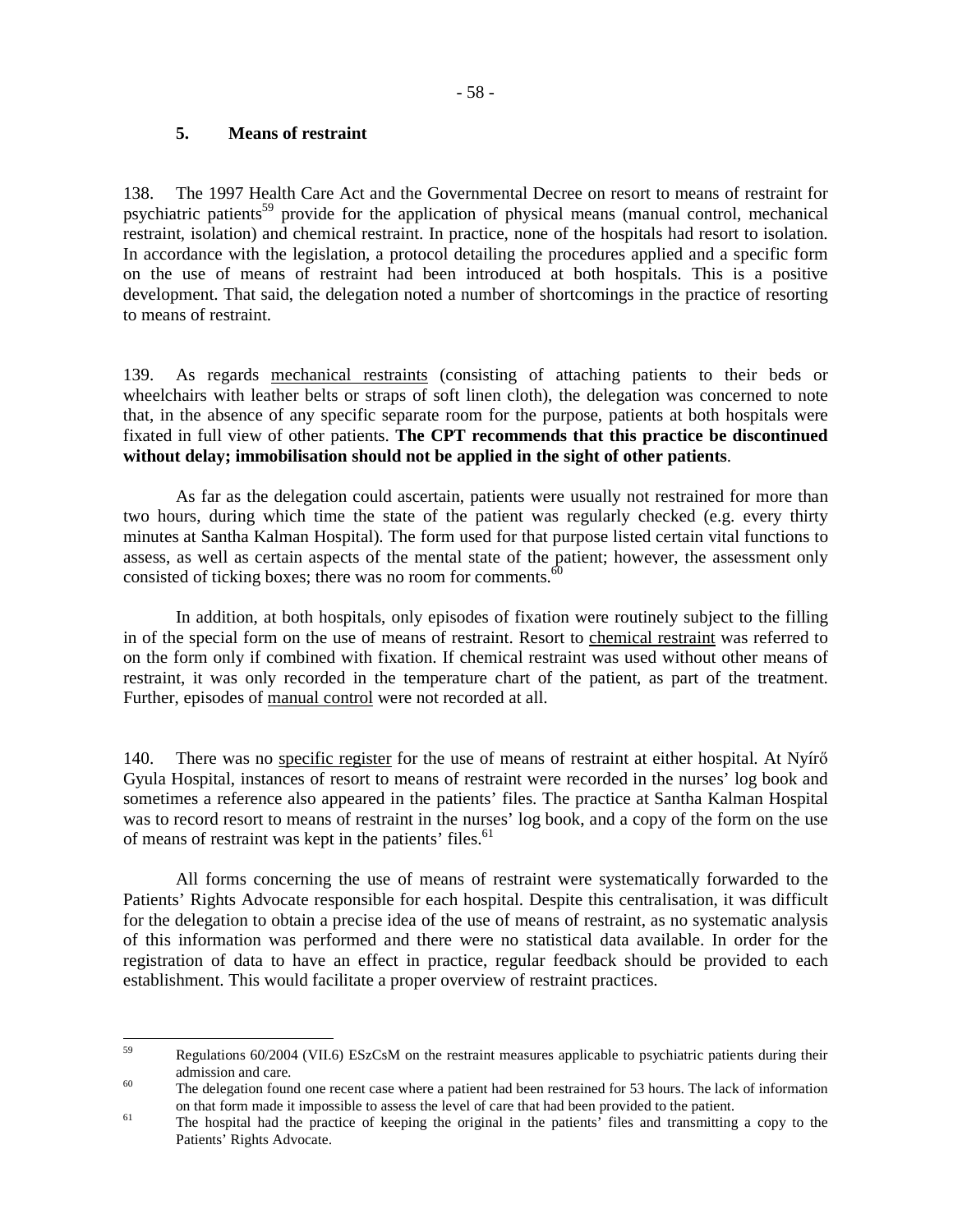### 5. Means of restraint

138. The 1997 Health Care Act and the Governmental Decree on resort to means of restraint for psychiatric patients[59] provide for the application of physical means (manual control, mechanical restraint, isolation) and chemical restraint. In practice, none of the hospitals had resort to isolation. In accordance with the legislation, a protocol detailing the procedures applied and a specific form on the use of means of restraint had been introduced at both hospitals. This is a positive development. That said, the delegation noted a number of shortcomings in the practice of resorting to means of restraint.

139. As regards mechanical restraints (consisting of attaching patients to their beds or wheelchairs with leather belts or straps of soft linen cloth), the delegation was concerned to note that, in the absence of any specific separate room for the purpose, patients at both hospitals were fixated in full view of other patients. **The CPT recommends that this practice be discontinued without delay; immobilisation should not be applied in the sight of other patients**.

As far as the delegation could ascertain, patients were usually not restrained for more than two hours, during which time the state of the patient was regularly checked (e.g. every thirty minutes at Santha Kalman Hospital). The form used for that purpose listed certain vital functions to assess, as well as certain aspects of the mental state of the patient; however, the assessment only consisted of ticking boxes; there was no room for comments.[60]

In addition, at both hospitals, only episodes of fixation were routinely subject to the filling in of the special form on the use of means of restraint. Resort to chemical restraint was referred to on the form only if combined with fixation. If chemical restraint was used without other means of restraint, it was only recorded in the temperature chart of the patient, as part of the treatment. Further, episodes of manual control were not recorded at all.

140. There was no specific register for the use of means of restraint at either hospital. At Nyírő Gyula Hospital, instances of resort to means of restraint were recorded in the nurses' log book and sometimes a reference also appeared in the patients' files. The practice at Santha Kalman Hospital was to record resort to means of restraint in the nurses' log book, and a copy of the form on the use of means of restraint was kept in the patients' files.[61]

All forms concerning the use of means of restraint were systematically forwarded to the Patients' Rights Advocate responsible for each hospital. Despite this centralisation, it was difficult for the delegation to obtain a precise idea of the use of means of restraint, as no systematic analysis of this information was performed and there were no statistical data available. In order for the registration of data to have an effect in practice, regular feedback should be provided to each establishment. This would facilitate a proper overview of restraint practices.

---

[59] Regulations 60/2004 (VII.6) ESzCsM on the restraint measures applicable to psychiatric patients during their admission and care.

[60] The delegation found one recent case where a patient had been restrained for 53 hours. The lack of information on that form made it impossible to assess the level of care that had been provided to the patient.

[61] The hospital had the practice of keeping the original in the patients' files and transmitting a copy to the Patients' Rights Advocate.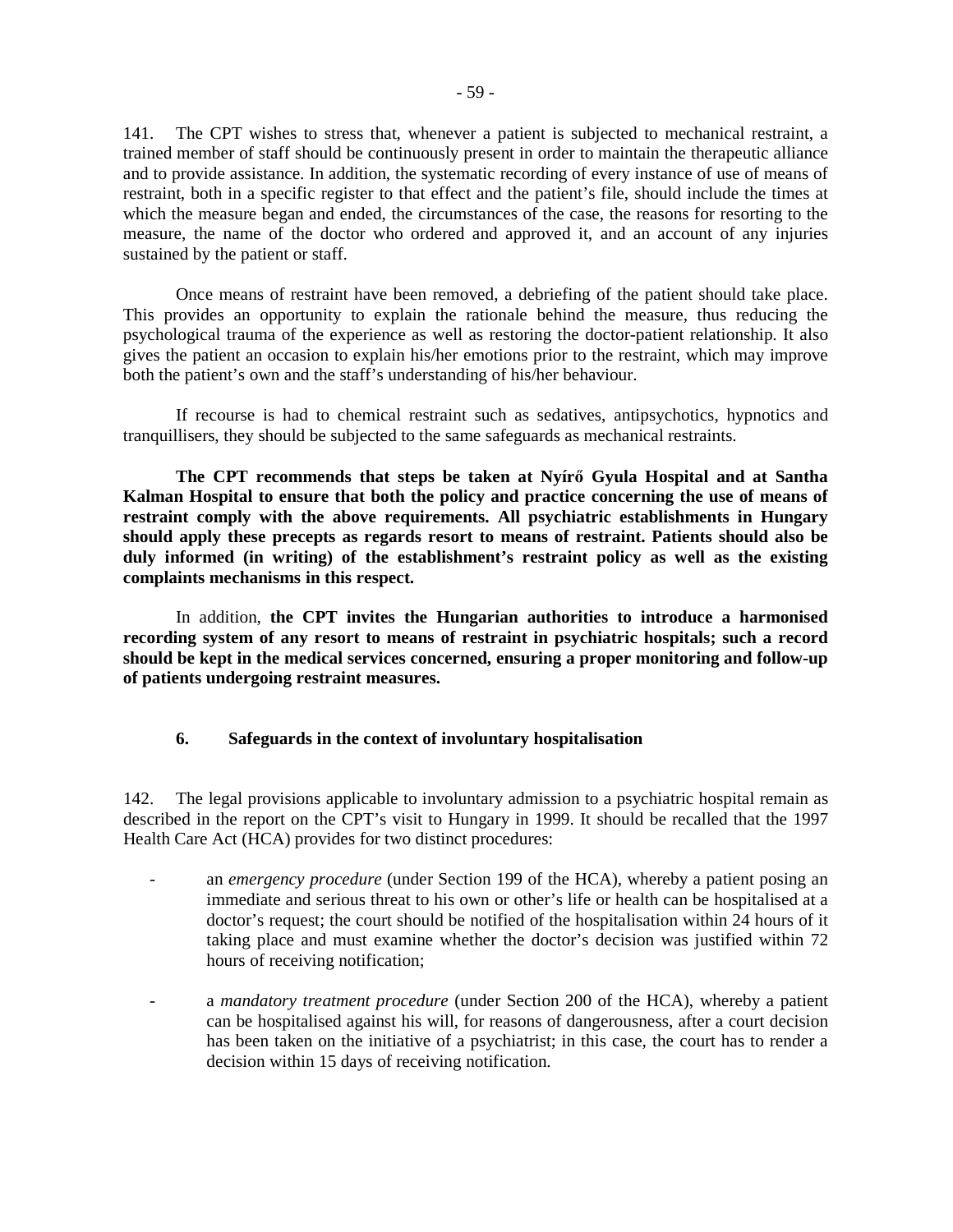141. The CPT wishes to stress that, whenever a patient is subjected to mechanical restraint, a trained member of staff should be continuously present in order to maintain the therapeutic alliance and to provide assistance. In addition, the systematic recording of every instance of use of means of restraint, both in a specific register to that effect and the patient's file, should include the times at which the measure began and ended, the circumstances of the case, the reasons for resorting to the measure, the name of the doctor who ordered and approved it, and an account of any injuries sustained by the patient or staff.

Once means of restraint have been removed, a debriefing of the patient should take place. This provides an opportunity to explain the rationale behind the measure, thus reducing the psychological trauma of the experience as well as restoring the doctor-patient relationship. It also gives the patient an occasion to explain his/her emotions prior to the restraint, which may improve both the patient's own and the staff's understanding of his/her behaviour.

If recourse is had to chemical restraint such as sedatives, antipsychotics, hypnotics and tranquillisers, they should be subjected to the same safeguards as mechanical restraints.

**The CPT recommends that steps be taken at Nyírő Gyula Hospital and at Santha Kalman Hospital to ensure that both the policy and practice concerning the use of means of restraint comply with the above requirements. All psychiatric establishments in Hungary should apply these precepts as regards resort to means of restraint. Patients should also be duly informed (in writing) of the establishment's restraint policy as well as the existing complaints mechanisms in this respect.**

In addition, **the CPT invites the Hungarian authorities to introduce a harmonised recording system of any resort to means of restraint in psychiatric hospitals; such a record should be kept in the medical services concerned, ensuring a proper monitoring and follow-up of patients undergoing restraint measures.**

### 6. Safeguards in the context of involuntary hospitalisation

142. The legal provisions applicable to involuntary admission to a psychiatric hospital remain as described in the report on the CPT's visit to Hungary in 1999. It should be recalled that the 1997 Health Care Act (HCA) provides for two distinct procedures:

- an *emergency procedure* (under Section 199 of the HCA), whereby a patient posing an immediate and serious threat to his own or other's life or health can be hospitalised at a doctor's request; the court should be notified of the hospitalisation within 24 hours of it taking place and must examine whether the doctor's decision was justified within 72 hours of receiving notification;

- a *mandatory treatment procedure* (under Section 200 of the HCA), whereby a patient can be hospitalised against his will, for reasons of dangerousness, after a court decision has been taken on the initiative of a psychiatrist; in this case, the court has to render a decision within 15 days of receiving notification.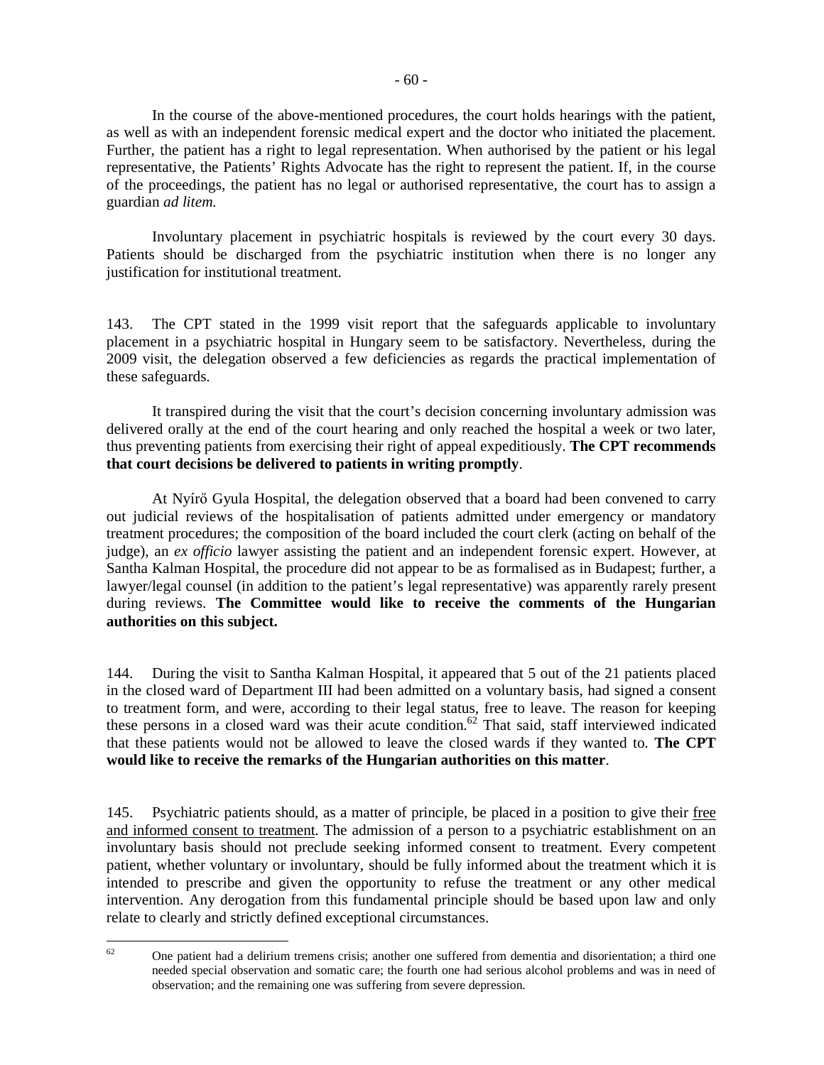In the course of the above-mentioned procedures, the court holds hearings with the patient, as well as with an independent forensic medical expert and the doctor who initiated the placement. Further, the patient has a right to legal representation. When authorised by the patient or his legal representative, the Patients' Rights Advocate has the right to represent the patient. If, in the course of the proceedings, the patient has no legal or authorised representative, the court has to assign a guardian *ad litem.*

Involuntary placement in psychiatric hospitals is reviewed by the court every 30 days. Patients should be discharged from the psychiatric institution when there is no longer any justification for institutional treatment.

143. The CPT stated in the 1999 visit report that the safeguards applicable to involuntary placement in a psychiatric hospital in Hungary seem to be satisfactory. Nevertheless, during the 2009 visit, the delegation observed a few deficiencies as regards the practical implementation of these safeguards.

It transpired during the visit that the court's decision concerning involuntary admission was delivered orally at the end of the court hearing and only reached the hospital a week or two later, thus preventing patients from exercising their right of appeal expeditiously. **The CPT recommends that court decisions be delivered to patients in writing promptly**.

At Nyírő Gyula Hospital, the delegation observed that a board had been convened to carry out judicial reviews of the hospitalisation of patients admitted under emergency or mandatory treatment procedures; the composition of the board included the court clerk (acting on behalf of the judge), an *ex officio* lawyer assisting the patient and an independent forensic expert. However, at Santha Kalman Hospital, the procedure did not appear to be as formalised as in Budapest; further, a lawyer/legal counsel (in addition to the patient's legal representative) was apparently rarely present during reviews. **The Committee would like to receive the comments of the Hungarian authorities on this subject.**

144. During the visit to Santha Kalman Hospital, it appeared that 5 out of the 21 patients placed in the closed ward of Department III had been admitted on a voluntary basis, had signed a consent to treatment form, and were, according to their legal status, free to leave. The reason for keeping these persons in a closed ward was their acute condition.[62] That said, staff interviewed indicated that these patients would not be allowed to leave the closed wards if they wanted to. **The CPT would like to receive the remarks of the Hungarian authorities on this matter**.

145. Psychiatric patients should, as a matter of principle, be placed in a position to give their free and informed consent to treatment. The admission of a person to a psychiatric establishment on an involuntary basis should not preclude seeking informed consent to treatment. Every competent patient, whether voluntary or involuntary, should be fully informed about the treatment which it is intended to prescribe and given the opportunity to refuse the treatment or any other medical intervention. Any derogation from this fundamental principle should be based upon law and only relate to clearly and strictly defined exceptional circumstances.

[62] One patient had a delirium tremens crisis; another one suffered from dementia and disorientation; a third one needed special observation and somatic care; the fourth one had serious alcohol problems and was in need of observation; and the remaining one was suffering from severe depression.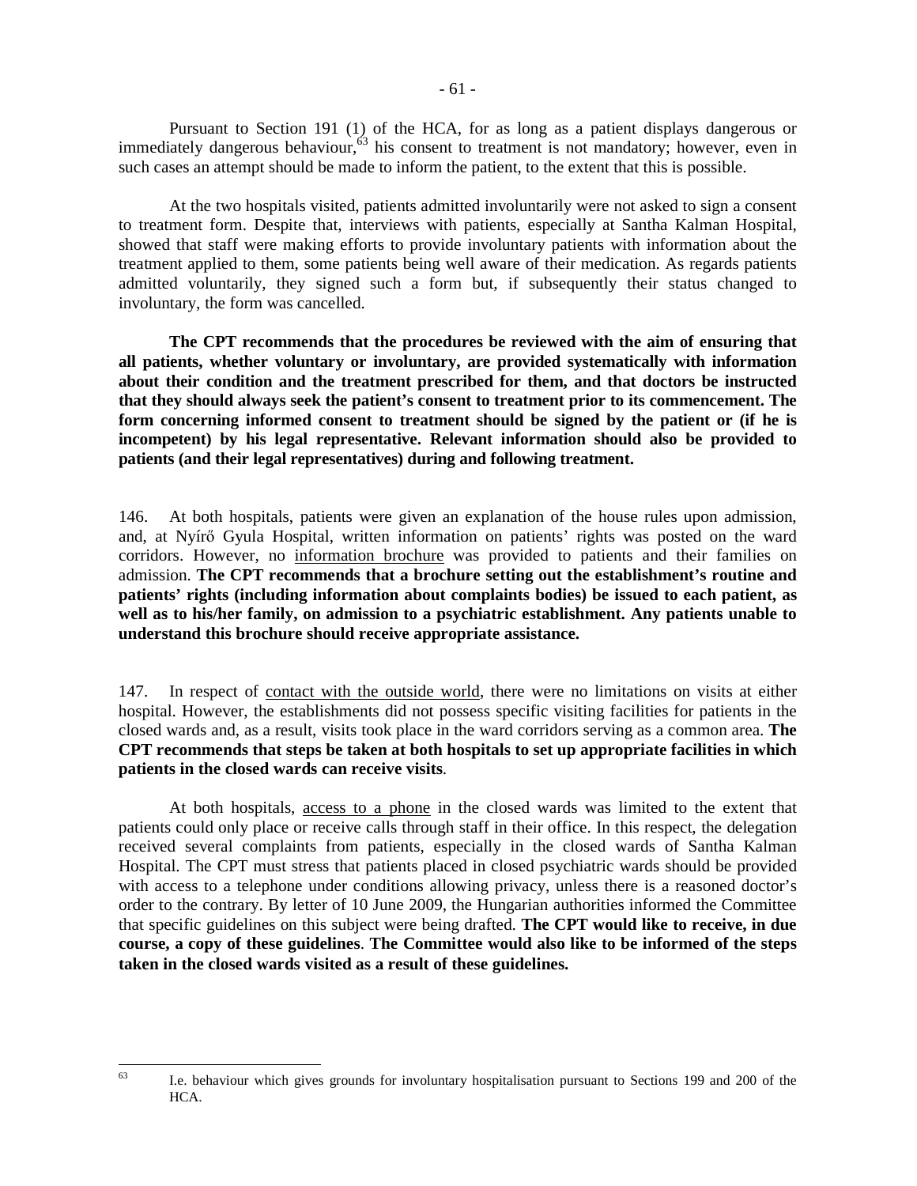Pursuant to Section 191 (1) of the HCA, for as long as a patient displays dangerous or immediately dangerous behaviour,[63] his consent to treatment is not mandatory; however, even in such cases an attempt should be made to inform the patient, to the extent that this is possible.

At the two hospitals visited, patients admitted involuntarily were not asked to sign a consent to treatment form. Despite that, interviews with patients, especially at Santha Kalman Hospital, showed that staff were making efforts to provide involuntary patients with information about the treatment applied to them, some patients being well aware of their medication. As regards patients admitted voluntarily, they signed such a form but, if subsequently their status changed to involuntary, the form was cancelled.

**The CPT recommends that the procedures be reviewed with the aim of ensuring that all patients, whether voluntary or involuntary, are provided systematically with information about their condition and the treatment prescribed for them, and that doctors be instructed that they should always seek the patient's consent to treatment prior to its commencement. The form concerning informed consent to treatment should be signed by the patient or (if he is incompetent) by his legal representative. Relevant information should also be provided to patients (and their legal representatives) during and following treatment.**

146. At both hospitals, patients were given an explanation of the house rules upon admission, and, at Nyírő Gyula Hospital, written information on patients' rights was posted on the ward corridors. However, no information brochure was provided to patients and their families on admission. **The CPT recommends that a brochure setting out the establishment's routine and patients' rights (including information about complaints bodies) be issued to each patient, as well as to his/her family, on admission to a psychiatric establishment. Any patients unable to understand this brochure should receive appropriate assistance.**

147. In respect of contact with the outside world, there were no limitations on visits at either hospital. However, the establishments did not possess specific visiting facilities for patients in the closed wards and, as a result, visits took place in the ward corridors serving as a common area. **The CPT recommends that steps be taken at both hospitals to set up appropriate facilities in which patients in the closed wards can receive visits**.

At both hospitals, access to a phone in the closed wards was limited to the extent that patients could only place or receive calls through staff in their office. In this respect, the delegation received several complaints from patients, especially in the closed wards of Santha Kalman Hospital. The CPT must stress that patients placed in closed psychiatric wards should be provided with access to a telephone under conditions allowing privacy, unless there is a reasoned doctor's order to the contrary. By letter of 10 June 2009, the Hungarian authorities informed the Committee that specific guidelines on this subject were being drafted. **The CPT would like to receive, in due course, a copy of these guidelines**. **The Committee would also like to be informed of the steps taken in the closed wards visited as a result of these guidelines.**

---

[63] I.e. behaviour which gives grounds for involuntary hospitalisation pursuant to Sections 199 and 200 of the HCA.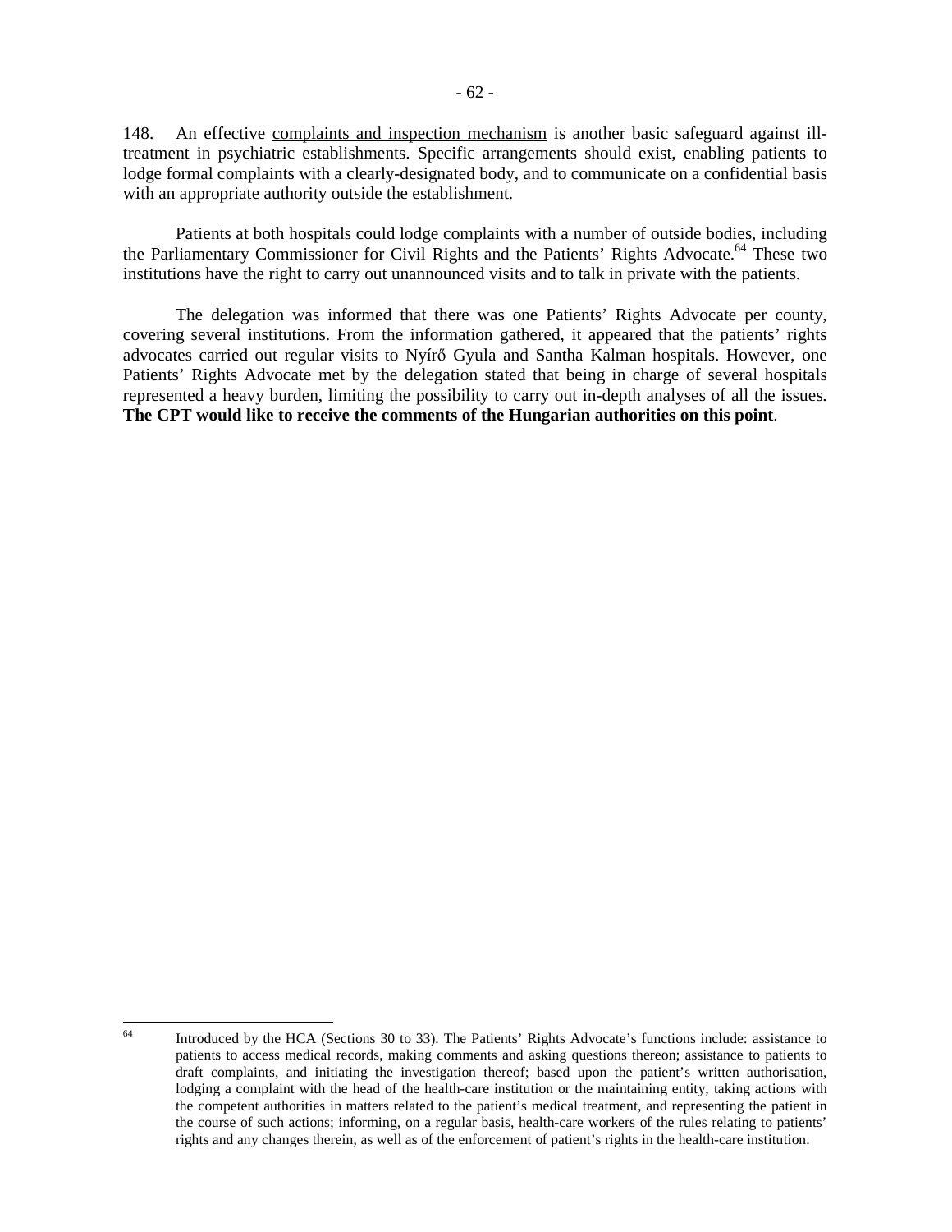148. An effective complaints and inspection mechanism is another basic safeguard against ill-treatment in psychiatric establishments. Specific arrangements should exist, enabling patients to lodge formal complaints with a clearly-designated body, and to communicate on a confidential basis with an appropriate authority outside the establishment.

Patients at both hospitals could lodge complaints with a number of outside bodies, including the Parliamentary Commissioner for Civil Rights and the Patients' Rights Advocate.[64] These two institutions have the right to carry out unannounced visits and to talk in private with the patients.

The delegation was informed that there was one Patients' Rights Advocate per county, covering several institutions. From the information gathered, it appeared that the patients' rights advocates carried out regular visits to Nyírő Gyula and Santha Kalman hospitals. However, one Patients' Rights Advocate met by the delegation stated that being in charge of several hospitals represented a heavy burden, limiting the possibility to carry out in-depth analyses of all the issues. **The CPT would like to receive the comments of the Hungarian authorities on this point**.

---

[64] Introduced by the HCA (Sections 30 to 33). The Patients' Rights Advocate's functions include: assistance to patients to access medical records, making comments and asking questions thereon; assistance to patients to draft complaints, and initiating the investigation thereof; based upon the patient's written authorisation, lodging a complaint with the head of the health-care institution or the maintaining entity, taking actions with the competent authorities in matters related to the patient's medical treatment, and representing the patient in the course of such actions; informing, on a regular basis, health-care workers of the rules relating to patients' rights and any changes therein, as well as of the enforcement of patient's rights in the health-care institution.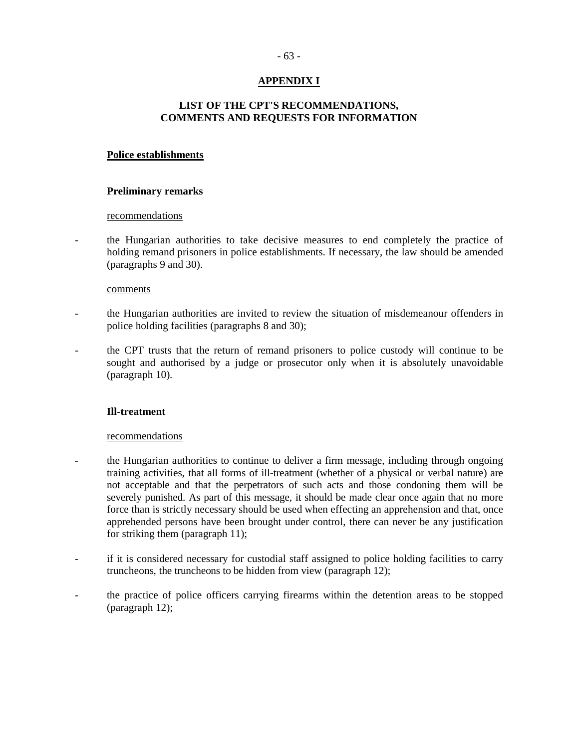# APPENDIX I

## LIST OF THE CPT'S RECOMMENDATIONS, COMMENTS AND REQUESTS FOR INFORMATION

### Police establishments

#### Preliminary remarks

recommendations

- the Hungarian authorities to take decisive measures to end completely the practice of holding remand prisoners in police establishments. If necessary, the law should be amended (paragraphs 9 and 30).

comments

- the Hungarian authorities are invited to review the situation of misdemeanour offenders in police holding facilities (paragraphs 8 and 30);
- the CPT trusts that the return of remand prisoners to police custody will continue to be sought and authorised by a judge or prosecutor only when it is absolutely unavoidable (paragraph 10).

#### Ill-treatment

recommendations

- the Hungarian authorities to continue to deliver a firm message, including through ongoing training activities, that all forms of ill-treatment (whether of a physical or verbal nature) are not acceptable and that the perpetrators of such acts and those condoning them will be severely punished. As part of this message, it should be made clear once again that no more force than is strictly necessary should be used when effecting an apprehension and that, once apprehended persons have been brought under control, there can never be any justification for striking them (paragraph 11);
- if it is considered necessary for custodial staff assigned to police holding facilities to carry truncheons, the truncheons to be hidden from view (paragraph 12);
- the practice of police officers carrying firearms within the detention areas to be stopped (paragraph 12);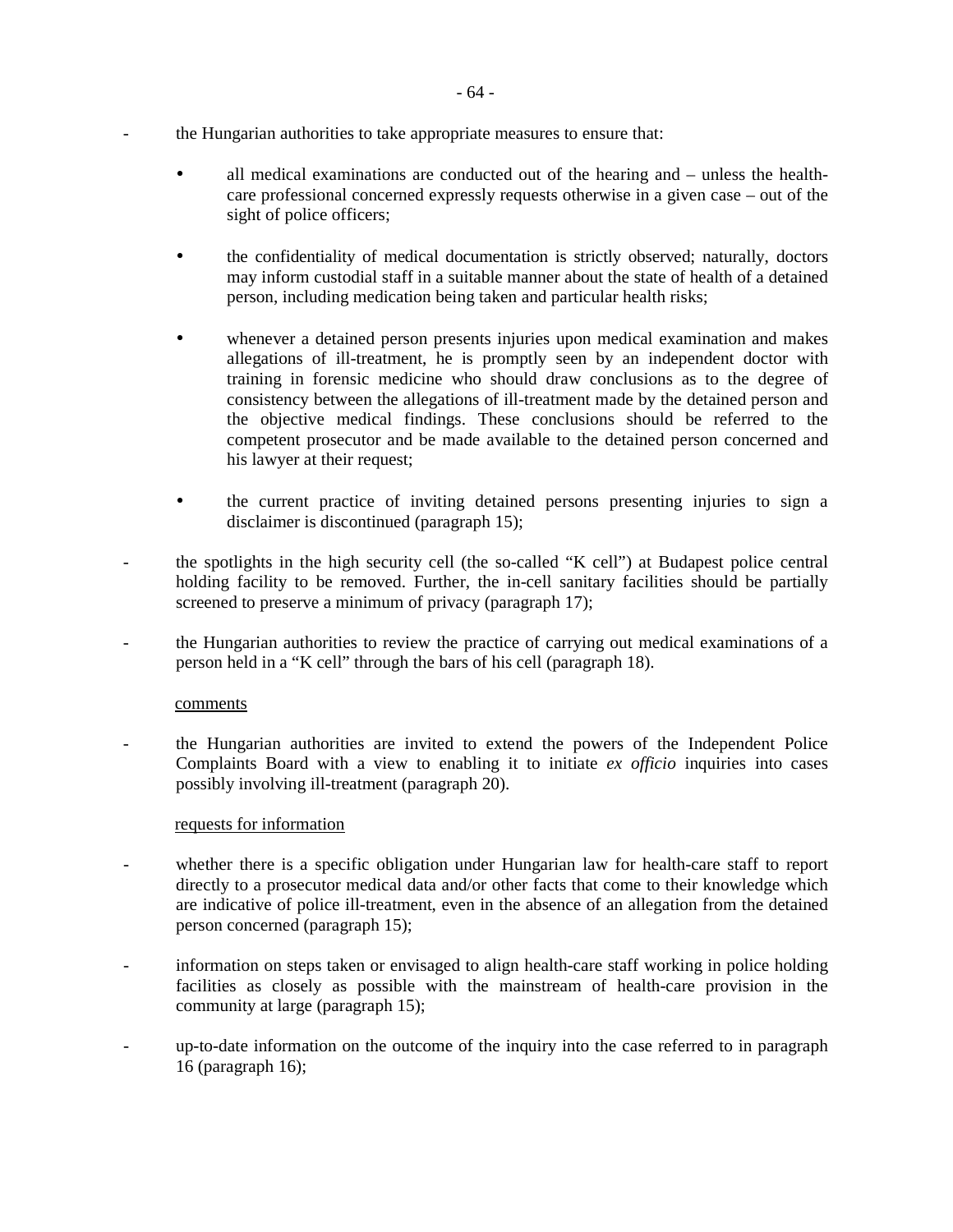- the Hungarian authorities to take appropriate measures to ensure that:

    - all medical examinations are conducted out of the hearing and – unless the health-care professional concerned expressly requests otherwise in a given case – out of the sight of police officers;

    - the confidentiality of medical documentation is strictly observed; naturally, doctors may inform custodial staff in a suitable manner about the state of health of a detained person, including medication being taken and particular health risks;

    - whenever a detained person presents injuries upon medical examination and makes allegations of ill-treatment, he is promptly seen by an independent doctor with training in forensic medicine who should draw conclusions as to the degree of consistency between the allegations of ill-treatment made by the detained person and the objective medical findings. These conclusions should be referred to the competent prosecutor and be made available to the detained person concerned and his lawyer at their request;

    - the current practice of inviting detained persons presenting injuries to sign a disclaimer is discontinued (paragraph 15);

- the spotlights in the high security cell (the so-called "K cell") at Budapest police central holding facility to be removed. Further, the in-cell sanitary facilities should be partially screened to preserve a minimum of privacy (paragraph 17);

- the Hungarian authorities to review the practice of carrying out medical examinations of a person held in a "K cell" through the bars of his cell (paragraph 18).

<u>comments</u>

- the Hungarian authorities are invited to extend the powers of the Independent Police Complaints Board with a view to enabling it to initiate *ex officio* inquiries into cases possibly involving ill-treatment (paragraph 20).

<u>requests for information</u>

- whether there is a specific obligation under Hungarian law for health-care staff to report directly to a prosecutor medical data and/or other facts that come to their knowledge which are indicative of police ill-treatment, even in the absence of an allegation from the detained person concerned (paragraph 15);

- information on steps taken or envisaged to align health-care staff working in police holding facilities as closely as possible with the mainstream of health-care provision in the community at large (paragraph 15);

- up-to-date information on the outcome of the inquiry into the case referred to in paragraph 16 (paragraph 16);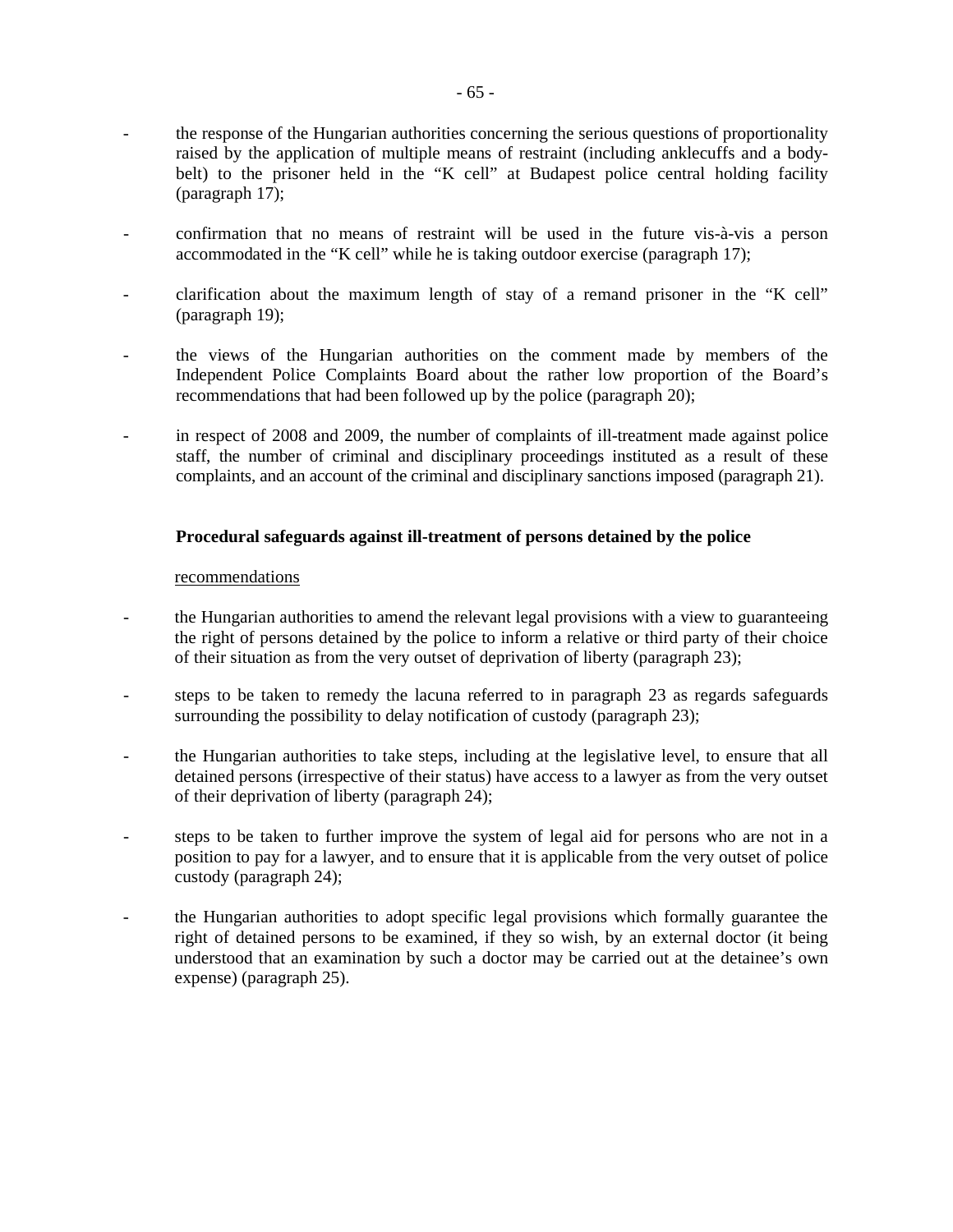- the response of the Hungarian authorities concerning the serious questions of proportionality raised by the application of multiple means of restraint (including anklecuffs and a body-belt) to the prisoner held in the "K cell" at Budapest police central holding facility (paragraph 17);

- confirmation that no means of restraint will be used in the future vis-à-vis a person accommodated in the "K cell" while he is taking outdoor exercise (paragraph 17);

- clarification about the maximum length of stay of a remand prisoner in the "K cell" (paragraph 19);

- the views of the Hungarian authorities on the comment made by members of the Independent Police Complaints Board about the rather low proportion of the Board's recommendations that had been followed up by the police (paragraph 20);

- in respect of 2008 and 2009, the number of complaints of ill-treatment made against police staff, the number of criminal and disciplinary proceedings instituted as a result of these complaints, and an account of the criminal and disciplinary sanctions imposed (paragraph 21).

**Procedural safeguards against ill-treatment of persons detained by the police**

<u>recommendations</u>

- the Hungarian authorities to amend the relevant legal provisions with a view to guaranteeing the right of persons detained by the police to inform a relative or third party of their choice of their situation as from the very outset of deprivation of liberty (paragraph 23);

- steps to be taken to remedy the lacuna referred to in paragraph 23 as regards safeguards surrounding the possibility to delay notification of custody (paragraph 23);

- the Hungarian authorities to take steps, including at the legislative level, to ensure that all detained persons (irrespective of their status) have access to a lawyer as from the very outset of their deprivation of liberty (paragraph 24);

- steps to be taken to further improve the system of legal aid for persons who are not in a position to pay for a lawyer, and to ensure that it is applicable from the very outset of police custody (paragraph 24);

- the Hungarian authorities to adopt specific legal provisions which formally guarantee the right of detained persons to be examined, if they so wish, by an external doctor (it being understood that an examination by such a doctor may be carried out at the detainee's own expense) (paragraph 25).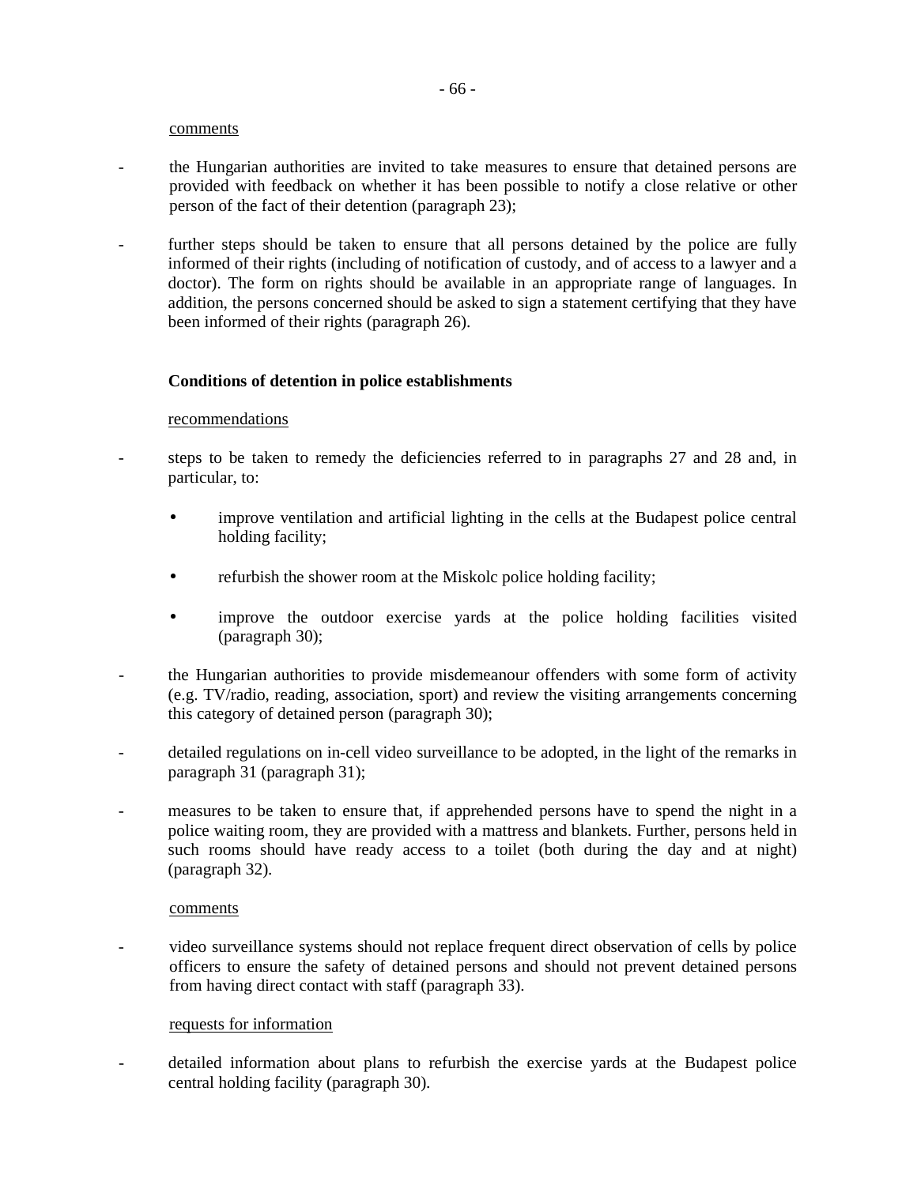comments

- the Hungarian authorities are invited to take measures to ensure that detained persons are provided with feedback on whether it has been possible to notify a close relative or other person of the fact of their detention (paragraph 23);

- further steps should be taken to ensure that all persons detained by the police are fully informed of their rights (including of notification of custody, and of access to a lawyer and a doctor). The form on rights should be available in an appropriate range of languages. In addition, the persons concerned should be asked to sign a statement certifying that they have been informed of their rights (paragraph 26).

**Conditions of detention in police establishments**

recommendations

- steps to be taken to remedy the deficiencies referred to in paragraphs 27 and 28 and, in particular, to:

    - improve ventilation and artificial lighting in the cells at the Budapest police central holding facility;

    - refurbish the shower room at the Miskolc police holding facility;

    - improve the outdoor exercise yards at the police holding facilities visited (paragraph 30);

- the Hungarian authorities to provide misdemeanour offenders with some form of activity (e.g. TV/radio, reading, association, sport) and review the visiting arrangements concerning this category of detained person (paragraph 30);

- detailed regulations on in-cell video surveillance to be adopted, in the light of the remarks in paragraph 31 (paragraph 31);

- measures to be taken to ensure that, if apprehended persons have to spend the night in a police waiting room, they are provided with a mattress and blankets. Further, persons held in such rooms should have ready access to a toilet (both during the day and at night) (paragraph 32).

comments

- video surveillance systems should not replace frequent direct observation of cells by police officers to ensure the safety of detained persons and should not prevent detained persons from having direct contact with staff (paragraph 33).

requests for information

- detailed information about plans to refurbish the exercise yards at the Budapest police central holding facility (paragraph 30).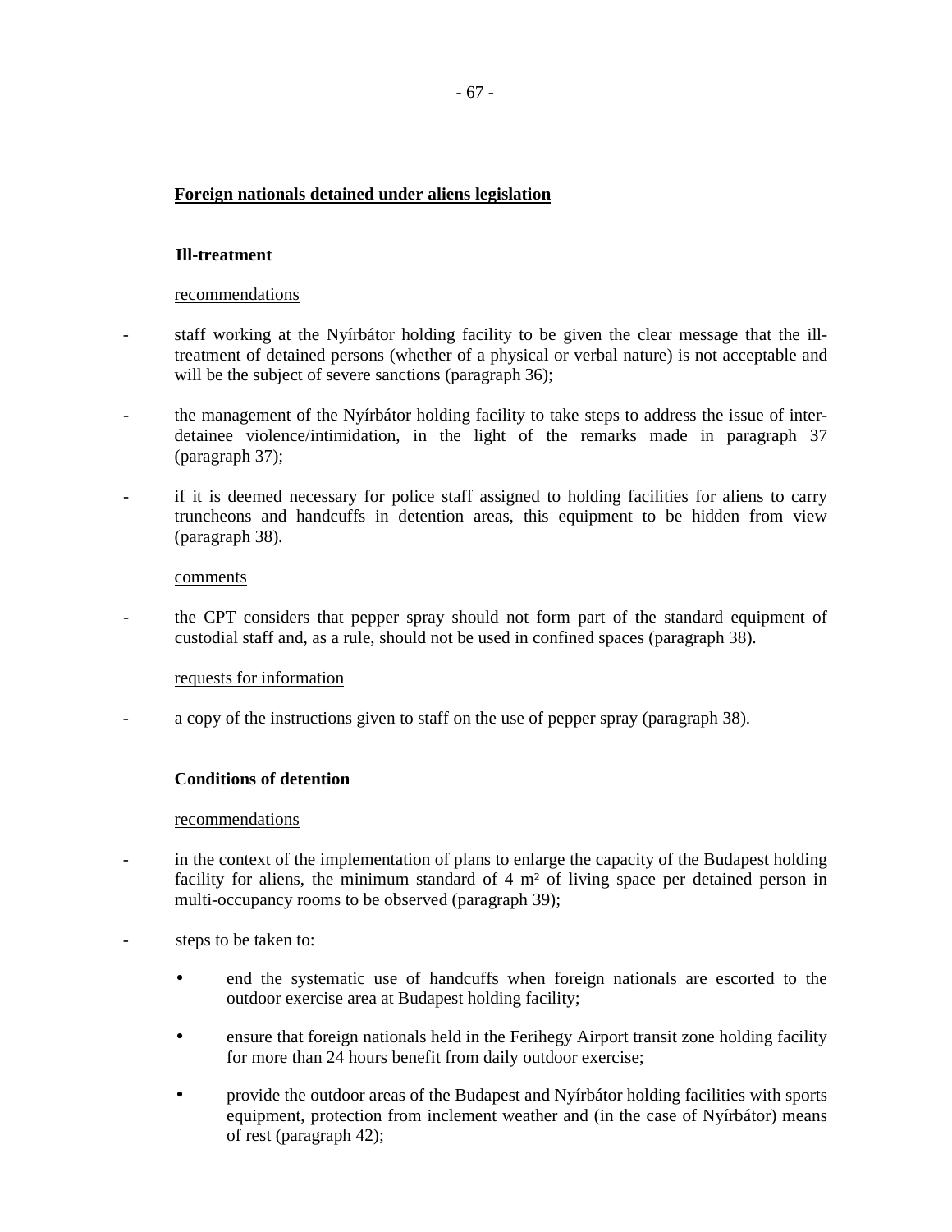**Foreign nationals detained under aliens legislation**

**Ill-treatment**

recommendations

- staff working at the Nyírbátor holding facility to be given the clear message that the ill-treatment of detained persons (whether of a physical or verbal nature) is not acceptable and will be the subject of severe sanctions (paragraph 36);

- the management of the Nyírbátor holding facility to take steps to address the issue of inter-detainee violence/intimidation, in the light of the remarks made in paragraph 37 (paragraph 37);

- if it is deemed necessary for police staff assigned to holding facilities for aliens to carry truncheons and handcuffs in detention areas, this equipment to be hidden from view (paragraph 38).

comments

- the CPT considers that pepper spray should not form part of the standard equipment of custodial staff and, as a rule, should not be used in confined spaces (paragraph 38).

requests for information

- a copy of the instructions given to staff on the use of pepper spray (paragraph 38).

**Conditions of detention**

recommendations

- in the context of the implementation of plans to enlarge the capacity of the Budapest holding facility for aliens, the minimum standard of 4 m² of living space per detained person in multi-occupancy rooms to be observed (paragraph 39);

- steps to be taken to:

  - end the systematic use of handcuffs when foreign nationals are escorted to the outdoor exercise area at Budapest holding facility;

  - ensure that foreign nationals held in the Ferihegy Airport transit zone holding facility for more than 24 hours benefit from daily outdoor exercise;

  - provide the outdoor areas of the Budapest and Nyírbátor holding facilities with sports equipment, protection from inclement weather and (in the case of Nyírbátor) means of rest (paragraph 42);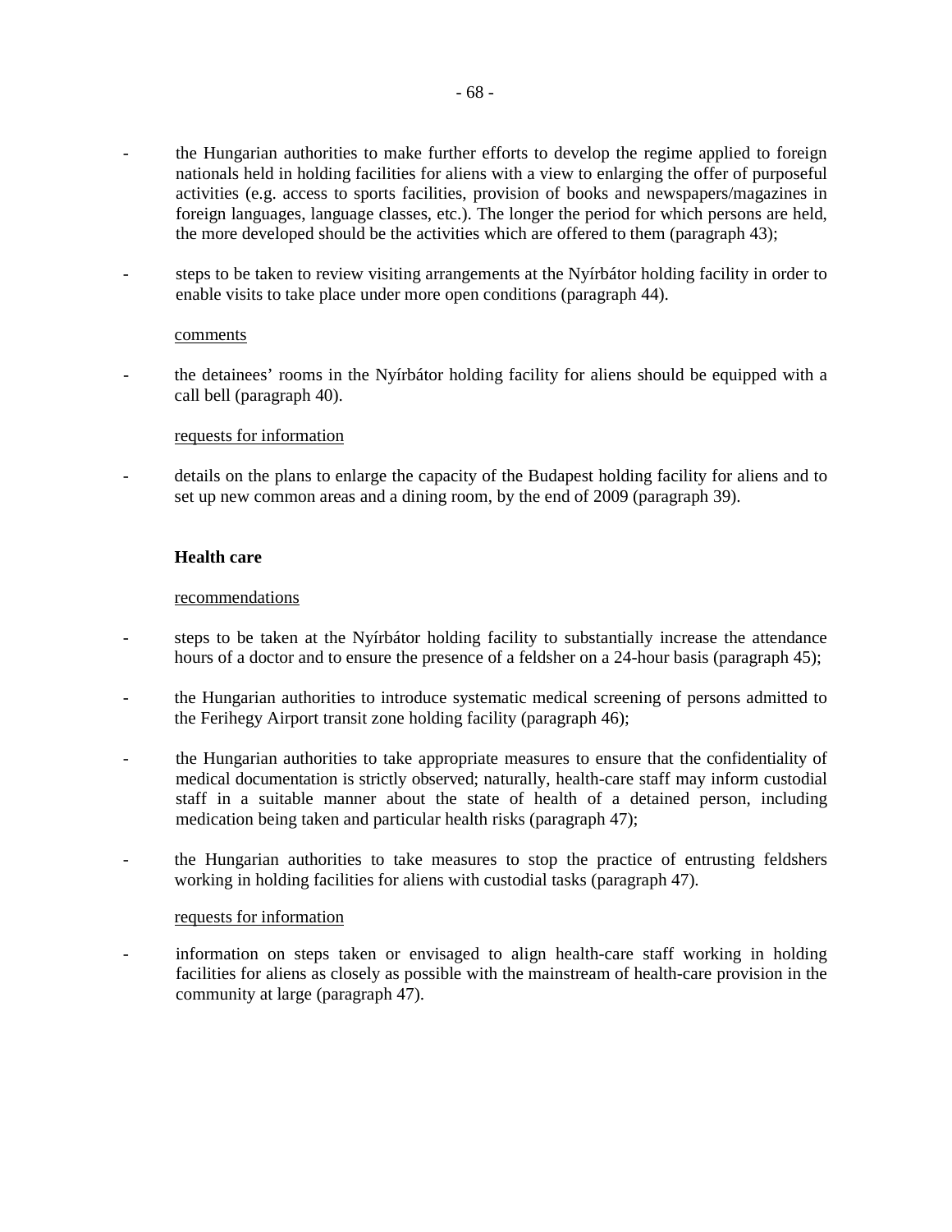- the Hungarian authorities to make further efforts to develop the regime applied to foreign nationals held in holding facilities for aliens with a view to enlarging the offer of purposeful activities (e.g. access to sports facilities, provision of books and newspapers/magazines in foreign languages, language classes, etc.). The longer the period for which persons are held, the more developed should be the activities which are offered to them (paragraph 43);

- steps to be taken to review visiting arrangements at the Nyírbátor holding facility in order to enable visits to take place under more open conditions (paragraph 44).

<u>comments</u>

- the detainees' rooms in the Nyírbátor holding facility for aliens should be equipped with a call bell (paragraph 40).

<u>requests for information</u>

- details on the plans to enlarge the capacity of the Budapest holding facility for aliens and to set up new common areas and a dining room, by the end of 2009 (paragraph 39).

**Health care**

<u>recommendations</u>

- steps to be taken at the Nyírbátor holding facility to substantially increase the attendance hours of a doctor and to ensure the presence of a feldsher on a 24-hour basis (paragraph 45);

- the Hungarian authorities to introduce systematic medical screening of persons admitted to the Ferihegy Airport transit zone holding facility (paragraph 46);

- the Hungarian authorities to take appropriate measures to ensure that the confidentiality of medical documentation is strictly observed; naturally, health-care staff may inform custodial staff in a suitable manner about the state of health of a detained person, including medication being taken and particular health risks (paragraph 47);

- the Hungarian authorities to take measures to stop the practice of entrusting feldshers working in holding facilities for aliens with custodial tasks (paragraph 47).

<u>requests for information</u>

- information on steps taken or envisaged to align health-care staff working in holding facilities for aliens as closely as possible with the mainstream of health-care provision in the community at large (paragraph 47).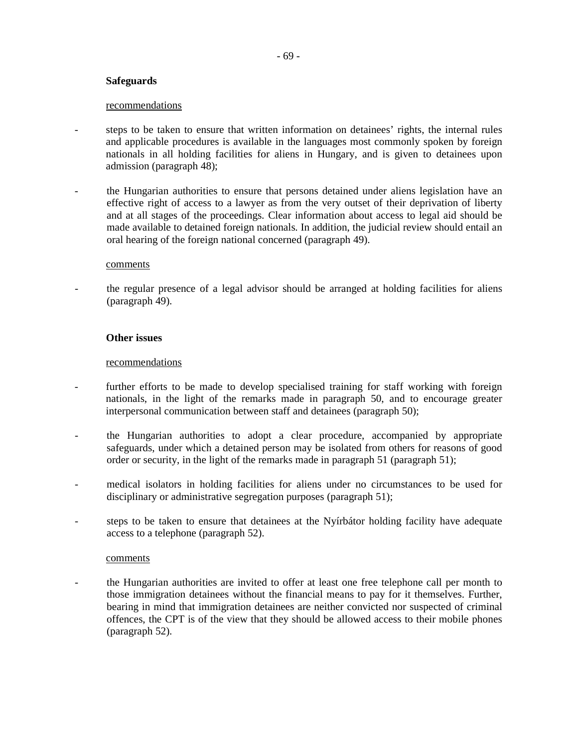**Safeguards**

recommendations

- steps to be taken to ensure that written information on detainees' rights, the internal rules and applicable procedures is available in the languages most commonly spoken by foreign nationals in all holding facilities for aliens in Hungary, and is given to detainees upon admission (paragraph 48);

- the Hungarian authorities to ensure that persons detained under aliens legislation have an effective right of access to a lawyer as from the very outset of their deprivation of liberty and at all stages of the proceedings. Clear information about access to legal aid should be made available to detained foreign nationals. In addition, the judicial review should entail an oral hearing of the foreign national concerned (paragraph 49).

comments

- the regular presence of a legal advisor should be arranged at holding facilities for aliens (paragraph 49).

**Other issues**

recommendations

- further efforts to be made to develop specialised training for staff working with foreign nationals, in the light of the remarks made in paragraph 50, and to encourage greater interpersonal communication between staff and detainees (paragraph 50);

- the Hungarian authorities to adopt a clear procedure, accompanied by appropriate safeguards, under which a detained person may be isolated from others for reasons of good order or security, in the light of the remarks made in paragraph 51 (paragraph 51);

- medical isolators in holding facilities for aliens under no circumstances to be used for disciplinary or administrative segregation purposes (paragraph 51);

- steps to be taken to ensure that detainees at the Nyírbátor holding facility have adequate access to a telephone (paragraph 52).

comments

- the Hungarian authorities are invited to offer at least one free telephone call per month to those immigration detainees without the financial means to pay for it themselves. Further, bearing in mind that immigration detainees are neither convicted nor suspected of criminal offences, the CPT is of the view that they should be allowed access to their mobile phones (paragraph 52).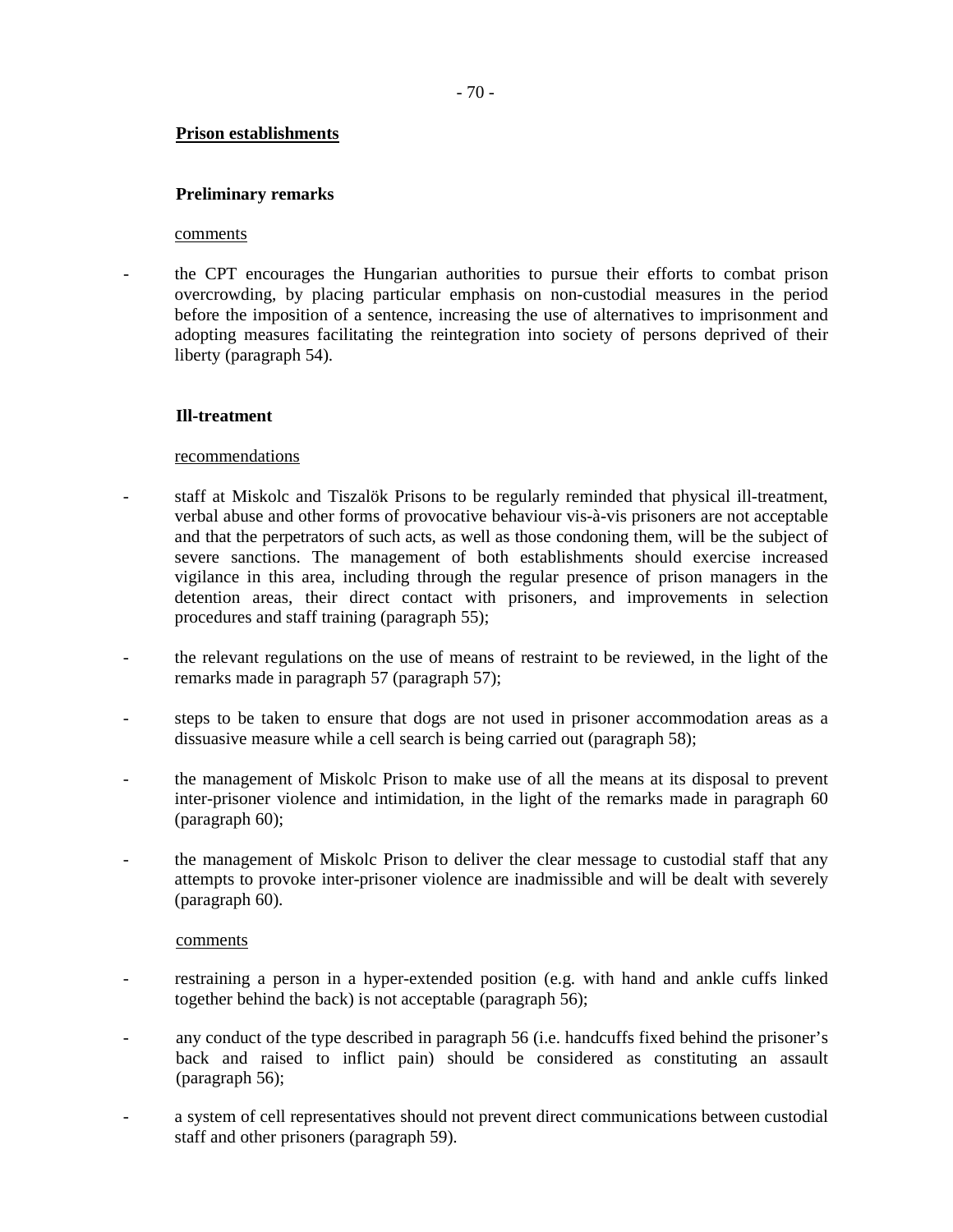## Prison establishments

### Preliminary remarks

comments

- the CPT encourages the Hungarian authorities to pursue their efforts to combat prison overcrowding, by placing particular emphasis on non-custodial measures in the period before the imposition of a sentence, increasing the use of alternatives to imprisonment and adopting measures facilitating the reintegration into society of persons deprived of their liberty (paragraph 54).

### Ill-treatment

recommendations

- staff at Miskolc and Tiszalök Prisons to be regularly reminded that physical ill-treatment, verbal abuse and other forms of provocative behaviour vis-à-vis prisoners are not acceptable and that the perpetrators of such acts, as well as those condoning them, will be the subject of severe sanctions. The management of both establishments should exercise increased vigilance in this area, including through the regular presence of prison managers in the detention areas, their direct contact with prisoners, and improvements in selection procedures and staff training (paragraph 55);

- the relevant regulations on the use of means of restraint to be reviewed, in the light of the remarks made in paragraph 57 (paragraph 57);

- steps to be taken to ensure that dogs are not used in prisoner accommodation areas as a dissuasive measure while a cell search is being carried out (paragraph 58);

- the management of Miskolc Prison to make use of all the means at its disposal to prevent inter-prisoner violence and intimidation, in the light of the remarks made in paragraph 60 (paragraph 60);

- the management of Miskolc Prison to deliver the clear message to custodial staff that any attempts to provoke inter-prisoner violence are inadmissible and will be dealt with severely (paragraph 60).

comments

- restraining a person in a hyper-extended position (e.g. with hand and ankle cuffs linked together behind the back) is not acceptable (paragraph 56);

- any conduct of the type described in paragraph 56 (i.e. handcuffs fixed behind the prisoner's back and raised to inflict pain) should be considered as constituting an assault (paragraph 56);

- a system of cell representatives should not prevent direct communications between custodial staff and other prisoners (paragraph 59).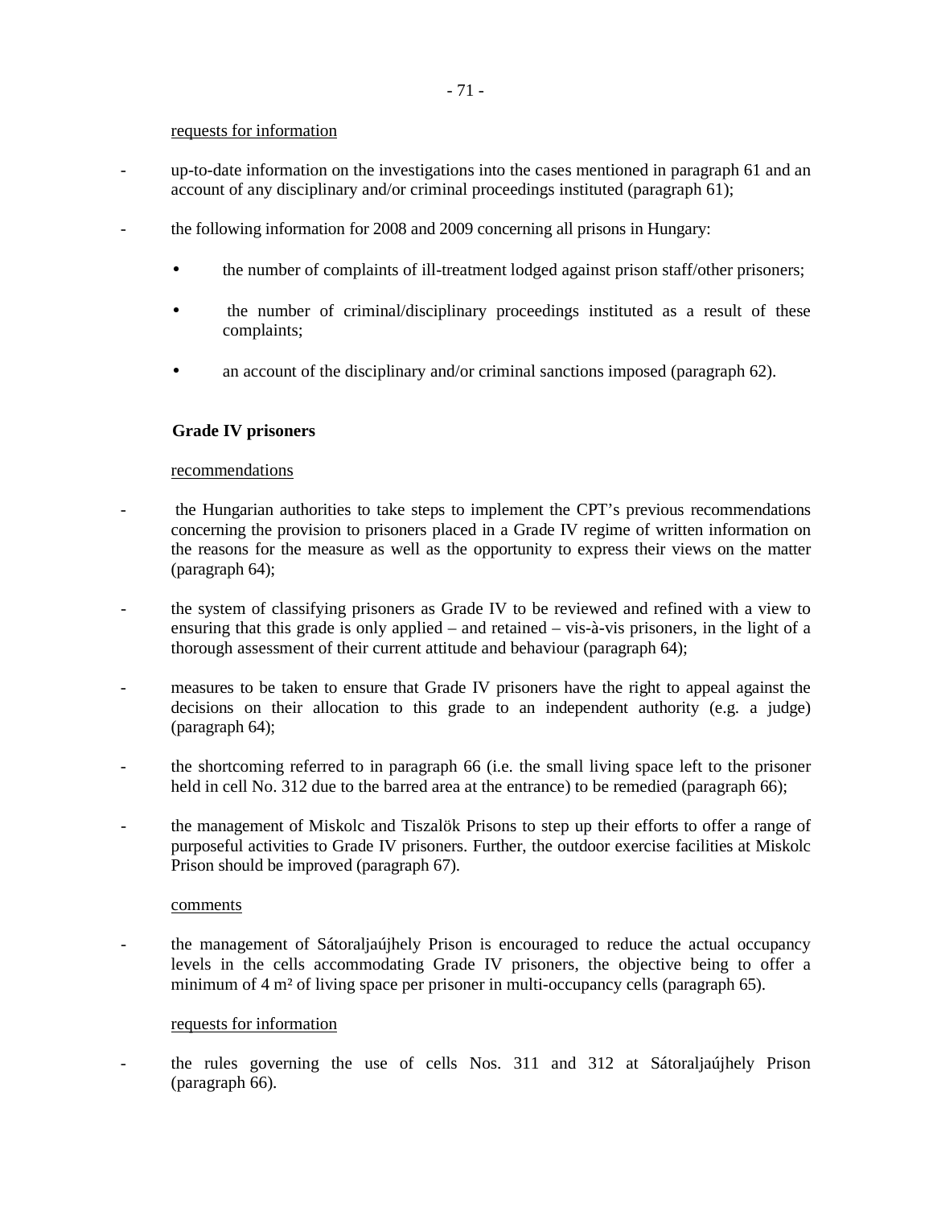requests for information

- up-to-date information on the investigations into the cases mentioned in paragraph 61 and an account of any disciplinary and/or criminal proceedings instituted (paragraph 61);
- the following information for 2008 and 2009 concerning all prisons in Hungary:
    - the number of complaints of ill-treatment lodged against prison staff/other prisoners;
    - the number of criminal/disciplinary proceedings instituted as a result of these complaints;
    - an account of the disciplinary and/or criminal sanctions imposed (paragraph 62).

**Grade IV prisoners**

recommendations

- the Hungarian authorities to take steps to implement the CPT's previous recommendations concerning the provision to prisoners placed in a Grade IV regime of written information on the reasons for the measure as well as the opportunity to express their views on the matter (paragraph 64);
- the system of classifying prisoners as Grade IV to be reviewed and refined with a view to ensuring that this grade is only applied – and retained – vis-à-vis prisoners, in the light of a thorough assessment of their current attitude and behaviour (paragraph 64);
- measures to be taken to ensure that Grade IV prisoners have the right to appeal against the decisions on their allocation to this grade to an independent authority (e.g. a judge) (paragraph 64);
- the shortcoming referred to in paragraph 66 (i.e. the small living space left to the prisoner held in cell No. 312 due to the barred area at the entrance) to be remedied (paragraph 66);
- the management of Miskolc and Tiszalök Prisons to step up their efforts to offer a range of purposeful activities to Grade IV prisoners. Further, the outdoor exercise facilities at Miskolc Prison should be improved (paragraph 67).

comments

- the management of Sátoraljaújhely Prison is encouraged to reduce the actual occupancy levels in the cells accommodating Grade IV prisoners, the objective being to offer a minimum of 4 m² of living space per prisoner in multi-occupancy cells (paragraph 65).

requests for information

- the rules governing the use of cells Nos. 311 and 312 at Sátoraljaújhely Prison (paragraph 66).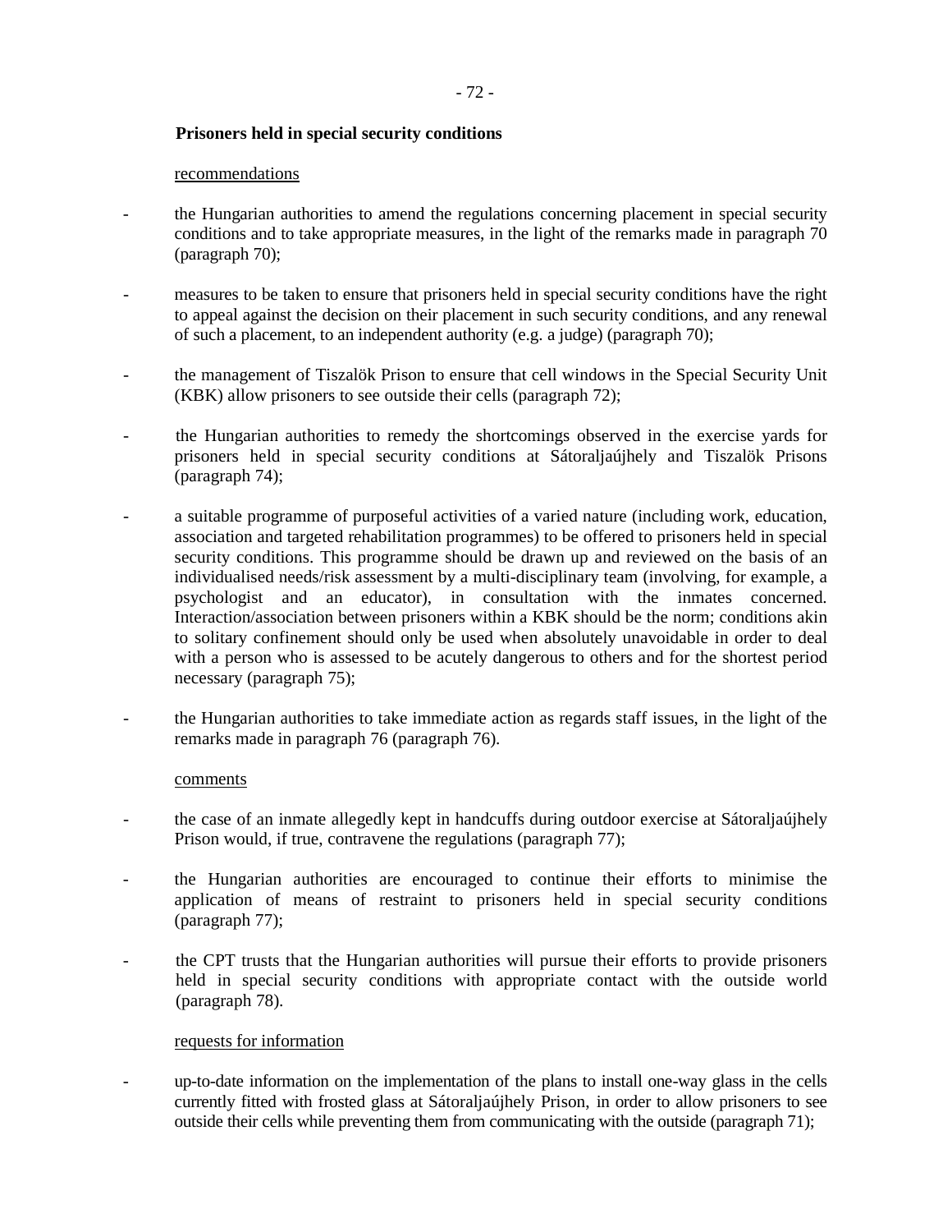**Prisoners held in special security conditions**

recommendations

- the Hungarian authorities to amend the regulations concerning placement in special security conditions and to take appropriate measures, in the light of the remarks made in paragraph 70 (paragraph 70);

- measures to be taken to ensure that prisoners held in special security conditions have the right to appeal against the decision on their placement in such security conditions, and any renewal of such a placement, to an independent authority (e.g. a judge) (paragraph 70);

- the management of Tiszalök Prison to ensure that cell windows in the Special Security Unit (KBK) allow prisoners to see outside their cells (paragraph 72);

- the Hungarian authorities to remedy the shortcomings observed in the exercise yards for prisoners held in special security conditions at Sátoraljaújhely and Tiszalök Prisons (paragraph 74);

- a suitable programme of purposeful activities of a varied nature (including work, education, association and targeted rehabilitation programmes) to be offered to prisoners held in special security conditions. This programme should be drawn up and reviewed on the basis of an individualised needs/risk assessment by a multi-disciplinary team (involving, for example, a psychologist and an educator), in consultation with the inmates concerned. Interaction/association between prisoners within a KBK should be the norm; conditions akin to solitary confinement should only be used when absolutely unavoidable in order to deal with a person who is assessed to be acutely dangerous to others and for the shortest period necessary (paragraph 75);

- the Hungarian authorities to take immediate action as regards staff issues, in the light of the remarks made in paragraph 76 (paragraph 76).

comments

- the case of an inmate allegedly kept in handcuffs during outdoor exercise at Sátoraljaújhely Prison would, if true, contravene the regulations (paragraph 77);

- the Hungarian authorities are encouraged to continue their efforts to minimise the application of means of restraint to prisoners held in special security conditions (paragraph 77);

- the CPT trusts that the Hungarian authorities will pursue their efforts to provide prisoners held in special security conditions with appropriate contact with the outside world (paragraph 78).

requests for information

- up-to-date information on the implementation of the plans to install one-way glass in the cells currently fitted with frosted glass at Sátoraljaújhely Prison, in order to allow prisoners to see outside their cells while preventing them from communicating with the outside (paragraph 71);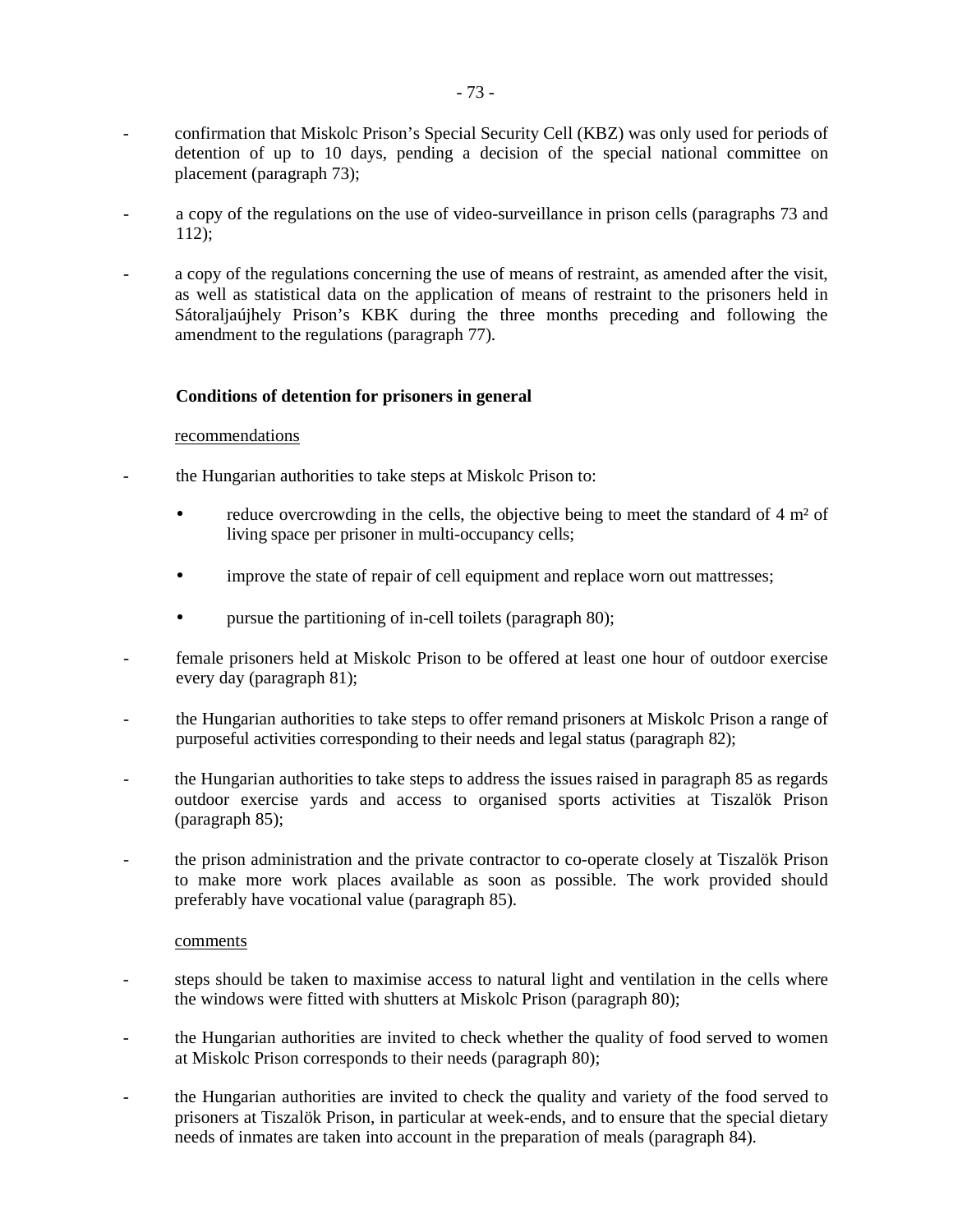- confirmation that Miskolc Prison's Special Security Cell (KBZ) was only used for periods of detention of up to 10 days, pending a decision of the special national committee on placement (paragraph 73);
- a copy of the regulations on the use of video-surveillance in prison cells (paragraphs 73 and 112);
- a copy of the regulations concerning the use of means of restraint, as amended after the visit, as well as statistical data on the application of means of restraint to the prisoners held in Sátoraljaújhely Prison's KBK during the three months preceding and following the amendment to the regulations (paragraph 77).

**Conditions of detention for prisoners in general**

recommendations

- the Hungarian authorities to take steps at Miskolc Prison to:
    - reduce overcrowding in the cells, the objective being to meet the standard of 4 m² of living space per prisoner in multi-occupancy cells;
    - improve the state of repair of cell equipment and replace worn out mattresses;
    - pursue the partitioning of in-cell toilets (paragraph 80);
- female prisoners held at Miskolc Prison to be offered at least one hour of outdoor exercise every day (paragraph 81);
- the Hungarian authorities to take steps to offer remand prisoners at Miskolc Prison a range of purposeful activities corresponding to their needs and legal status (paragraph 82);
- the Hungarian authorities to take steps to address the issues raised in paragraph 85 as regards outdoor exercise yards and access to organised sports activities at Tiszalök Prison (paragraph 85);
- the prison administration and the private contractor to co-operate closely at Tiszalök Prison to make more work places available as soon as possible. The work provided should preferably have vocational value (paragraph 85).

comments

- steps should be taken to maximise access to natural light and ventilation in the cells where the windows were fitted with shutters at Miskolc Prison (paragraph 80);
- the Hungarian authorities are invited to check whether the quality of food served to women at Miskolc Prison corresponds to their needs (paragraph 80);
- the Hungarian authorities are invited to check the quality and variety of the food served to prisoners at Tiszalök Prison, in particular at week-ends, and to ensure that the special dietary needs of inmates are taken into account in the preparation of meals (paragraph 84).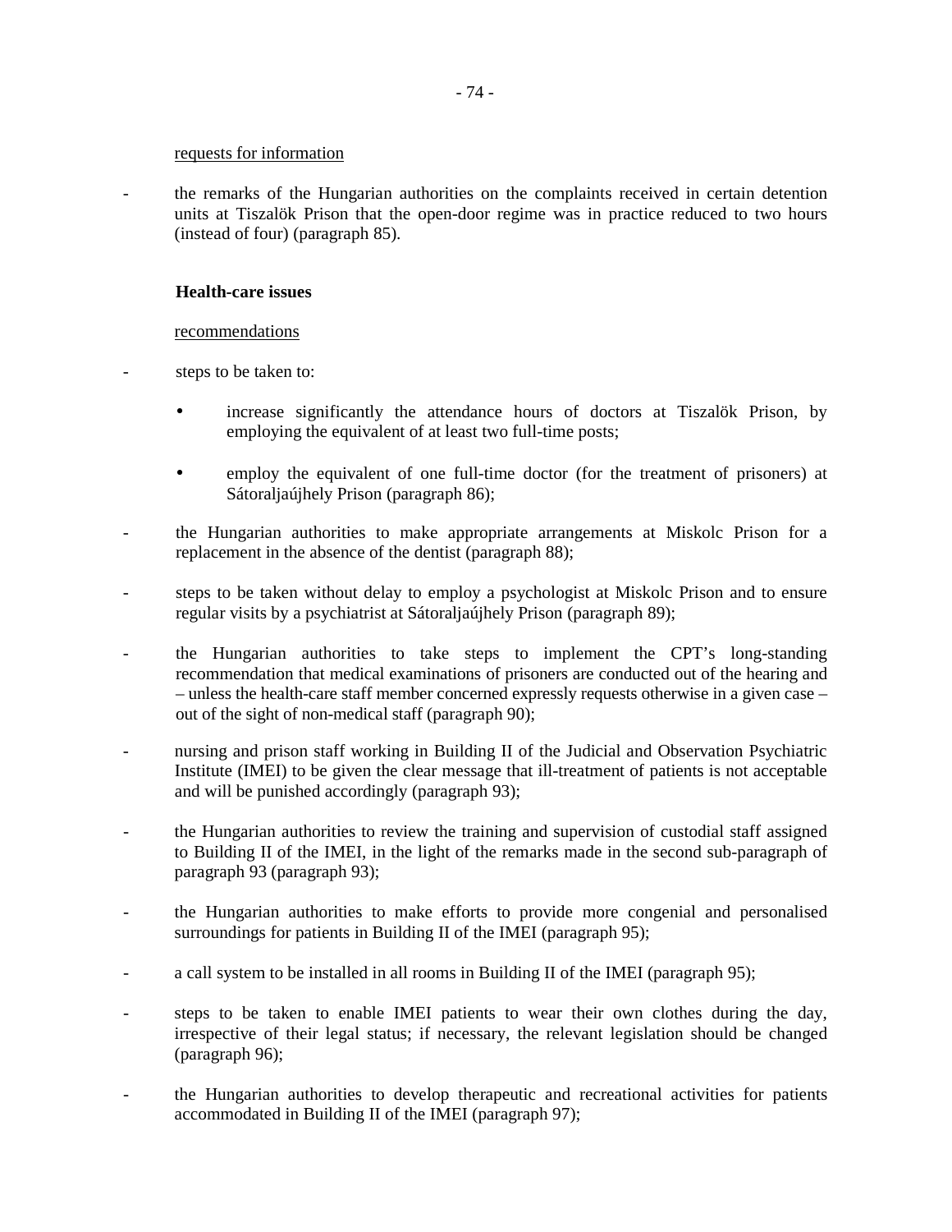requests for information

- the remarks of the Hungarian authorities on the complaints received in certain detention units at Tiszalök Prison that the open-door regime was in practice reduced to two hours (instead of four) (paragraph 85).

**Health-care issues**

recommendations

- steps to be taken to:
  - increase significantly the attendance hours of doctors at Tiszalök Prison, by employing the equivalent of at least two full-time posts;
  - employ the equivalent of one full-time doctor (for the treatment of prisoners) at Sátoraljaújhely Prison (paragraph 86);
- the Hungarian authorities to make appropriate arrangements at Miskolc Prison for a replacement in the absence of the dentist (paragraph 88);
- steps to be taken without delay to employ a psychologist at Miskolc Prison and to ensure regular visits by a psychiatrist at Sátoraljaújhely Prison (paragraph 89);
- the Hungarian authorities to take steps to implement the CPT's long-standing recommendation that medical examinations of prisoners are conducted out of the hearing and – unless the health-care staff member concerned expressly requests otherwise in a given case – out of the sight of non-medical staff (paragraph 90);
- nursing and prison staff working in Building II of the Judicial and Observation Psychiatric Institute (IMEI) to be given the clear message that ill-treatment of patients is not acceptable and will be punished accordingly (paragraph 93);
- the Hungarian authorities to review the training and supervision of custodial staff assigned to Building II of the IMEI, in the light of the remarks made in the second sub-paragraph of paragraph 93 (paragraph 93);
- the Hungarian authorities to make efforts to provide more congenial and personalised surroundings for patients in Building II of the IMEI (paragraph 95);
- a call system to be installed in all rooms in Building II of the IMEI (paragraph 95);
- steps to be taken to enable IMEI patients to wear their own clothes during the day, irrespective of their legal status; if necessary, the relevant legislation should be changed (paragraph 96);
- the Hungarian authorities to develop therapeutic and recreational activities for patients accommodated in Building II of the IMEI (paragraph 97);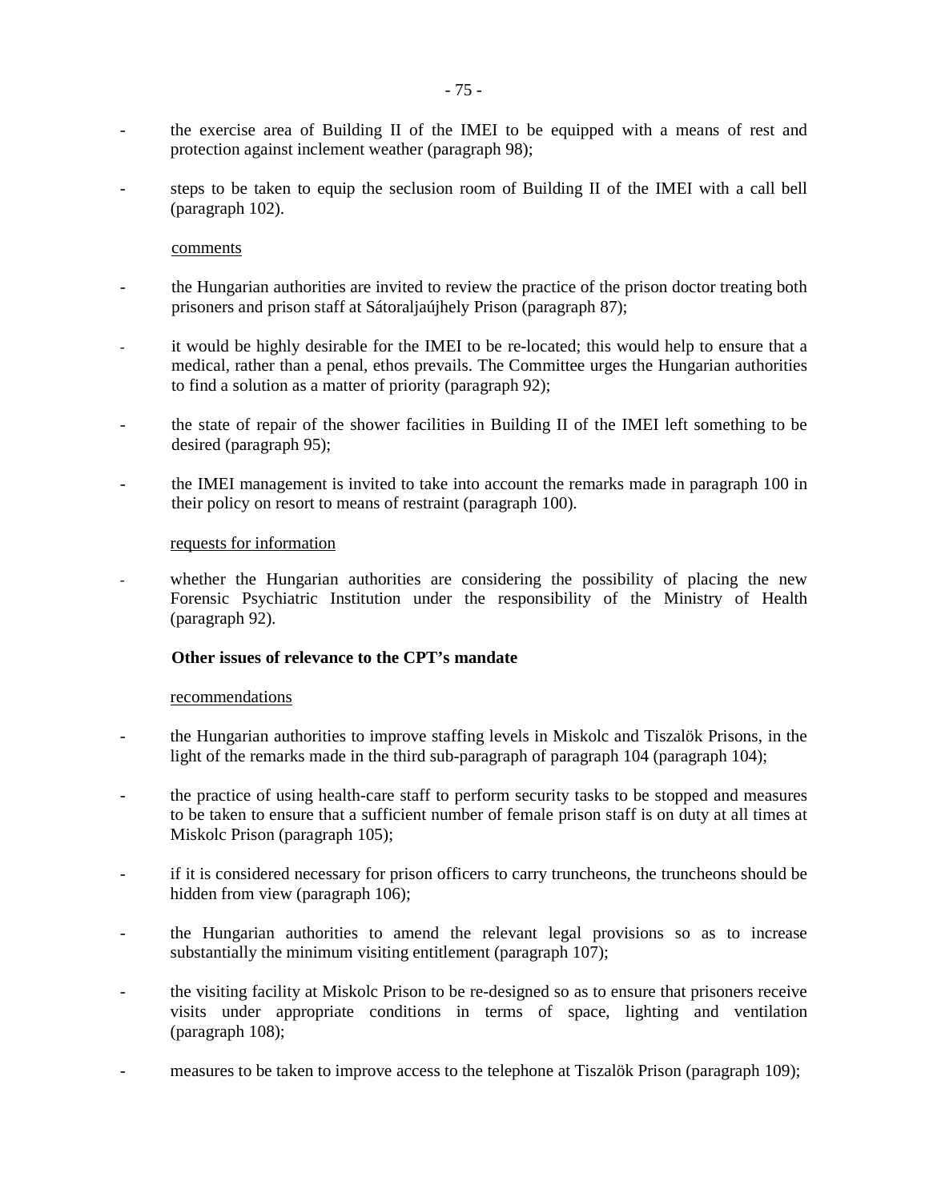- the exercise area of Building II of the IMEI to be equipped with a means of rest and protection against inclement weather (paragraph 98);

- steps to be taken to equip the seclusion room of Building II of the IMEI with a call bell (paragraph 102).

comments

- the Hungarian authorities are invited to review the practice of the prison doctor treating both prisoners and prison staff at Sátoraljaújhely Prison (paragraph 87);

- it would be highly desirable for the IMEI to be re-located; this would help to ensure that a medical, rather than a penal, ethos prevails. The Committee urges the Hungarian authorities to find a solution as a matter of priority (paragraph 92);

- the state of repair of the shower facilities in Building II of the IMEI left something to be desired (paragraph 95);

- the IMEI management is invited to take into account the remarks made in paragraph 100 in their policy on resort to means of restraint (paragraph 100).

requests for information

- whether the Hungarian authorities are considering the possibility of placing the new Forensic Psychiatric Institution under the responsibility of the Ministry of Health (paragraph 92).

**Other issues of relevance to the CPT's mandate**

recommendations

- the Hungarian authorities to improve staffing levels in Miskolc and Tiszalök Prisons, in the light of the remarks made in the third sub-paragraph of paragraph 104 (paragraph 104);

- the practice of using health-care staff to perform security tasks to be stopped and measures to be taken to ensure that a sufficient number of female prison staff is on duty at all times at Miskolc Prison (paragraph 105);

- if it is considered necessary for prison officers to carry truncheons, the truncheons should be hidden from view (paragraph 106);

- the Hungarian authorities to amend the relevant legal provisions so as to increase substantially the minimum visiting entitlement (paragraph 107);

- the visiting facility at Miskolc Prison to be re-designed so as to ensure that prisoners receive visits under appropriate conditions in terms of space, lighting and ventilation (paragraph 108);

- measures to be taken to improve access to the telephone at Tiszalök Prison (paragraph 109);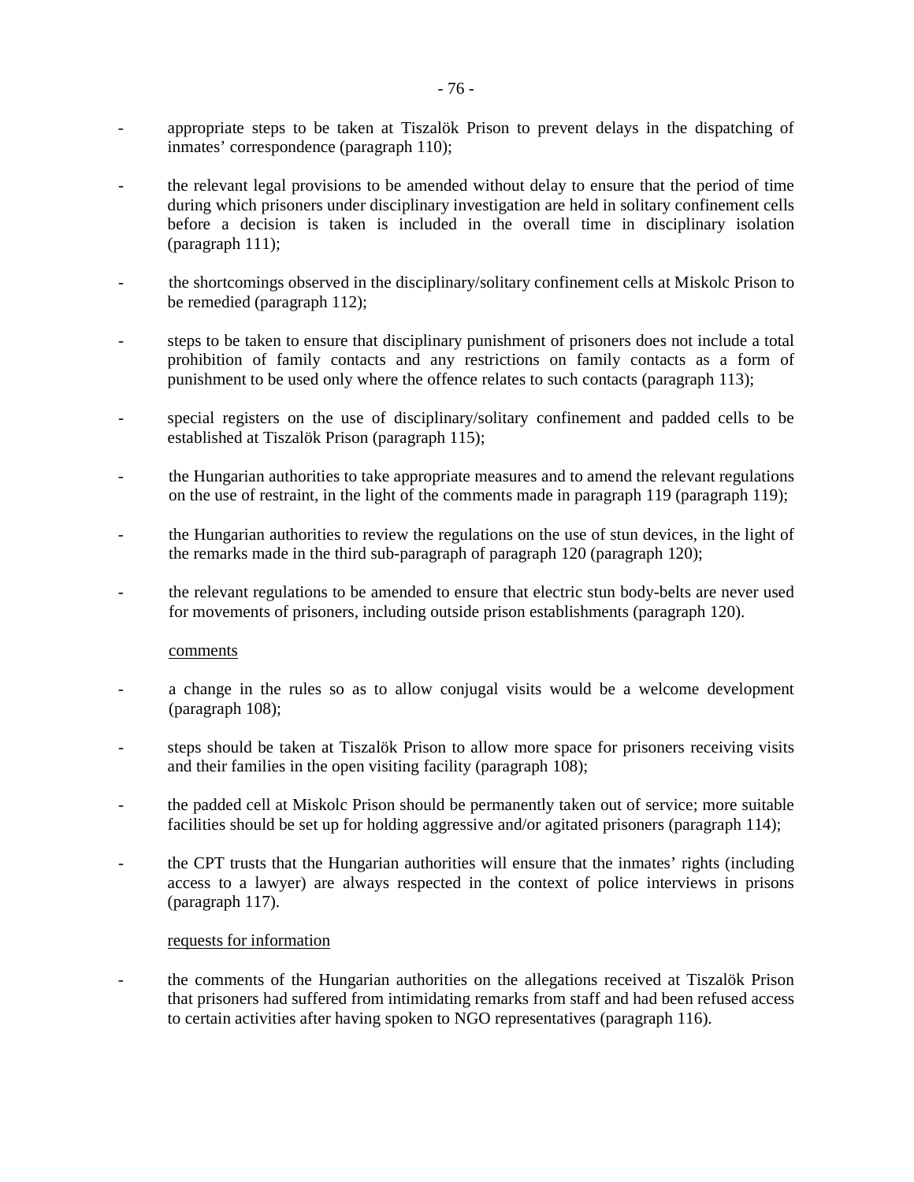- appropriate steps to be taken at Tiszalök Prison to prevent delays in the dispatching of inmates' correspondence (paragraph 110);

- the relevant legal provisions to be amended without delay to ensure that the period of time during which prisoners under disciplinary investigation are held in solitary confinement cells before a decision is taken is included in the overall time in disciplinary isolation (paragraph 111);

- the shortcomings observed in the disciplinary/solitary confinement cells at Miskolc Prison to be remedied (paragraph 112);

- steps to be taken to ensure that disciplinary punishment of prisoners does not include a total prohibition of family contacts and any restrictions on family contacts as a form of punishment to be used only where the offence relates to such contacts (paragraph 113);

- special registers on the use of disciplinary/solitary confinement and padded cells to be established at Tiszalök Prison (paragraph 115);

- the Hungarian authorities to take appropriate measures and to amend the relevant regulations on the use of restraint, in the light of the comments made in paragraph 119 (paragraph 119);

- the Hungarian authorities to review the regulations on the use of stun devices, in the light of the remarks made in the third sub-paragraph of paragraph 120 (paragraph 120);

- the relevant regulations to be amended to ensure that electric stun body-belts are never used for movements of prisoners, including outside prison establishments (paragraph 120).

<u>comments</u>

- a change in the rules so as to allow conjugal visits would be a welcome development (paragraph 108);

- steps should be taken at Tiszalök Prison to allow more space for prisoners receiving visits and their families in the open visiting facility (paragraph 108);

- the padded cell at Miskolc Prison should be permanently taken out of service; more suitable facilities should be set up for holding aggressive and/or agitated prisoners (paragraph 114);

- the CPT trusts that the Hungarian authorities will ensure that the inmates' rights (including access to a lawyer) are always respected in the context of police interviews in prisons (paragraph 117).

<u>requests for information</u>

- the comments of the Hungarian authorities on the allegations received at Tiszalök Prison that prisoners had suffered from intimidating remarks from staff and had been refused access to certain activities after having spoken to NGO representatives (paragraph 116).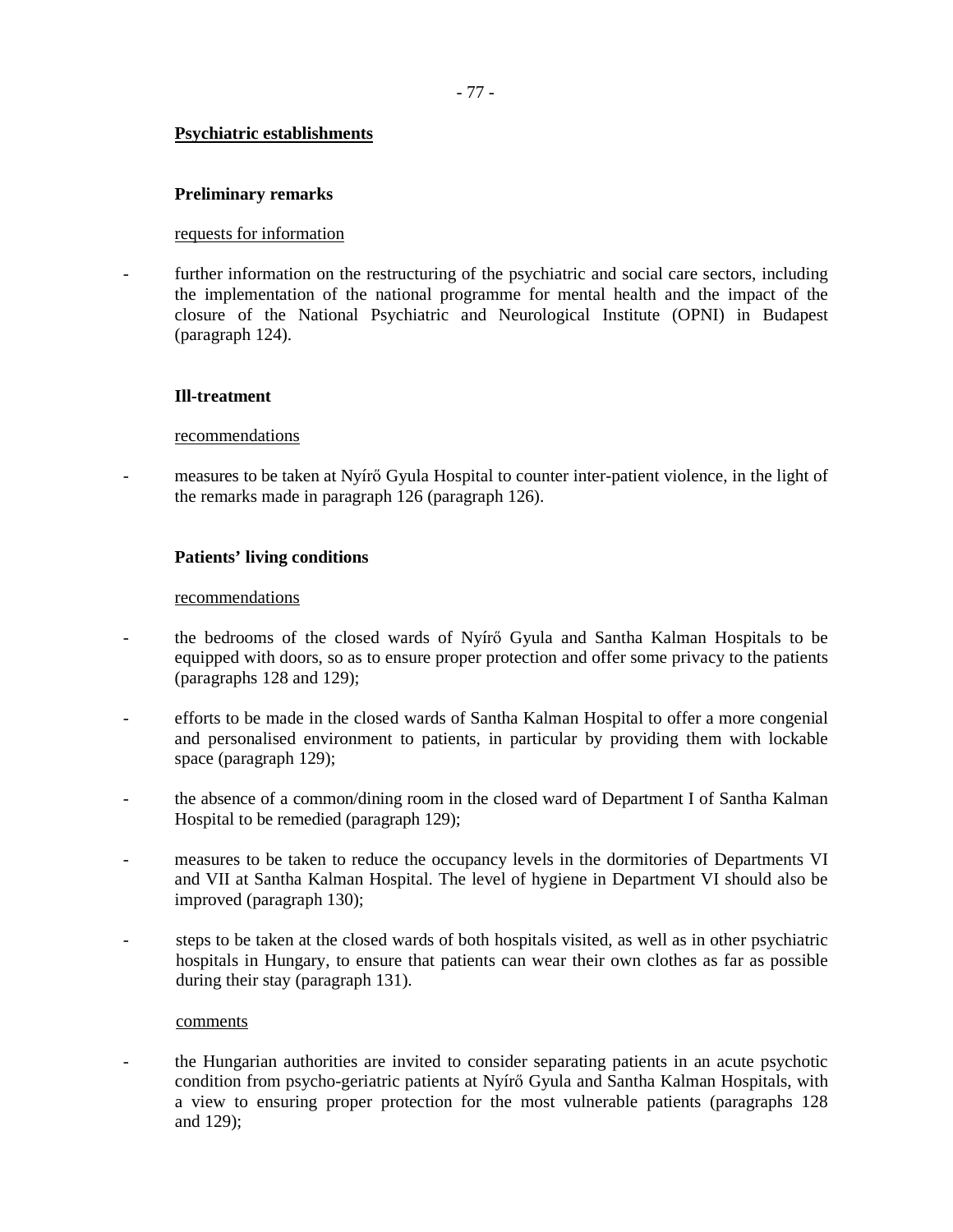**Psychiatric establishments**

**Preliminary remarks**

requests for information

- further information on the restructuring of the psychiatric and social care sectors, including the implementation of the national programme for mental health and the impact of the closure of the National Psychiatric and Neurological Institute (OPNI) in Budapest (paragraph 124).

**Ill-treatment**

recommendations

- measures to be taken at Nyírő Gyula Hospital to counter inter-patient violence, in the light of the remarks made in paragraph 126 (paragraph 126).

**Patients' living conditions**

recommendations

- the bedrooms of the closed wards of Nyírő Gyula and Santha Kalman Hospitals to be equipped with doors, so as to ensure proper protection and offer some privacy to the patients (paragraphs 128 and 129);
- efforts to be made in the closed wards of Santha Kalman Hospital to offer a more congenial and personalised environment to patients, in particular by providing them with lockable space (paragraph 129);
- the absence of a common/dining room in the closed ward of Department I of Santha Kalman Hospital to be remedied (paragraph 129);
- measures to be taken to reduce the occupancy levels in the dormitories of Departments VI and VII at Santha Kalman Hospital. The level of hygiene in Department VI should also be improved (paragraph 130);
- steps to be taken at the closed wards of both hospitals visited, as well as in other psychiatric hospitals in Hungary, to ensure that patients can wear their own clothes as far as possible during their stay (paragraph 131).

comments

- the Hungarian authorities are invited to consider separating patients in an acute psychotic condition from psycho-geriatric patients at Nyírő Gyula and Santha Kalman Hospitals, with a view to ensuring proper protection for the most vulnerable patients (paragraphs 128 and 129);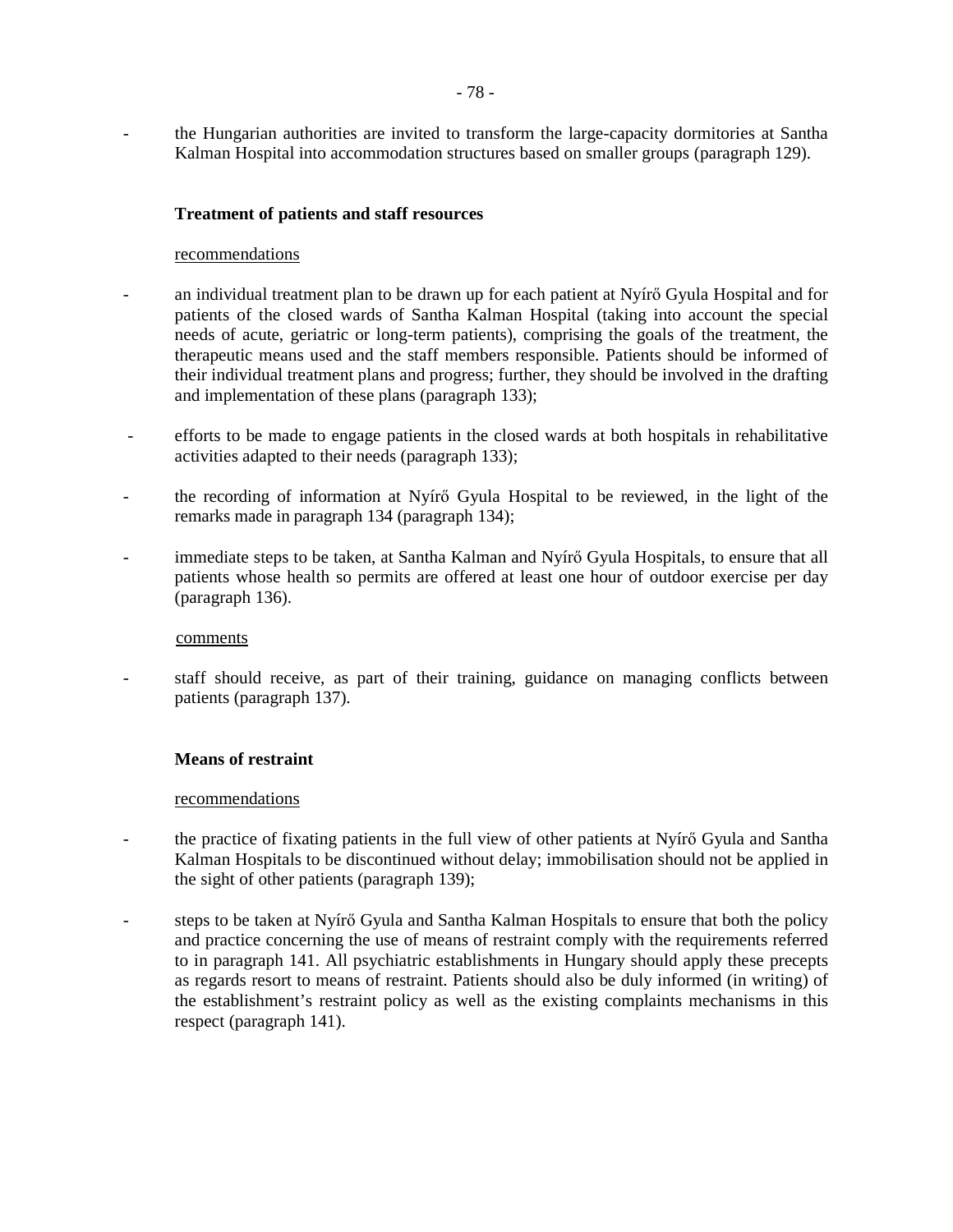- the Hungarian authorities are invited to transform the large-capacity dormitories at Santha Kalman Hospital into accommodation structures based on smaller groups (paragraph 129).

**Treatment of patients and staff resources**

recommendations

- an individual treatment plan to be drawn up for each patient at Nyírő Gyula Hospital and for patients of the closed wards of Santha Kalman Hospital (taking into account the special needs of acute, geriatric or long-term patients), comprising the goals of the treatment, the therapeutic means used and the staff members responsible. Patients should be informed of their individual treatment plans and progress; further, they should be involved in the drafting and implementation of these plans (paragraph 133);
- efforts to be made to engage patients in the closed wards at both hospitals in rehabilitative activities adapted to their needs (paragraph 133);
- the recording of information at Nyírő Gyula Hospital to be reviewed, in the light of the remarks made in paragraph 134 (paragraph 134);
- immediate steps to be taken, at Santha Kalman and Nyírő Gyula Hospitals, to ensure that all patients whose health so permits are offered at least one hour of outdoor exercise per day (paragraph 136).

comments

- staff should receive, as part of their training, guidance on managing conflicts between patients (paragraph 137).

**Means of restraint**

recommendations

- the practice of fixating patients in the full view of other patients at Nyírő Gyula and Santha Kalman Hospitals to be discontinued without delay; immobilisation should not be applied in the sight of other patients (paragraph 139);
- steps to be taken at Nyírő Gyula and Santha Kalman Hospitals to ensure that both the policy and practice concerning the use of means of restraint comply with the requirements referred to in paragraph 141. All psychiatric establishments in Hungary should apply these precepts as regards resort to means of restraint. Patients should also be duly informed (in writing) of the establishment's restraint policy as well as the existing complaints mechanisms in this respect (paragraph 141).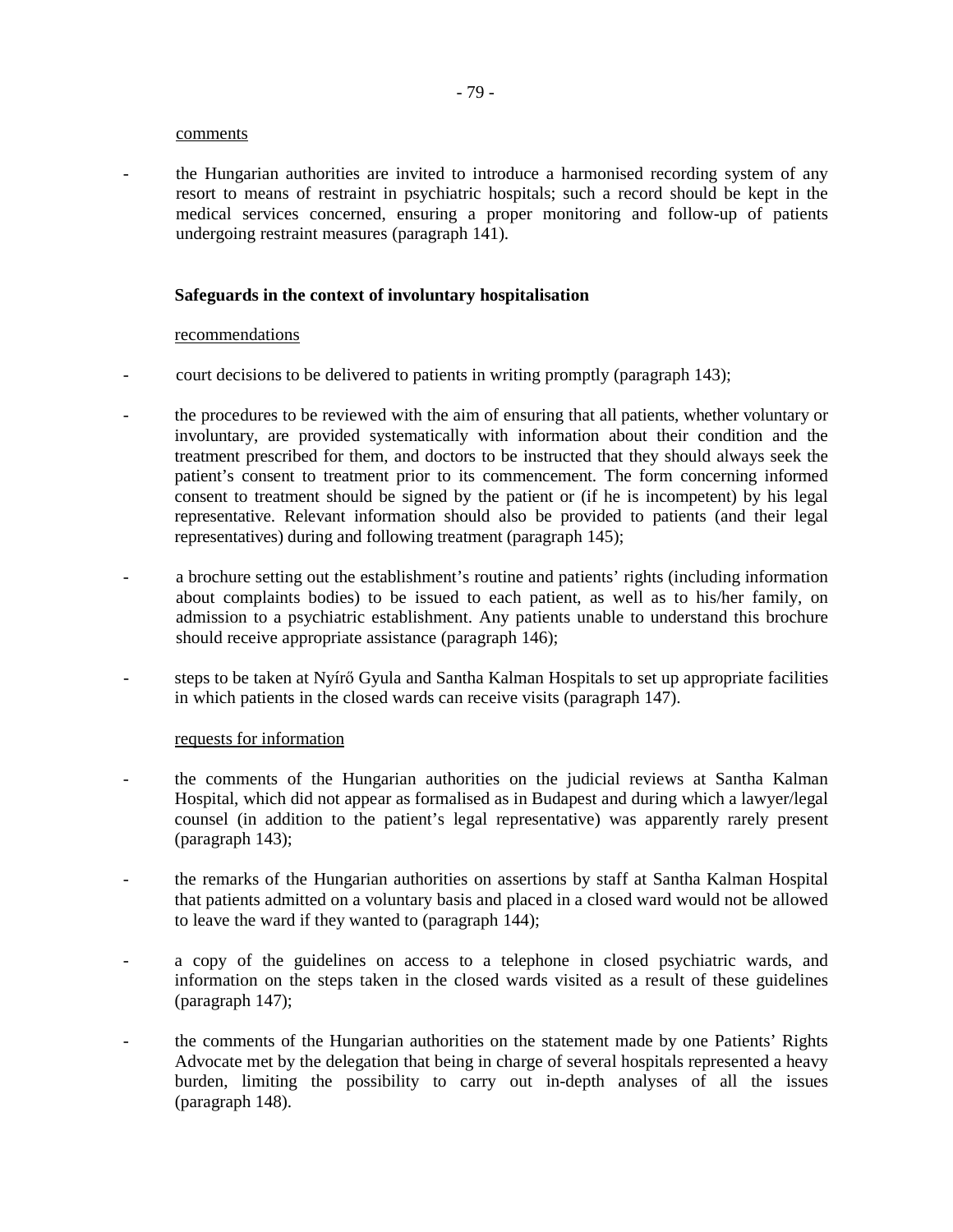comments

- the Hungarian authorities are invited to introduce a harmonised recording system of any resort to means of restraint in psychiatric hospitals; such a record should be kept in the medical services concerned, ensuring a proper monitoring and follow-up of patients undergoing restraint measures (paragraph 141).

**Safeguards in the context of involuntary hospitalisation**

recommendations

- court decisions to be delivered to patients in writing promptly (paragraph 143);
- the procedures to be reviewed with the aim of ensuring that all patients, whether voluntary or involuntary, are provided systematically with information about their condition and the treatment prescribed for them, and doctors to be instructed that they should always seek the patient's consent to treatment prior to its commencement. The form concerning informed consent to treatment should be signed by the patient or (if he is incompetent) by his legal representative. Relevant information should also be provided to patients (and their legal representatives) during and following treatment (paragraph 145);
- a brochure setting out the establishment's routine and patients' rights (including information about complaints bodies) to be issued to each patient, as well as to his/her family, on admission to a psychiatric establishment. Any patients unable to understand this brochure should receive appropriate assistance (paragraph 146);
- steps to be taken at Nyírő Gyula and Santha Kalman Hospitals to set up appropriate facilities in which patients in the closed wards can receive visits (paragraph 147).

requests for information

- the comments of the Hungarian authorities on the judicial reviews at Santha Kalman Hospital, which did not appear as formalised as in Budapest and during which a lawyer/legal counsel (in addition to the patient's legal representative) was apparently rarely present (paragraph 143);
- the remarks of the Hungarian authorities on assertions by staff at Santha Kalman Hospital that patients admitted on a voluntary basis and placed in a closed ward would not be allowed to leave the ward if they wanted to (paragraph 144);
- a copy of the guidelines on access to a telephone in closed psychiatric wards, and information on the steps taken in the closed wards visited as a result of these guidelines (paragraph 147);
- the comments of the Hungarian authorities on the statement made by one Patients' Rights Advocate met by the delegation that being in charge of several hospitals represented a heavy burden, limiting the possibility to carry out in-depth analyses of all the issues (paragraph 148).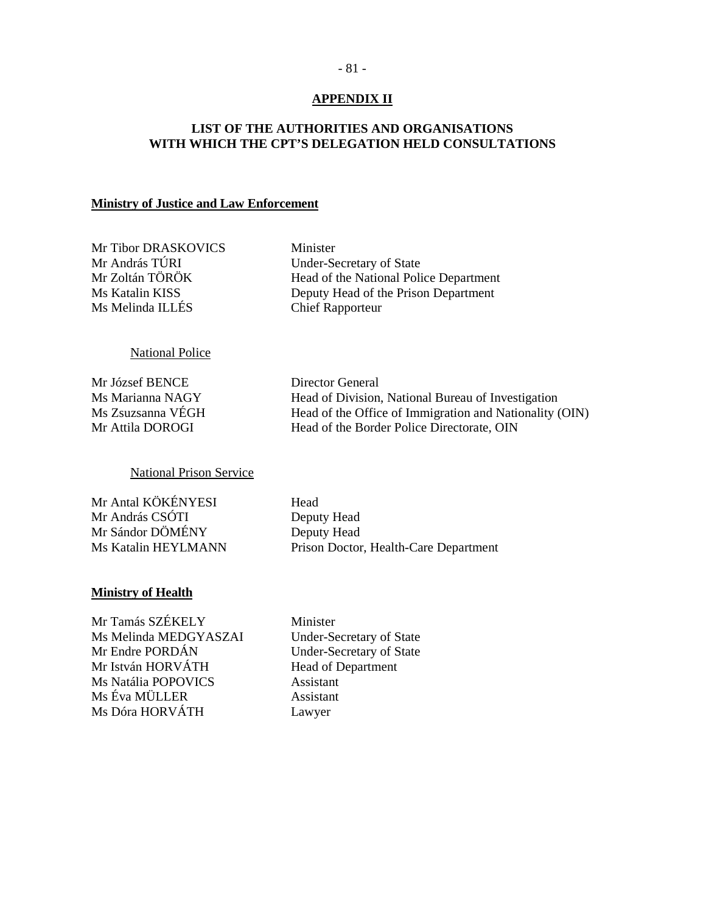## APPENDIX II

## LIST OF THE AUTHORITIES AND ORGANISATIONS WITH WHICH THE CPT'S DELEGATION HELD CONSULTATIONS

### Ministry of Justice and Law Enforcement

| | |
|---|---|
| Mr Tibor DRASKOVICS | Minister |
| Mr András TÚRI | Under-Secretary of State |
| Mr Zoltán TÖRÖK | Head of the National Police Department |
| Ms Katalin KISS | Deputy Head of the Prison Department |
| Ms Melinda ILLÉS | Chief Rapporteur |

#### National Police

| | |
|---|---|
| Mr József BENCE | Director General |
| Ms Marianna NAGY | Head of Division, National Bureau of Investigation |
| Ms Zsuzsanna VÉGH | Head of the Office of Immigration and Nationality (OIN) |
| Mr Attila DOROGI | Head of the Border Police Directorate, OIN |

#### National Prison Service

| | |
|---|---|
| Mr Antal KÖKÉNYESI | Head |
| Mr András CSÓTI | Deputy Head |
| Mr Sándor DÖMÉNY | Deputy Head |
| Ms Katalin HEYLMANN | Prison Doctor, Health-Care Department |

### Ministry of Health

| | |
|---|---|
| Mr Tamás SZÉKELY | Minister |
| Ms Melinda MEDGYASZAI | Under-Secretary of State |
| Mr Endre PORDÁN | Under-Secretary of State |
| Mr István HORVÁTH | Head of Department |
| Ms Natália POPOVICS | Assistant |
| Ms Éva MÜLLER | Assistant |
| Ms Dóra HORVÁTH | Lawyer |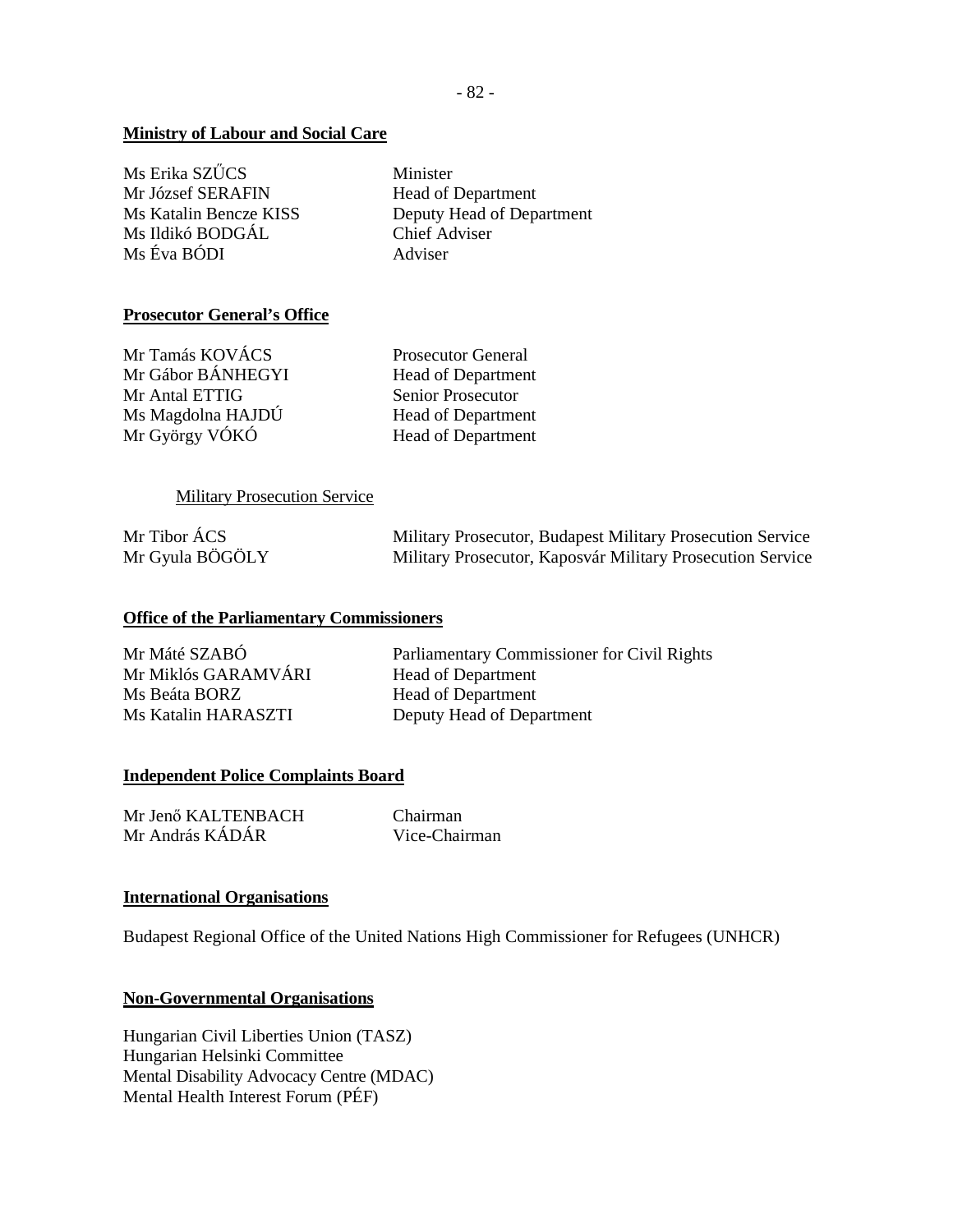**Ministry of Labour and Social Care**

| | |
|---|---|
| Ms Erika SZŰCS | Minister |
| Mr József SERAFIN | Head of Department |
| Ms Katalin Bencze KISS | Deputy Head of Department |
| Ms Ildikó BODGÁL | Chief Adviser |
| Ms Éva BÓDI | Adviser |

**Prosecutor General's Office**

| | |
|---|---|
| Mr Tamás KOVÁCS | Prosecutor General |
| Mr Gábor BÁNHEGYI | Head of Department |
| Mr Antal ETTIG | Senior Prosecutor |
| Ms Magdolna HAJDÚ | Head of Department |
| Mr György VÓKÓ | Head of Department |

Military Prosecution Service

| | |
|---|---|
| Mr Tibor ÁCS | Military Prosecutor, Budapest Military Prosecution Service |
| Mr Gyula BÖGÖLY | Military Prosecutor, Kaposvár Military Prosecution Service |

**Office of the Parliamentary Commissioners**

| | |
|---|---|
| Mr Máté SZABÓ | Parliamentary Commissioner for Civil Rights |
| Mr Miklós GARAMVÁRI | Head of Department |
| Ms Beáta BORZ | Head of Department |
| Ms Katalin HARASZTI | Deputy Head of Department |

**Independent Police Complaints Board**

| | |
|---|---|
| Mr Jenő KALTENBACH | Chairman |
| Mr András KÁDÁR | Vice-Chairman |

**International Organisations**

Budapest Regional Office of the United Nations High Commissioner for Refugees (UNHCR)

**Non-Governmental Organisations**

Hungarian Civil Liberties Union (TASZ)
Hungarian Helsinki Committee
Mental Disability Advocacy Centre (MDAC)
Mental Health Interest Forum (PÉF)